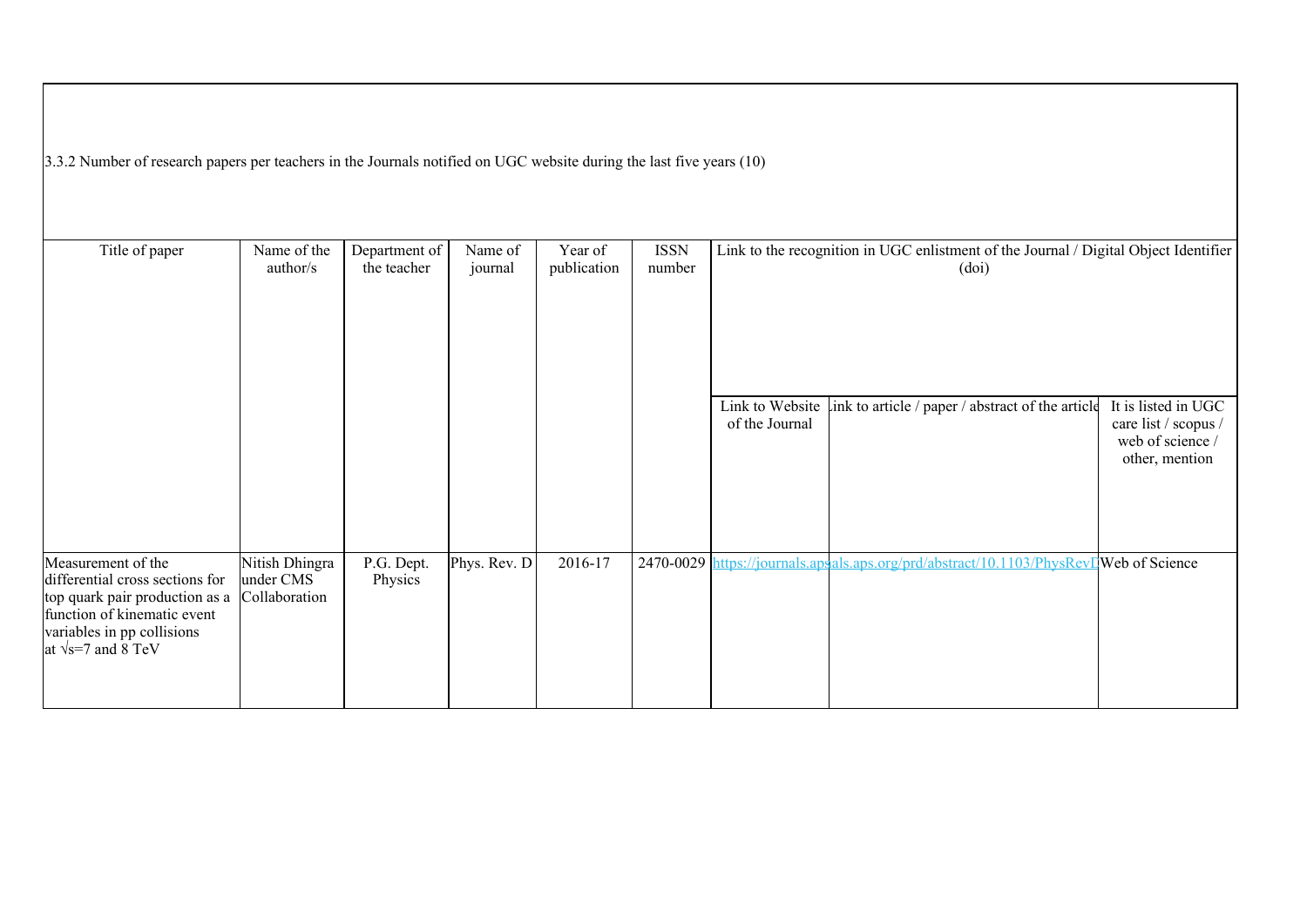3.3.2 Number of research papers per teachers in the Journals notified on UGC website during the last five years (10)

| Title of paper | Name of the author/s | Department of the teacher | Name of journal | Year of publication | ISSN number | Link to the recognition in UGC enlistment of the Journal / Digital Object Identifier (doi) | | |
|---|---|---|---|---|---|---|---|---|
| | | | | | | Link to Website of the Journal | Link to article / paper / abstract of the article | It is listed in UGC care list / scopus / web of science / other, mention |
| Measurement of the differential cross sections for top quark pair production as a function of kinematic event variables in pp collisions at √s=7 and 8 TeV | Nitish Dhingra under CMS Collaboration | P.G. Dept. Physics | Phys. Rev. D | 2016-17 | 2470-0029 | https://journals.aps | https://journals.aps.org/prd/abstract/10.1103/PhysRevD | Web of Science |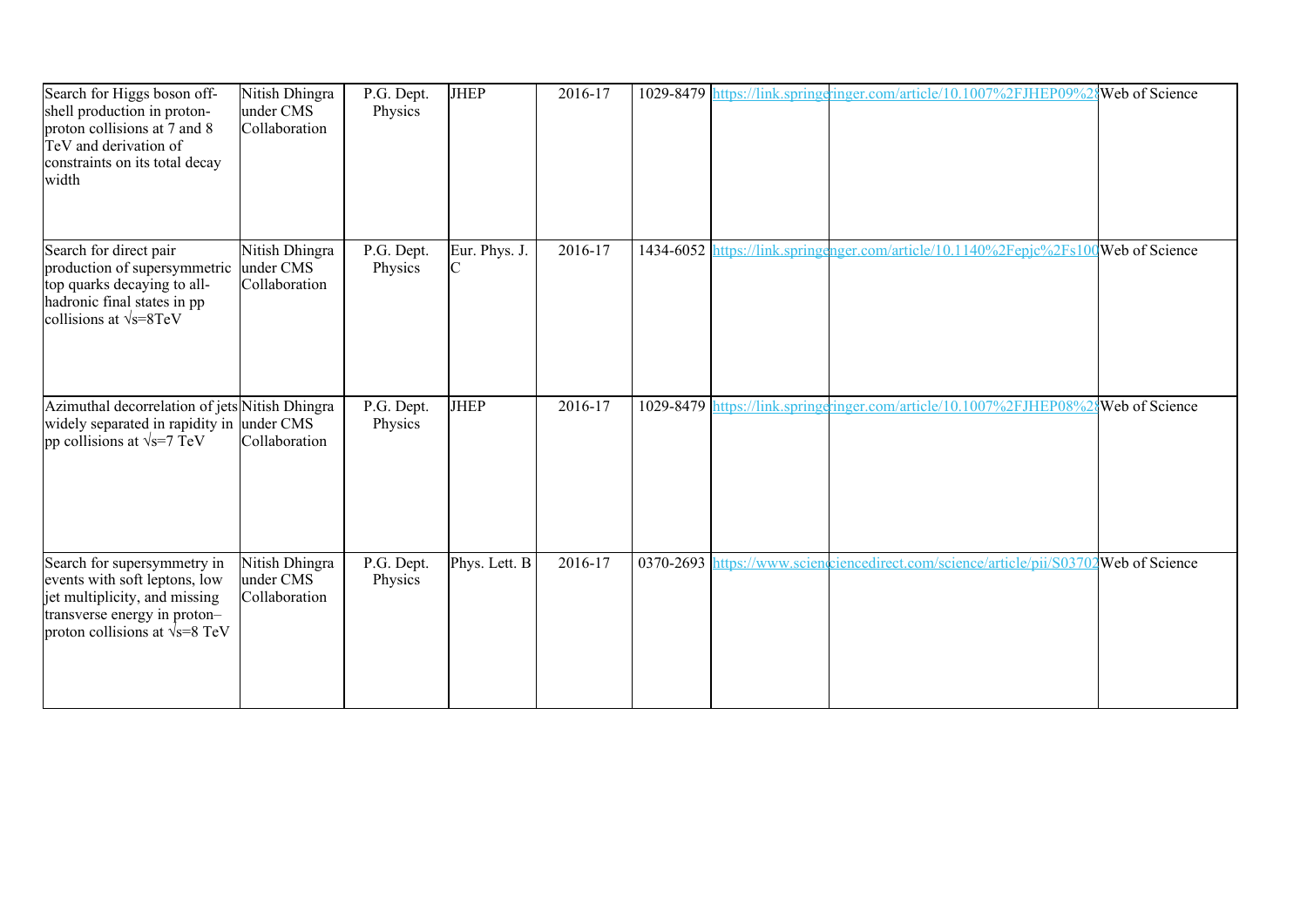| | | | | | | | | |
|---|---|---|---|---|---|---|---|---|
| Search for Higgs boson off-shell production in proton-proton collisions at 7 and 8 TeV and derivation of constraints on its total decay width | Nitish Dhingra under CMS Collaboration | P.G. Dept. Physics | JHEP | 2016-17 | 1029-8479 | https://link.springe | inger.com/article/10.1007%2FJHEP09%28 | Web of Science |
| Search for direct pair production of supersymmetric top quarks decaying to all-hadronic final states in pp collisions at √s=8TeV | Nitish Dhingra under CMS Collaboration | P.G. Dept. Physics | Eur. Phys. J. C | 2016-17 | 1434-6052 | https://link.springe | nger.com/article/10.1140%2Fepjc%2Fs100 | Web of Science |
| Azimuthal decorrelation of jets widely separated in rapidity in pp collisions at √s=7 TeV | Nitish Dhingra under CMS Collaboration | P.G. Dept. Physics | JHEP | 2016-17 | 1029-8479 | https://link.springe | inger.com/article/10.1007%2FJHEP08%28 | Web of Science |
| Search for supersymmetry in events with soft leptons, low jet multiplicity, and missing transverse energy in proton–proton collisions at √s=8 TeV | Nitish Dhingra under CMS Collaboration | P.G. Dept. Physics | Phys. Lett. B | 2016-17 | 0370-2693 | https://www.scienc | iencedirect.com/science/article/pii/S03702 | Web of Science |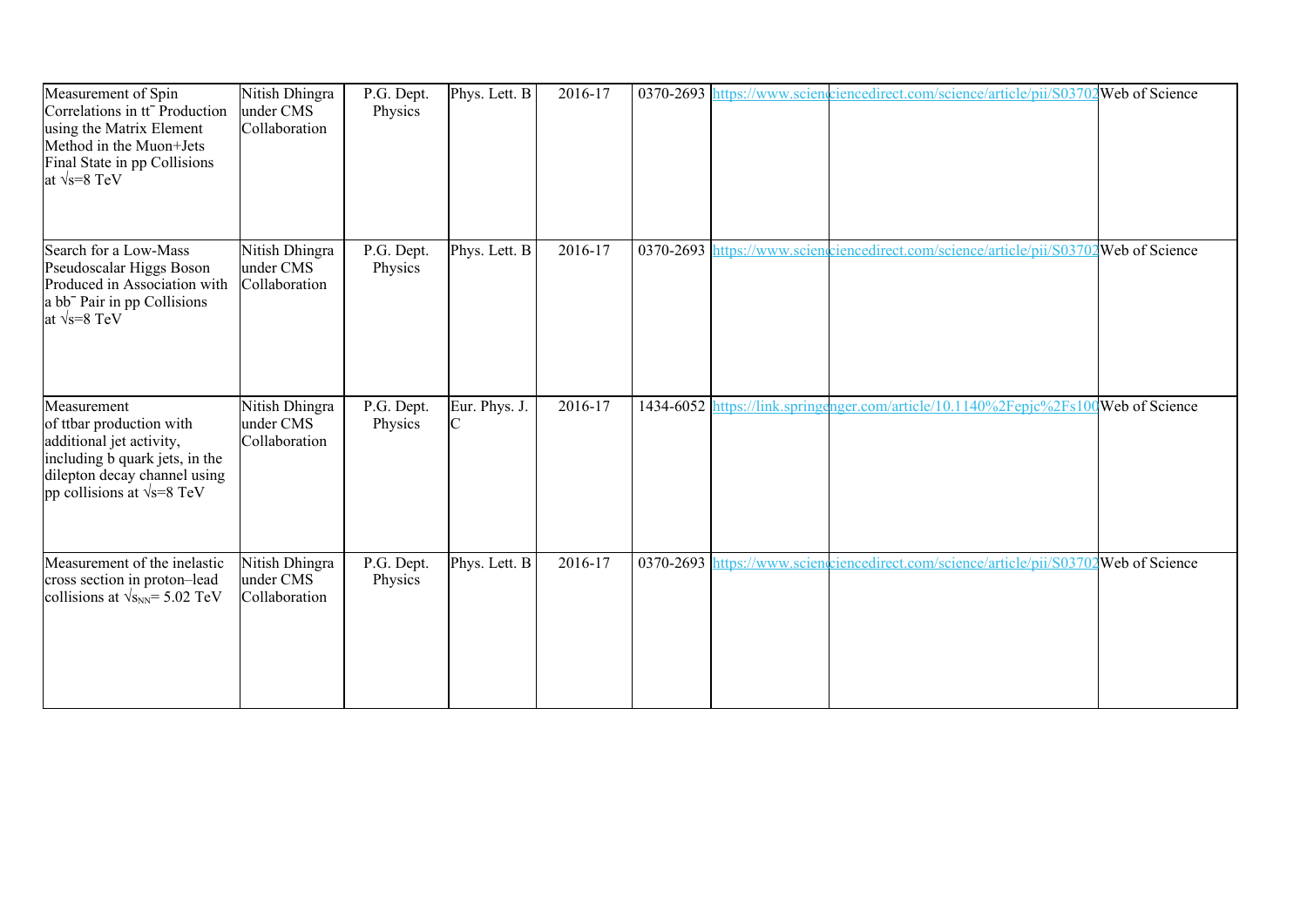| Measurement of Spin Correlations in $t\bar{t}$ Production using the Matrix Element Method in the Muon+Jets Final State in pp Collisions at $\sqrt{s}$=8 TeV | Nitish Dhingra under CMS Collaboration | P.G. Dept. Physics | Phys. Lett. B | 2016-17 | 0370-2693 | https://www.scienc | ciencedirect.com/science/article/pii/S03702 | Web of Science |
|---|---|---|---|---|---|---|---|---|
| Search for a Low-Mass Pseudoscalar Higgs Boson Produced in Association with a $b\bar{b}$ Pair in pp Collisions at $\sqrt{s}$=8 TeV | Nitish Dhingra under CMS Collaboration | P.G. Dept. Physics | Phys. Lett. B | 2016-17 | 0370-2693 | https://www.scienc | ciencedirect.com/science/article/pii/S03702 | Web of Science |
| Measurement of ttbar production with additional jet activity, including b quark jets, in the dilepton decay channel using pp collisions at $\sqrt{s}$=8 TeV | Nitish Dhingra under CMS Collaboration | P.G. Dept. Physics | Eur. Phys. J. C | 2016-17 | 1434-6052 | https://link.springe | nger.com/article/10.1140%2Fepjc%2Fs100 | Web of Science |
| Measurement of the inelastic cross section in proton–lead collisions at $\sqrt{s_{NN}}$= 5.02 TeV | Nitish Dhingra under CMS Collaboration | P.G. Dept. Physics | Phys. Lett. B | 2016-17 | 0370-2693 | https://www.scienc | ciencedirect.com/science/article/pii/S03702 | Web of Science |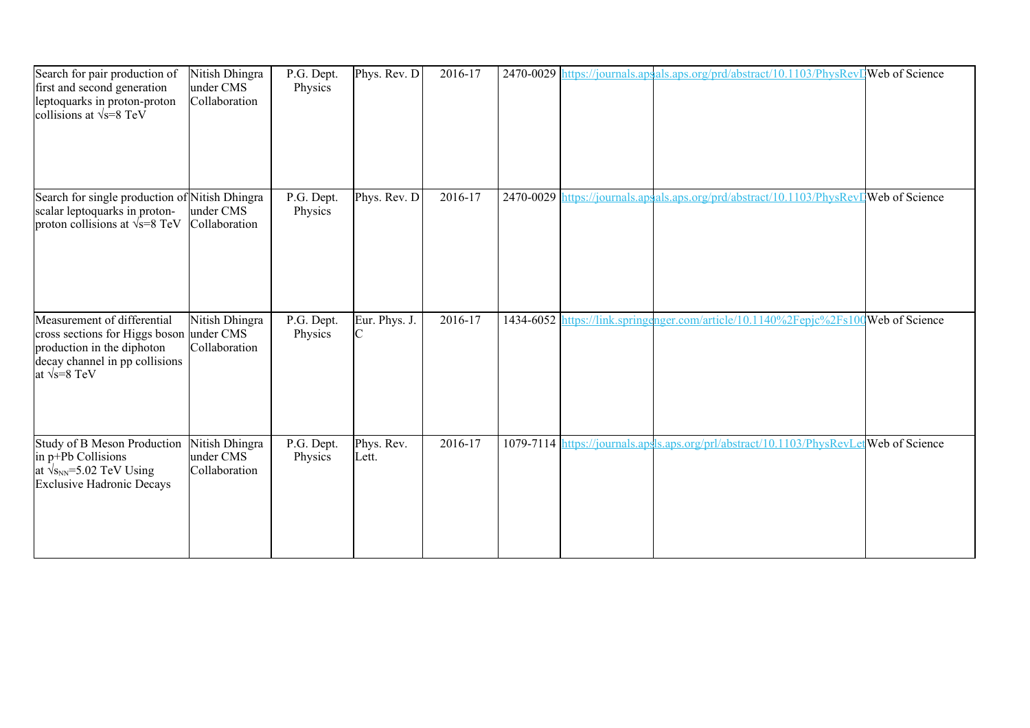| Search for pair production of first and second generation leptoquarks in proton-proton collisions at √s=8 TeV | Nitish Dhingra under CMS Collaboration | P.G. Dept. Physics | Phys. Rev. D | 2016-17 | 2470-0029 | https://journals.aps | als.aps.org/prd/abstract/10.1103/PhysRevD | Web of Science |
|---|---|---|---|---|---|---|---|---|
| Search for single production of scalar leptoquarks in proton-proton collisions at √s=8 TeV | Nitish Dhingra under CMS Collaboration | P.G. Dept. Physics | Phys. Rev. D | 2016-17 | 2470-0029 | https://journals.aps | als.aps.org/prd/abstract/10.1103/PhysRevD | Web of Science |
| Measurement of differential cross sections for Higgs boson production in the diphoton decay channel in pp collisions at √s=8 TeV | Nitish Dhingra under CMS Collaboration | P.G. Dept. Physics | Eur. Phys. J. C | 2016-17 | 1434-6052 | https://link.springe | nger.com/article/10.1140%2Fepjc%2Fs100 | Web of Science |
| Study of B Meson Production in p+Pb Collisions at $\sqrt{s_{NN}}$=5.02 TeV Using Exclusive Hadronic Decays | Nitish Dhingra under CMS Collaboration | P.G. Dept. Physics | Phys. Rev. Lett. | 2016-17 | 1079-7114 | https://journals.aps | ls.aps.org/prl/abstract/10.1103/PhysRevLet | Web of Science |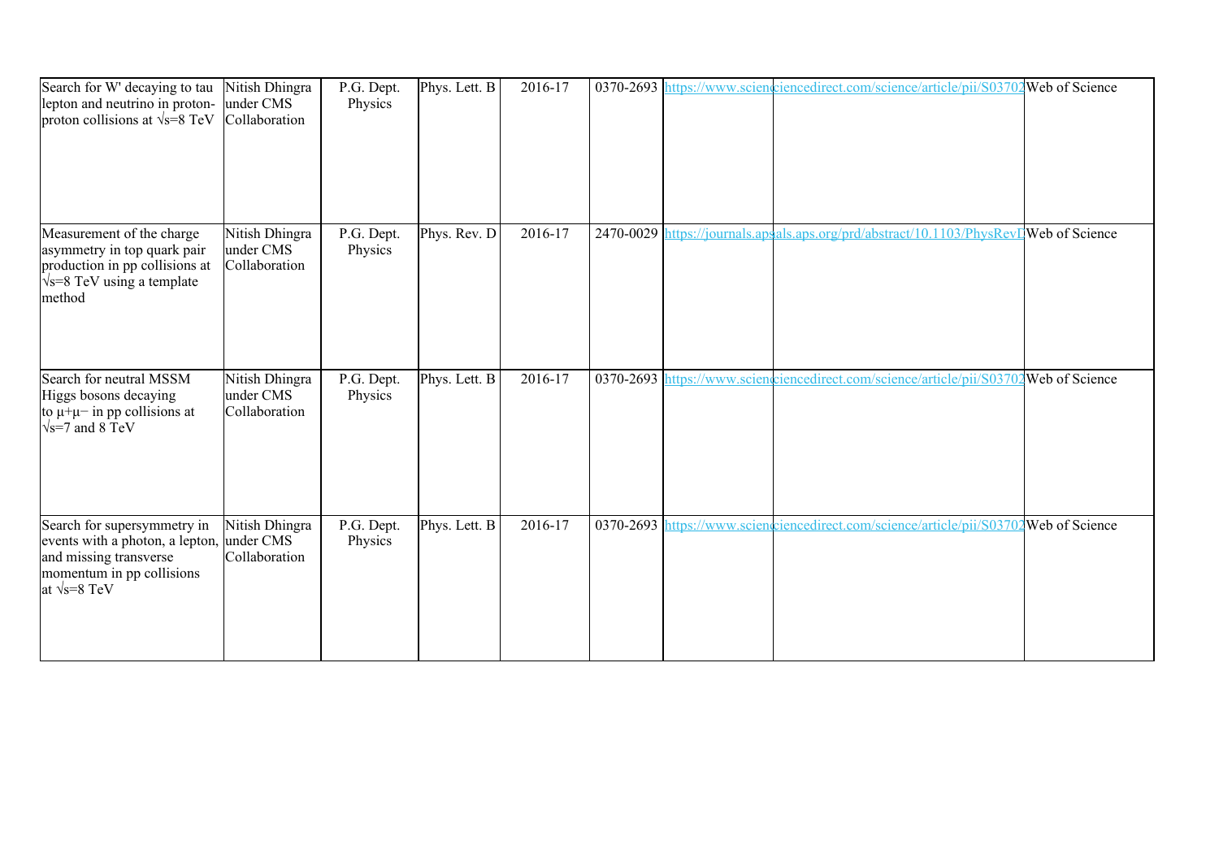| Search for W' decaying to tau lepton and neutrino in proton-proton collisions at √s=8 TeV | Nitish Dhingra under CMS Collaboration | P.G. Dept. Physics | Phys. Lett. B | 2016-17 | 0370-2693 | https://www.scienc | iencedirect.com/science/article/pii/S03702 | Web of Science |
|---|---|---|---|---|---|---|---|---|
| Measurement of the charge asymmetry in top quark pair production in pp collisions at √s=8 TeV using a template method | Nitish Dhingra under CMS Collaboration | P.G. Dept. Physics | Phys. Rev. D | 2016-17 | 2470-0029 | https://journals.aps | als.aps.org/prd/abstract/10.1103/PhysRevD | Web of Science |
| Search for neutral MSSM Higgs bosons decaying to μ+μ− in pp collisions at √s=7 and 8 TeV | Nitish Dhingra under CMS Collaboration | P.G. Dept. Physics | Phys. Lett. B | 2016-17 | 0370-2693 | https://www.scienc | iencedirect.com/science/article/pii/S03702 | Web of Science |
| Search for supersymmetry in events with a photon, a lepton, and missing transverse momentum in pp collisions at √s=8 TeV | Nitish Dhingra under CMS Collaboration | P.G. Dept. Physics | Phys. Lett. B | 2016-17 | 0370-2693 | https://www.scienc | iencedirect.com/science/article/pii/S03702 | Web of Science |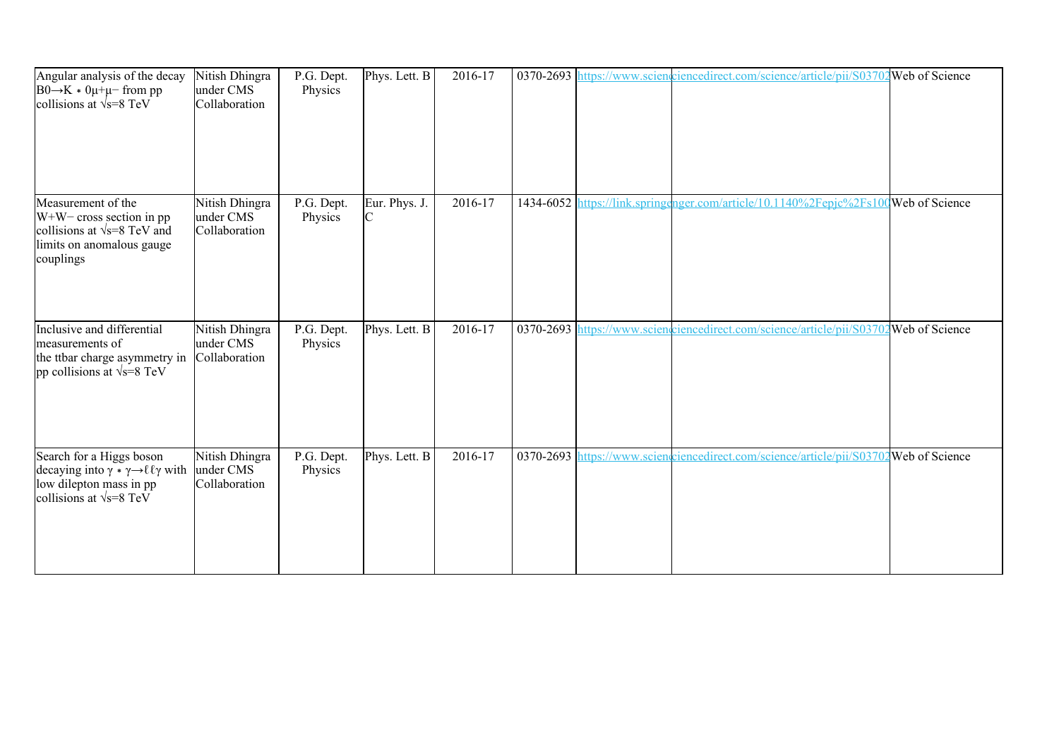| Angular analysis of the decay $B0 \rightarrow K*0\mu+\mu-$ from pp collisions at $\sqrt{s}=8$ TeV | Nitish Dhingra under CMS Collaboration | P.G. Dept. Physics | Phys. Lett. B | 2016-17 | 0370-2693 | https://www.scienciencedirect.com/science/article/pii/S03702 | | Web of Science |
|---|---|---|---|---|---|---|---|---|
| Measurement of the W+W− cross section in pp collisions at $\sqrt{s}=8$ TeV and limits on anomalous gauge couplings | Nitish Dhingra under CMS Collaboration | P.G. Dept. Physics | Eur. Phys. J. C | 2016-17 | 1434-6052 | https://link.springenger.com/article/10.1140%2Fepjc%2Fs100 | | Web of Science |
| Inclusive and differential measurements of the ttbar charge asymmetry in pp collisions at $\sqrt{s}=8$ TeV | Nitish Dhingra under CMS Collaboration | P.G. Dept. Physics | Phys. Lett. B | 2016-17 | 0370-2693 | https://www.scienciencedirect.com/science/article/pii/S03702 | | Web of Science |
| Search for a Higgs boson decaying into $\gamma*\gamma \rightarrow \ell\ell\gamma$ with low dilepton mass in pp collisions at $\sqrt{s}=8$ TeV | Nitish Dhingra under CMS Collaboration | P.G. Dept. Physics | Phys. Lett. B | 2016-17 | 0370-2693 | https://www.scienciencedirect.com/science/article/pii/S03702 | | Web of Science |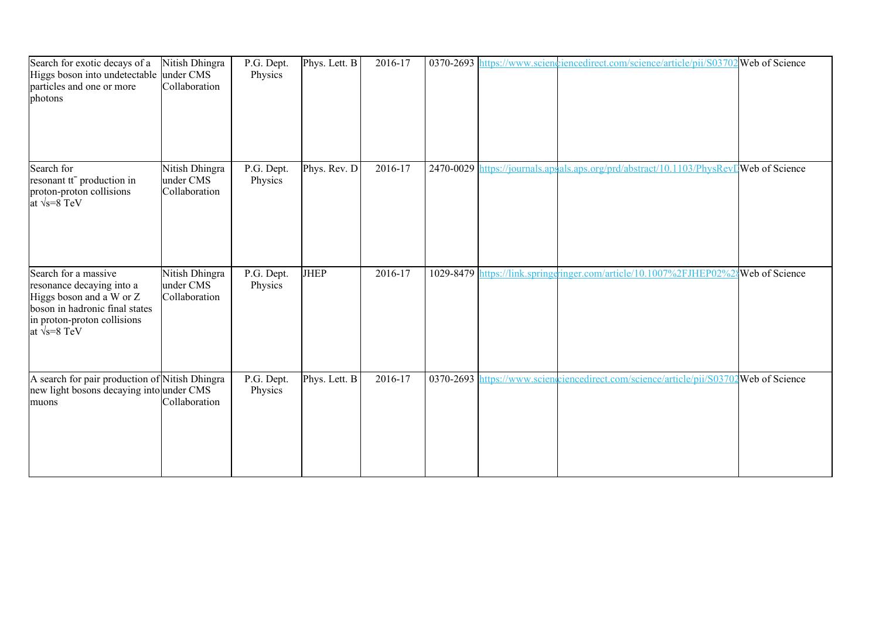| Search for exotic decays of a Higgs boson into undetectable particles and one or more photons | Nitish Dhingra under CMS Collaboration | P.G. Dept. Physics | Phys. Lett. B | 2016-17 | 0370-2693 | https://www.scien | ciencedirect.com/science/article/pii/S03702 | Web of Science |
|---|---|---|---|---|---|---|---|---|
| Search for resonant $t\bar{t}$ production in proton-proton collisions at $\sqrt{s}$=8 TeV | Nitish Dhingra under CMS Collaboration | P.G. Dept. Physics | Phys. Rev. D | 2016-17 | 2470-0029 | https://journals.aps | als.aps.org/prd/abstract/10.1103/PhysRevD | Web of Science |
| Search for a massive resonance decaying into a Higgs boson and a W or Z boson in hadronic final states in proton-proton collisions at $\sqrt{s}$=8 TeV | Nitish Dhingra under CMS Collaboration | P.G. Dept. Physics | JHEP | 2016-17 | 1029-8479 | https://link.springe | ringer.com/article/10.1007%2FJHEP02%28 | Web of Science |
| A search for pair production of new light bosons decaying into muons | Nitish Dhingra under CMS Collaboration | P.G. Dept. Physics | Phys. Lett. B | 2016-17 | 0370-2693 | https://www.scien | ciencedirect.com/science/article/pii/S03702 | Web of Science |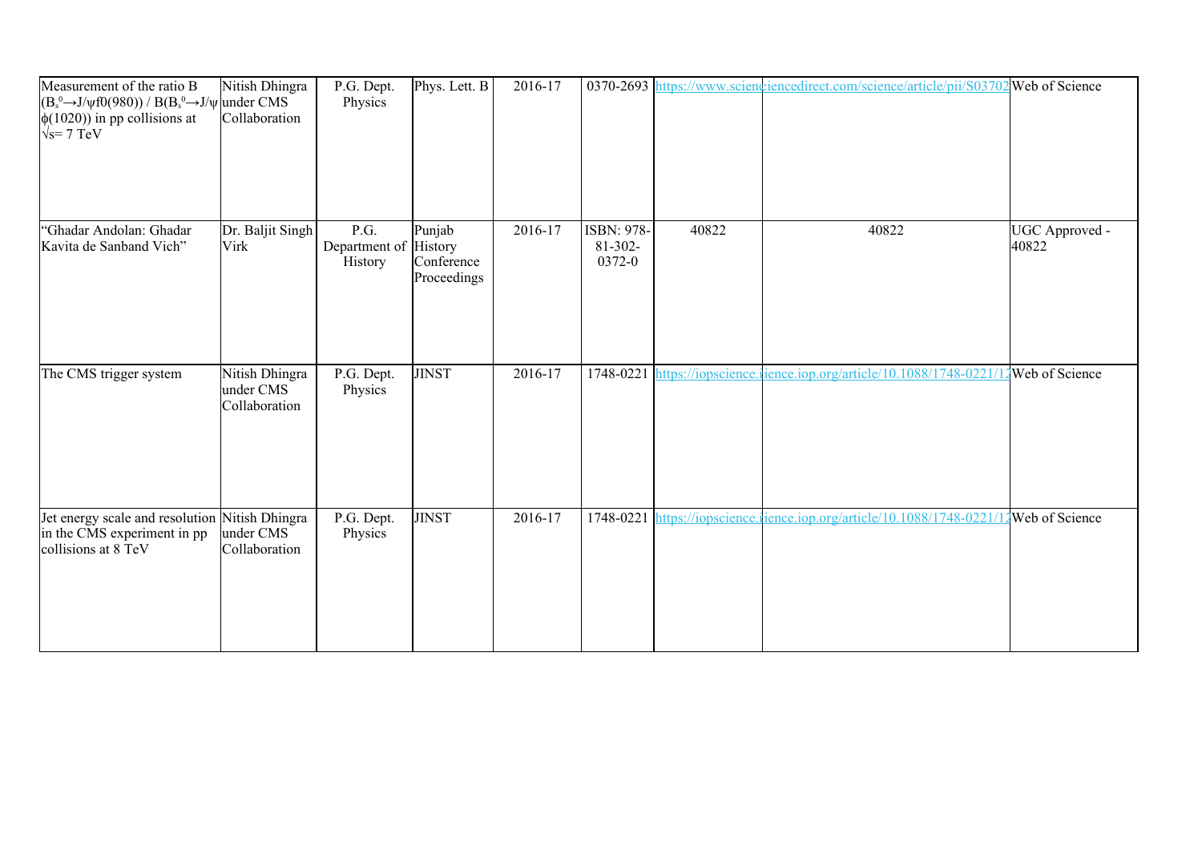| | | | | | | | | |
|---|---|---|---|---|---|---|---|---|
| Measurement of the ratio B $(B_s^0 \rightarrow J/\psi f0(980))$ / $B(B_s^0 \rightarrow J/\psi$ $\phi(1020))$ in pp collisions at $\sqrt{s}$= 7 TeV | Nitish Dhingra under CMS Collaboration | P.G. Dept. Physics | Phys. Lett. B | 2016-17 | 0370-2693 | https://www.scien | ciencedirect.com/science/article/pii/S03702 | Web of Science |
| "Ghadar Andolan: Ghadar Kavita de Sanband Vich" | Dr. Baljit Singh Virk | P.G. Department of History | Punjab History Conference Proceedings | 2016-17 | ISBN: 978-81-302-0372-0 | 40822 | 40822 | UGC Approved - 40822 |
| The CMS trigger system | Nitish Dhingra under CMS Collaboration | P.G. Dept. Physics | JINST | 2016-17 | 1748-0221 | https://iopscience.i | ience.iop.org/article/10.1088/1748-0221/12 | Web of Science |
| Jet energy scale and resolution in the CMS experiment in pp collisions at 8 TeV | Nitish Dhingra under CMS Collaboration | P.G. Dept. Physics | JINST | 2016-17 | 1748-0221 | https://iopscience.i | ience.iop.org/article/10.1088/1748-0221/12 | Web of Science |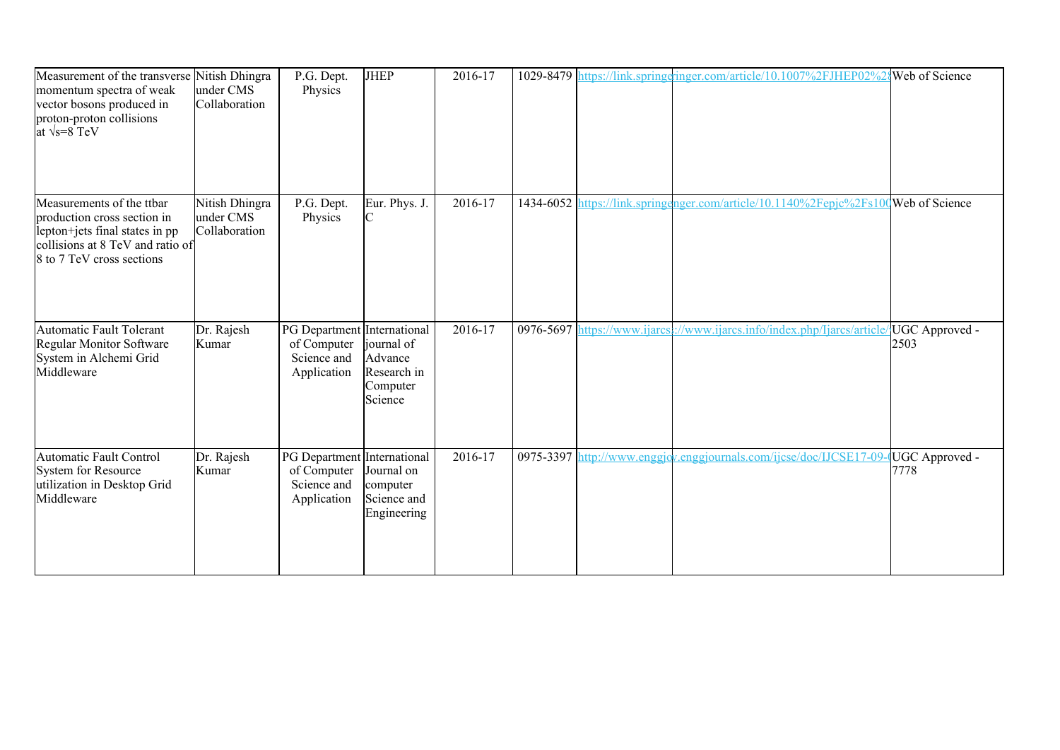| | | | | | | | | |
|---|---|---|---|---|---|---|---|---|
| Measurement of the transverse momentum spectra of weak vector bosons produced in proton-proton collisions at √s=8 TeV | Nitish Dhingra under CMS Collaboration | P.G. Dept. Physics | JHEP | 2016-17 | 1029-8479 | https://link.springe | inger.com/article/10.1007%2FJHEP02%2 | Web of Science |
| Measurements of the ttbar production cross section in lepton+jets final states in pp collisions at 8 TeV and ratio of 8 to 7 TeV cross sections | Nitish Dhingra under CMS Collaboration | P.G. Dept. Physics | Eur. Phys. J. C | 2016-17 | 1434-6052 | https://link.springe | nger.com/article/10.1140%2Fepjc%2Fs10 | Web of Science |
| Automatic Fault Tolerant Regular Monitor Software System in Alchemi Grid Middleware | Dr. Rajesh Kumar | PG Department of Computer Science and Application | International journal of Advance Research in Computer Science | 2016-17 | 0976-5697 | https://www.ijarcs | ://www.ijarcs.info/index.php/Ijarcs/article/ | UGC Approved - 2503 |
| Automatic Fault Control System for Resource utilization in Desktop Grid Middleware | Dr. Rajesh Kumar | PG Department of Computer Science and Application | International Journal on computer Science and Engineering | 2016-17 | 0975-3397 | http://www.enggjo | v.enggjournals.com/ijcse/doc/IJCSE17-09- | UGC Approved - 7778 |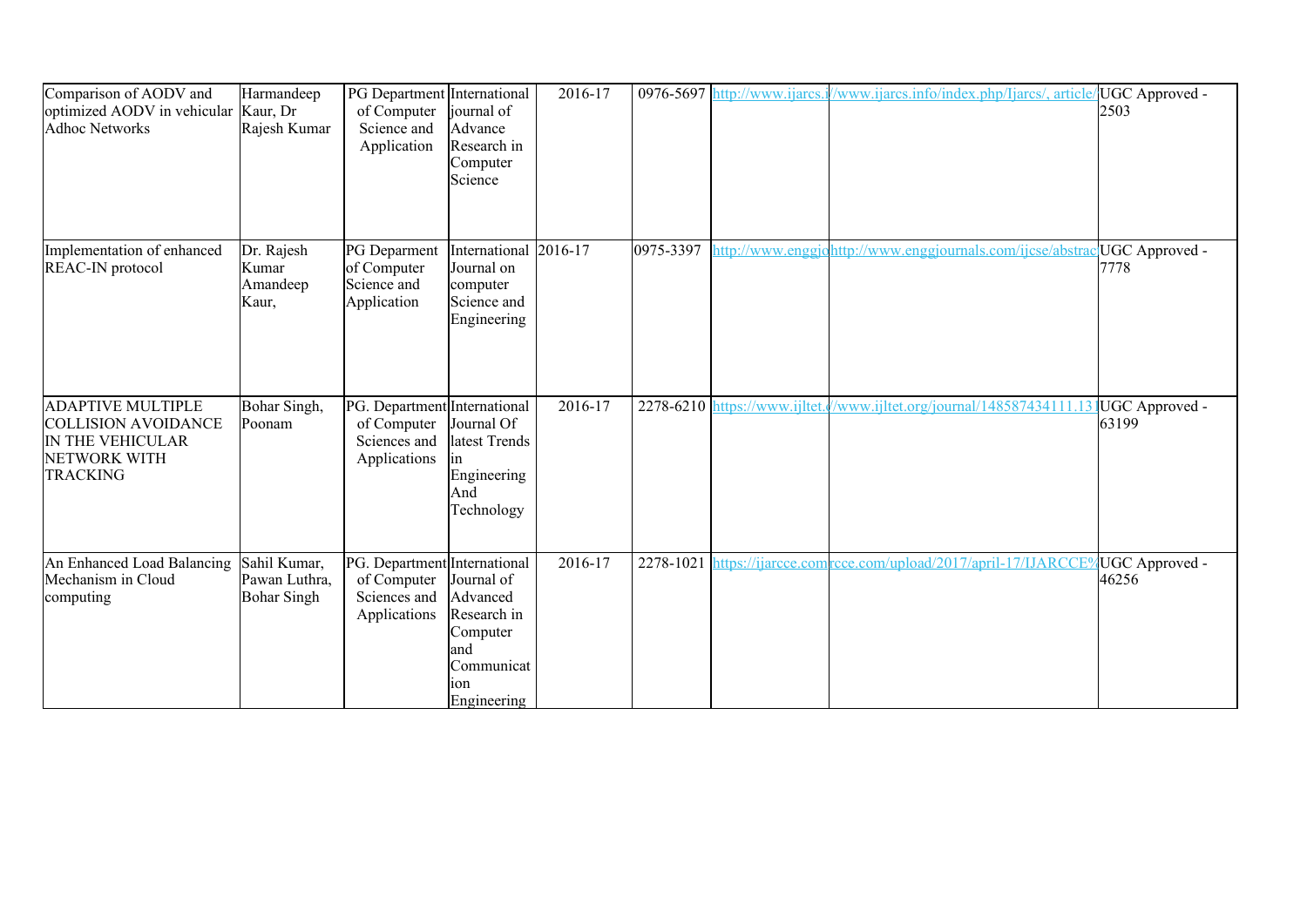| Comparison of AODV and optimized AODV in vehicular Adhoc Networks | Harmandeep Kaur, Dr Rajesh Kumar | PG Department of Computer Science and Application | International journal of Advance Research in Computer Science | 2016-17 | 0976-5697 | http://www.ijarcs.i | //www.ijarcs.info/index.php/Ijarcs/, article/ | UGC Approved - 2503 |
|---|---|---|---|---|---|---|---|---|
| Implementation of enhanced REAC-IN protocol | Dr. Rajesh Kumar Amandeep Kaur, | PG Deparment of Computer Science and Application | International Journal on computer Science and Engineering | 2016-17 | 0975-3397 | http://www.enggjo | http://www.enggjournals.com/ijcse/abstrac | UGC Approved - 7778 |
| ADAPTIVE MULTIPLE COLLISION AVOIDANCE IN THE VEHICULAR NETWORK WITH TRACKING | Bohar Singh, Poonam | PG. Department of Computer Sciences and Applications | International Journal Of latest Trends in Engineering And Technology | 2016-17 | 2278-6210 | https://www.ijltet.o | //www.ijltet.org/journal/148587434111.131 | UGC Approved - 63199 |
| An Enhanced Load Balancing Mechanism in Cloud computing | Sahil Kumar, Pawan Luthra, Bohar Singh | PG. Department of Computer Sciences and Applications | International Journal of Advanced Research in Computer and Communication Engineering | 2016-17 | 2278-1021 | https://ijarcce.com | rcce.com/upload/2017/april-17/IJARCCE% | UGC Approved - 46256 |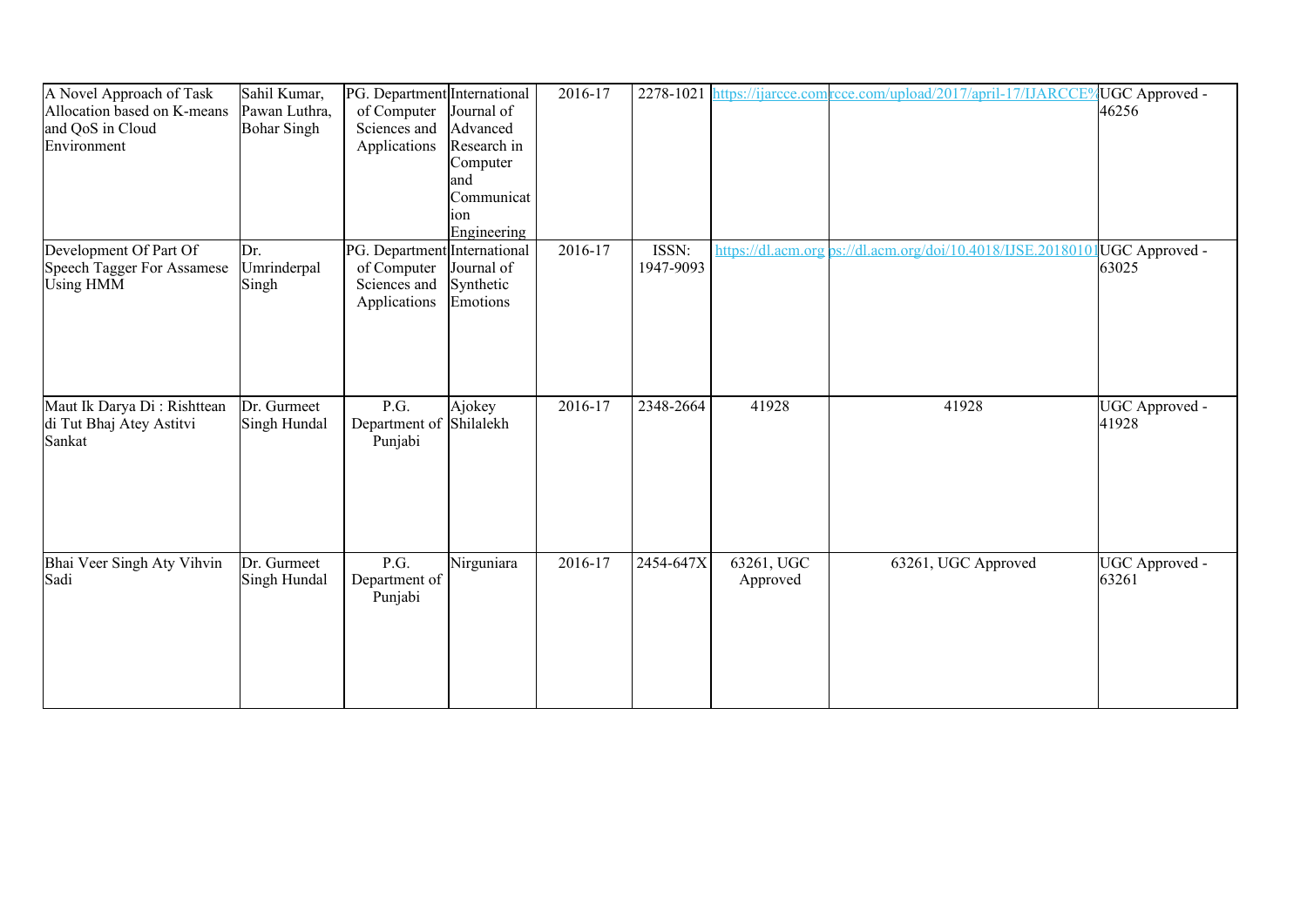| A Novel Approach of Task Allocation based on K-means and QoS in Cloud Environment | Sahil Kumar, Pawan Luthra, Bohar Singh | PG. Department of Computer Sciences and Applications | International Journal of Advanced Research in Computer and Communication Engineering | 2016-17 | 2278-1021 | https://ijarcce.com | rcce.com/upload/2017/april-17/IJARCCE% | UGC Approved - 46256 |
|---|---|---|---|---|---|---|---|---|
| Development Of Part Of Speech Tagger For Assamese Using HMM | Dr. Umrinderpal Singh | PG. Department of Computer Sciences and Applications | International Journal of Synthetic Emotions | 2016-17 | ISSN: 1947-9093 | https://dl.acm.org | ps://dl.acm.org/doi/10.4018/IJSE.2018010 | UGC Approved - 63025 |
| Maut Ik Darya Di : Rishttean di Tut Bhaj Atey Astitvi Sankat | Dr. Gurmeet Singh Hundal | P.G. Department of Punjabi | Ajokey Shilalekh | 2016-17 | 2348-2664 | 41928 | 41928 | UGC Approved - 41928 |
| Bhai Veer Singh Aty Vihvin Sadi | Dr. Gurmeet Singh Hundal | P.G. Department of Punjabi | Nirguniara | 2016-17 | 2454-647X | 63261, UGC Approved | 63261, UGC Approved | UGC Approved - 63261 |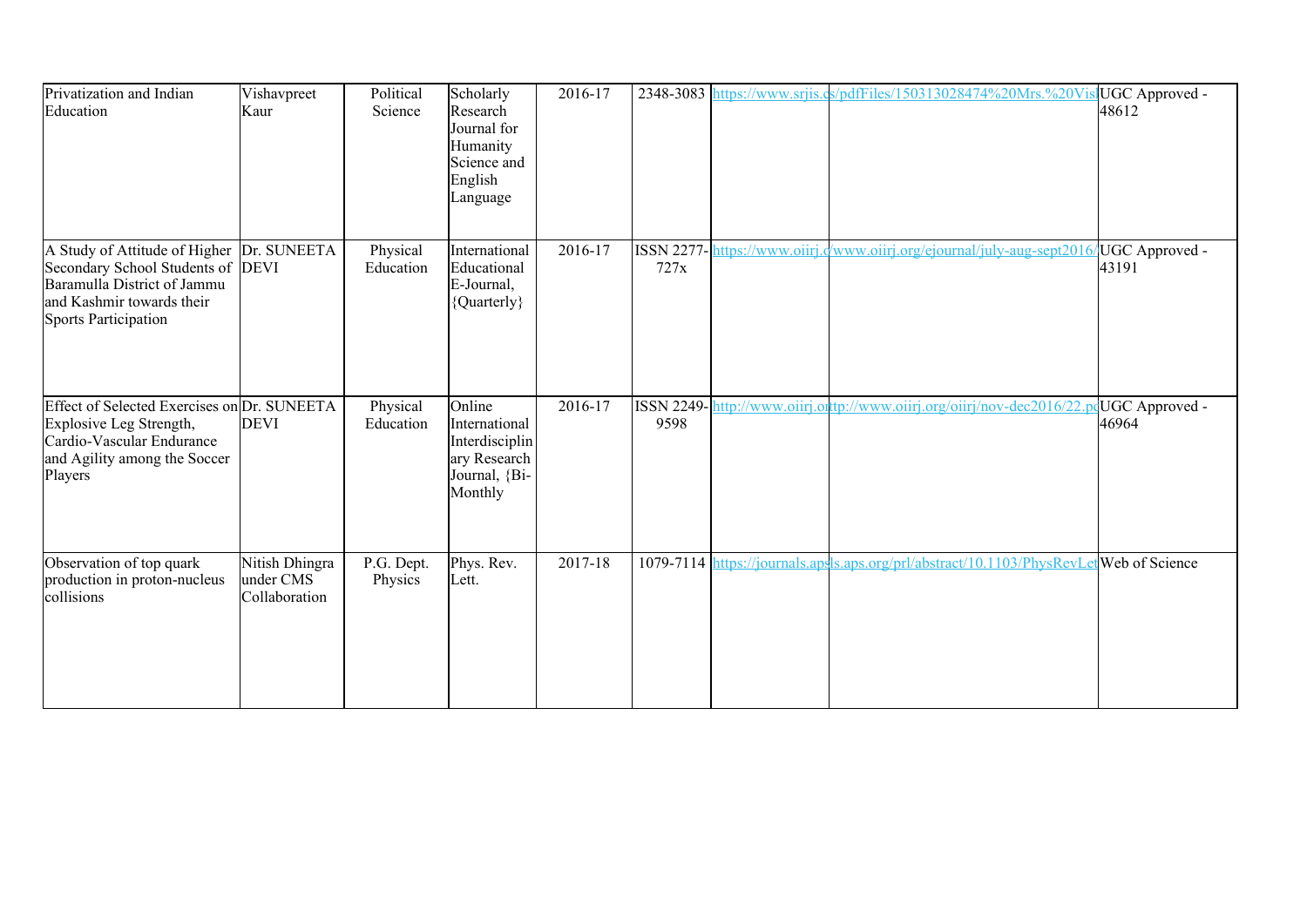| | | | | | | | | |
|---|---|---|---|---|---|---|---|---|
| Privatization and Indian Education | Vishavpreet Kaur | Political Science | Scholarly Research Journal for Humanity Science and English Language | 2016-17 | 2348-3083 | https://www.srjis.c | s/pdfFiles/150313028474%20Mrs.%20Vis | UGC Approved - 48612 |
| A Study of Attitude of Higher Secondary School Students of Baramulla District of Jammu and Kashmir towards their Sports Participation | Dr. SUNEETA DEVI | Physical Education | International Educational E-Journal, {Quarterly} | 2016-17 | ISSN 2277-727x | https://www.oiirj.c | www.oiirj.org/ejournal/july-aug-sept2016/ | UGC Approved - 43191 |
| Effect of Selected Exercises on Explosive Leg Strength, Cardio-Vascular Endurance and Agility among the Soccer Players | Dr. SUNEETA DEVI | Physical Education | Online International Interdisciplinary Research Journal, {Bi-Monthly | 2016-17 | ISSN 2249-9598 | http://www.oiirj.or | ttp://www.oiirj.org/oiirj/nov-dec2016/22.pd | UGC Approved - 46964 |
| Observation of top quark production in proton-nucleus collisions | Nitish Dhingra under CMS Collaboration | P.G. Dept. Physics | Phys. Rev. Lett. | 2017-18 | 1079-7114 | https://journals.ap | s.aps.org/prl/abstract/10.1103/PhysRevLet | Web of Science |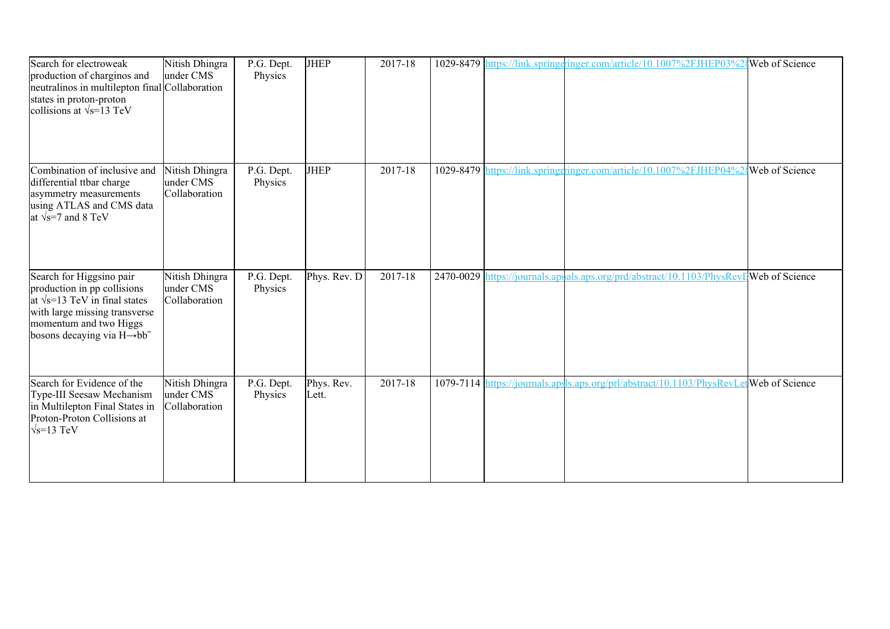| Search for electroweak production of charginos and neutralinos in multilepton final states in proton-proton collisions at √s=13 TeV | Nitish Dhingra under CMS Collaboration | P.G. Dept. Physics | JHEP | 2017-18 | 1029-8479 | https://link.springe | ringer.com/article/10.1007%2FJHEP03%28 | Web of Science |
|---|---|---|---|---|---|---|---|---|
| Combination of inclusive and differential ttbar charge asymmetry measurements using ATLAS and CMS data at √s=7 and 8 TeV | Nitish Dhingra under CMS Collaboration | P.G. Dept. Physics | JHEP | 2017-18 | 1029-8479 | https://link.springe | ringer.com/article/10.1007%2FJHEP04%28 | Web of Science |
| Search for Higgsino pair production in pp collisions at √s=13 TeV in final states with large missing transverse momentum and two Higgs bosons decaying via H→bb̄ | Nitish Dhingra under CMS Collaboration | P.G. Dept. Physics | Phys. Rev. D | 2017-18 | 2470-0029 | https://journals.aps | als.aps.org/prd/abstract/10.1103/PhysRevD | Web of Science |
| Search for Evidence of the Type-III Seesaw Mechanism in Multilepton Final States in Proton-Proton Collisions at √s=13 TeV | Nitish Dhingra under CMS Collaboration | P.G. Dept. Physics | Phys. Rev. Lett. | 2017-18 | 1079-7114 | https://journals.aps | ls.aps.org/prl/abstract/10.1103/PhysRevLet | Web of Science |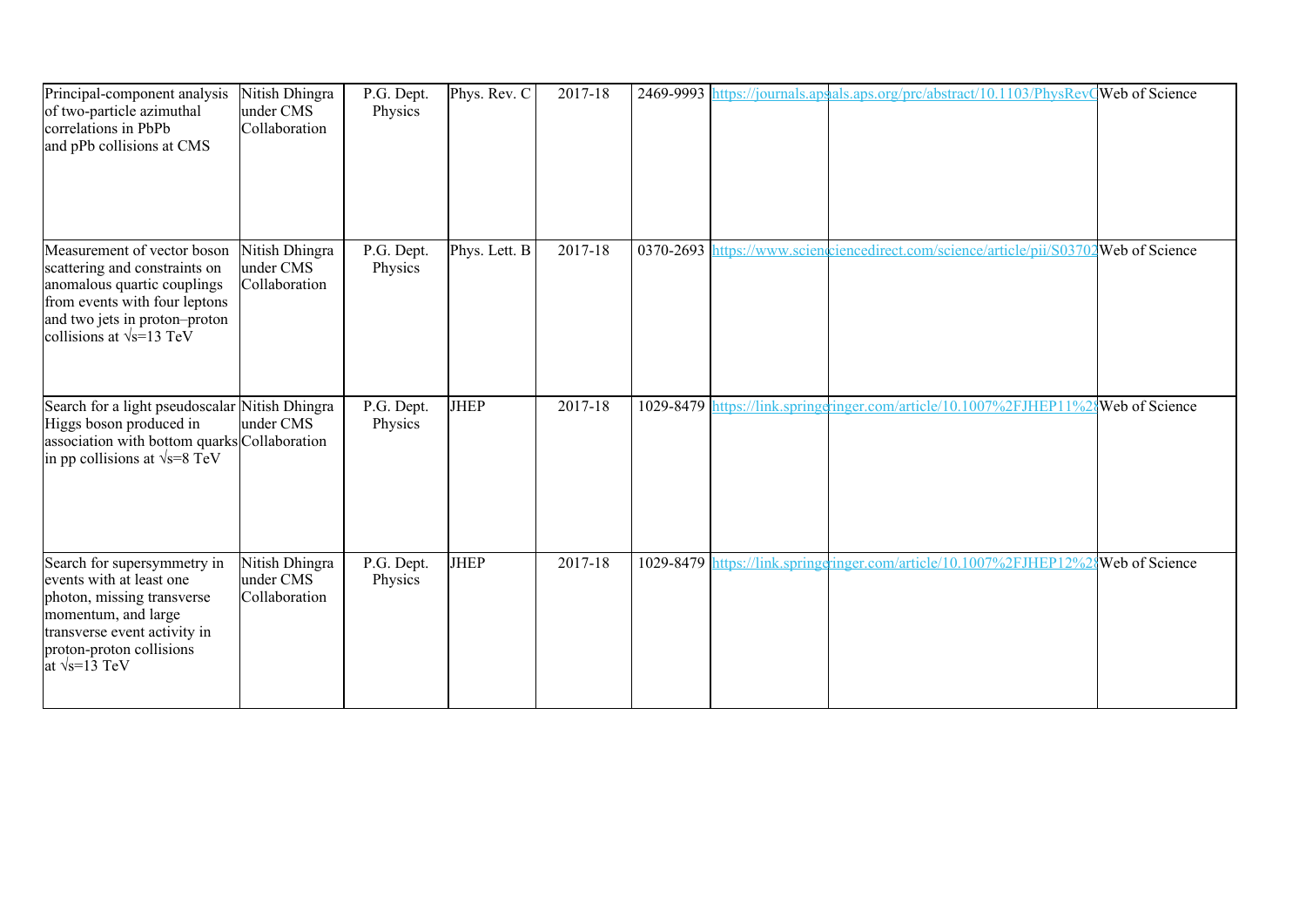| | | | | | | | | |
|---|---|---|---|---|---|---|---|---|
| Principal-component analysis of two-particle azimuthal correlations in PbPb and pPb collisions at CMS | Nitish Dhingra under CMS Collaboration | P.G. Dept. Physics | Phys. Rev. C | 2017-18 | 2469-9993 | https://journals.aps | als.aps.org/prc/abstract/10.1103/PhysRevC | Web of Science |
| Measurement of vector boson scattering and constraints on anomalous quartic couplings from events with four leptons and two jets in proton–proton collisions at √s=13 TeV | Nitish Dhingra under CMS Collaboration | P.G. Dept. Physics | Phys. Lett. B | 2017-18 | 0370-2693 | https://www.scienc | ciencedirect.com/science/article/pii/S03702 | Web of Science |
| Search for a light pseudoscalar Higgs boson produced in association with bottom quarks in pp collisions at √s=8 TeV | Nitish Dhingra under CMS Collaboration | P.G. Dept. Physics | JHEP | 2017-18 | 1029-8479 | https://link.springe | ringer.com/article/10.1007%2FJHEP11%2 | Web of Science |
| Search for supersymmetry in events with at least one photon, missing transverse momentum, and large transverse event activity in proton-proton collisions at √s=13 TeV | Nitish Dhingra under CMS Collaboration | P.G. Dept. Physics | JHEP | 2017-18 | 1029-8479 | https://link.springe | ringer.com/article/10.1007%2FJHEP12%2 | Web of Science |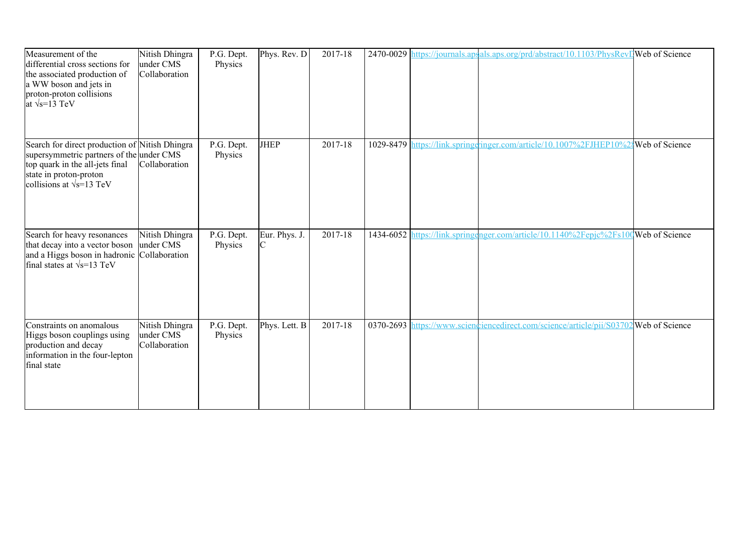| Measurement of the differential cross sections for the associated production of a WW boson and jets in proton-proton collisions at √s=13 TeV | Nitish Dhingra under CMS Collaboration | P.G. Dept. Physics | Phys. Rev. D | 2017-18 | 2470-0029 | https://journals.apsals.aps.org/prd/abstract/10.1103/PhysRevD | | Web of Science |
|---|---|---|---|---|---|---|---|---|
| Search for direct production of supersymmetric partners of the top quark in the all-jets final state in proton-proton collisions at √s=13 TeV | Nitish Dhingra under CMS Collaboration | P.G. Dept. Physics | JHEP | 2017-18 | 1029-8479 | https://link.springeringer.com/article/10.1007%2FJHEP10%28 | | Web of Science |
| Search for heavy resonances that decay into a vector boson and a Higgs boson in hadronic final states at √s=13 TeV | Nitish Dhingra under CMS Collaboration | P.G. Dept. Physics | Eur. Phys. J. C | 2017-18 | 1434-6052 | https://link.springenger.com/article/10.1140%2Fepjc%2Fs100 | | Web of Science |
| Constraints on anomalous Higgs boson couplings using production and decay information in the four-lepton final state | Nitish Dhingra under CMS Collaboration | P.G. Dept. Physics | Phys. Lett. B | 2017-18 | 0370-2693 | https://www.sciencdirect.com/science/article/pii/S03702 | | Web of Science |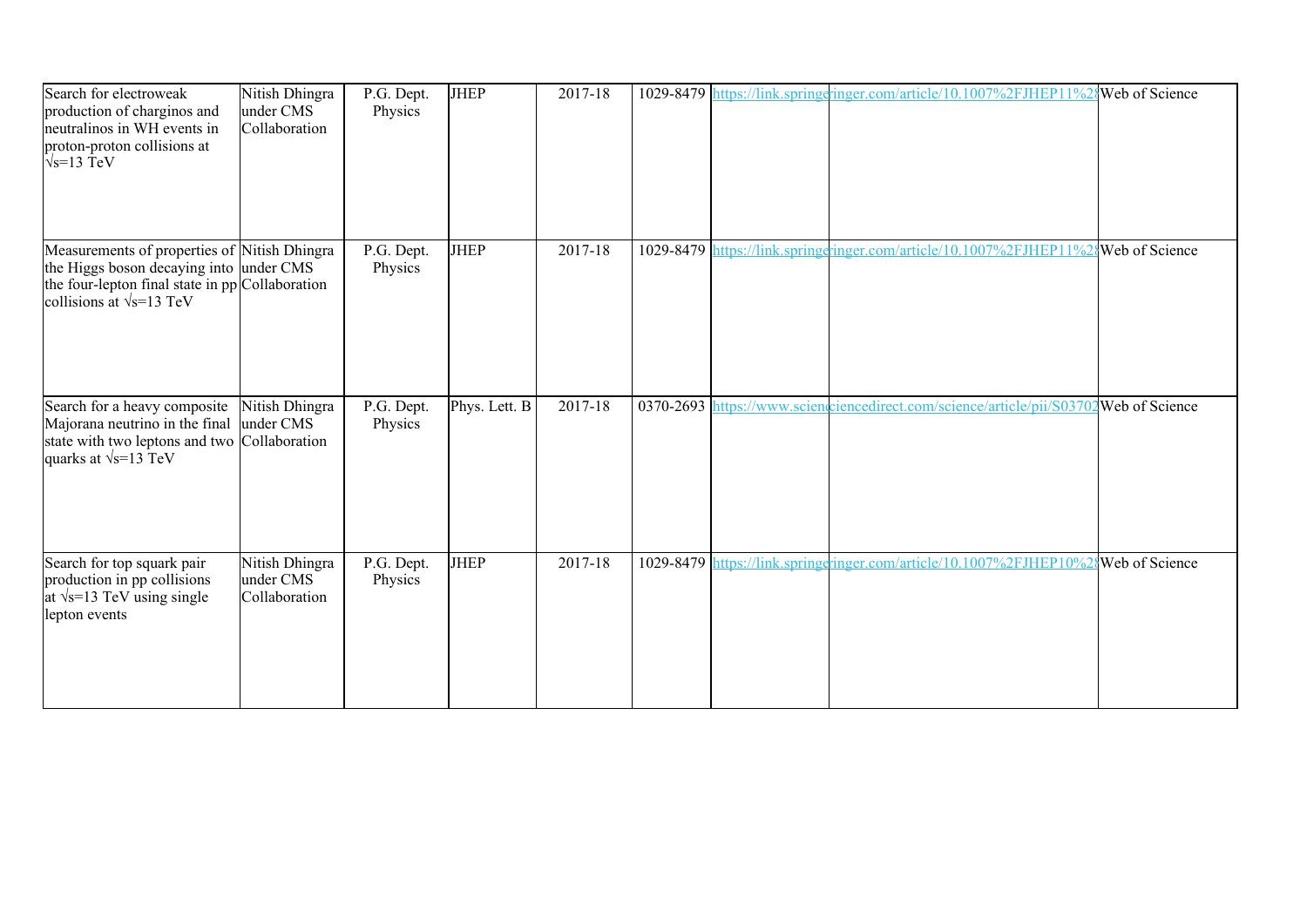| | | | | | | | | |
|---|---|---|---|---|---|---|---|---|
| Search for electroweak production of charginos and neutralinos in WH events in proton-proton collisions at √s=13 TeV | Nitish Dhingra under CMS Collaboration | P.G. Dept. Physics | JHEP | 2017-18 | 1029-8479 | https://link.springe | ringer.com/article/10.1007%2FJHEP11%28 | Web of Science |
| Measurements of properties of the Higgs boson decaying into the four-lepton final state in pp collisions at √s=13 TeV | Nitish Dhingra under CMS Collaboration | P.G. Dept. Physics | JHEP | 2017-18 | 1029-8479 | https://link.springe | ringer.com/article/10.1007%2FJHEP11%28 | Web of Science |
| Search for a heavy composite Majorana neutrino in the final state with two leptons and two quarks at √s=13 TeV | Nitish Dhingra under CMS Collaboration | P.G. Dept. Physics | Phys. Lett. B | 2017-18 | 0370-2693 | https://www.scienc | ciencedirect.com/science/article/pii/S03702 | Web of Science |
| Search for top squark pair production in pp collisions at √s=13 TeV using single lepton events | Nitish Dhingra under CMS Collaboration | P.G. Dept. Physics | JHEP | 2017-18 | 1029-8479 | https://link.springe | ringer.com/article/10.1007%2FJHEP10%28 | Web of Science |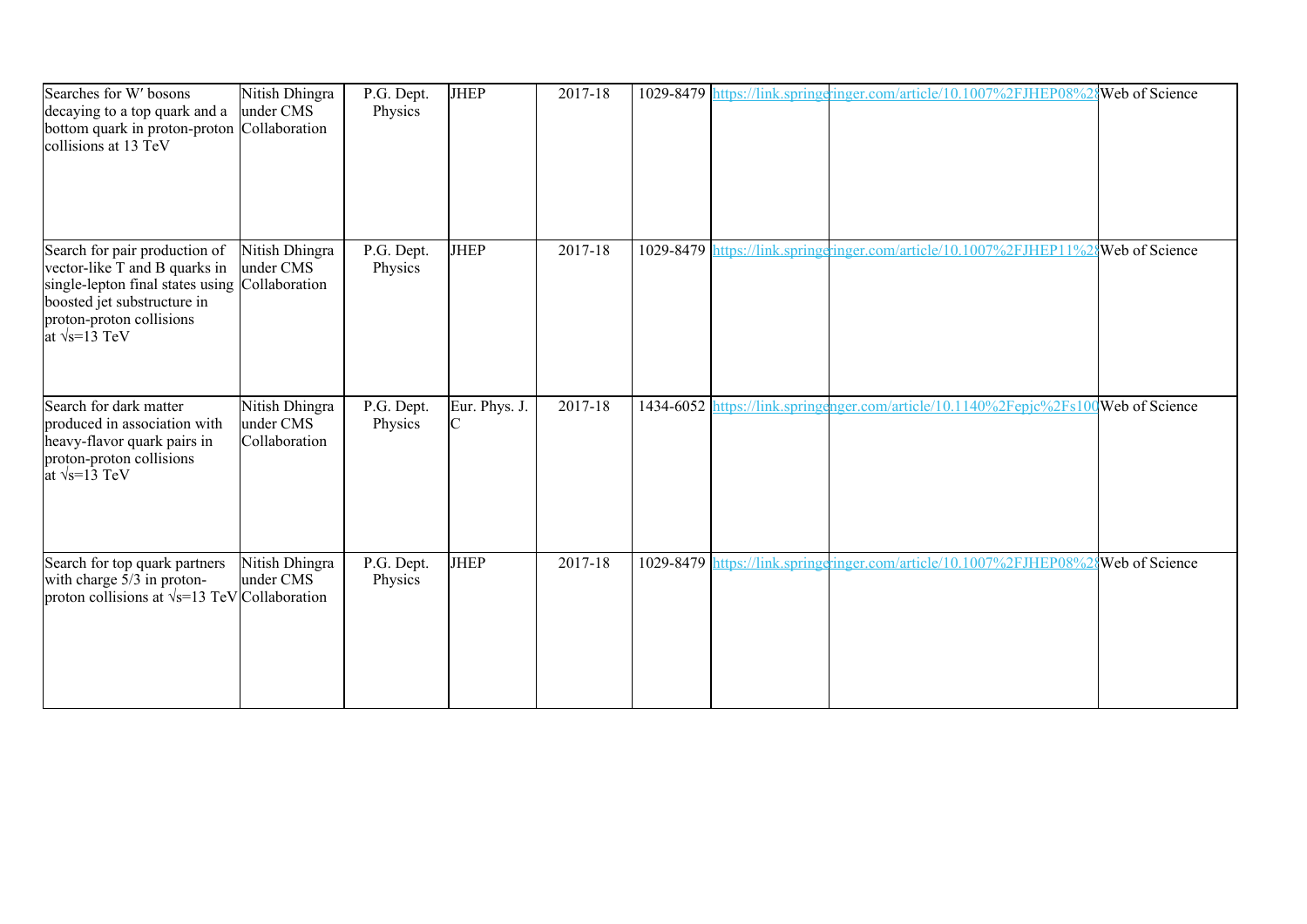| Searches for W′ bosons decaying to a top quark and a bottom quark in proton-proton collisions at 13 TeV | Nitish Dhingra under CMS Collaboration | P.G. Dept. Physics | JHEP | 2017-18 | 1029-8479 | https://link.springe | ringer.com/article/10.1007%2FJHEP08%28 | Web of Science |
|---|---|---|---|---|---|---|---|---|
| Search for pair production of vector-like T and B quarks in single-lepton final states using boosted jet substructure in proton-proton collisions at √s=13 TeV | Nitish Dhingra under CMS Collaboration | P.G. Dept. Physics | JHEP | 2017-18 | 1029-8479 | https://link.springe | ringer.com/article/10.1007%2FJHEP11%28 | Web of Science |
| Search for dark matter produced in association with heavy-flavor quark pairs in proton-proton collisions at √s=13 TeV | Nitish Dhingra under CMS Collaboration | P.G. Dept. Physics | Eur. Phys. J. C | 2017-18 | 1434-6052 | https://link.springe | nger.com/article/10.1140%2Fepjc%2Fs100 | Web of Science |
| Search for top quark partners with charge 5/3 in proton-proton collisions at √s=13 TeV | Nitish Dhingra under CMS Collaboration | P.G. Dept. Physics | JHEP | 2017-18 | 1029-8479 | https://link.springe | ringer.com/article/10.1007%2FJHEP08%28 | Web of Science |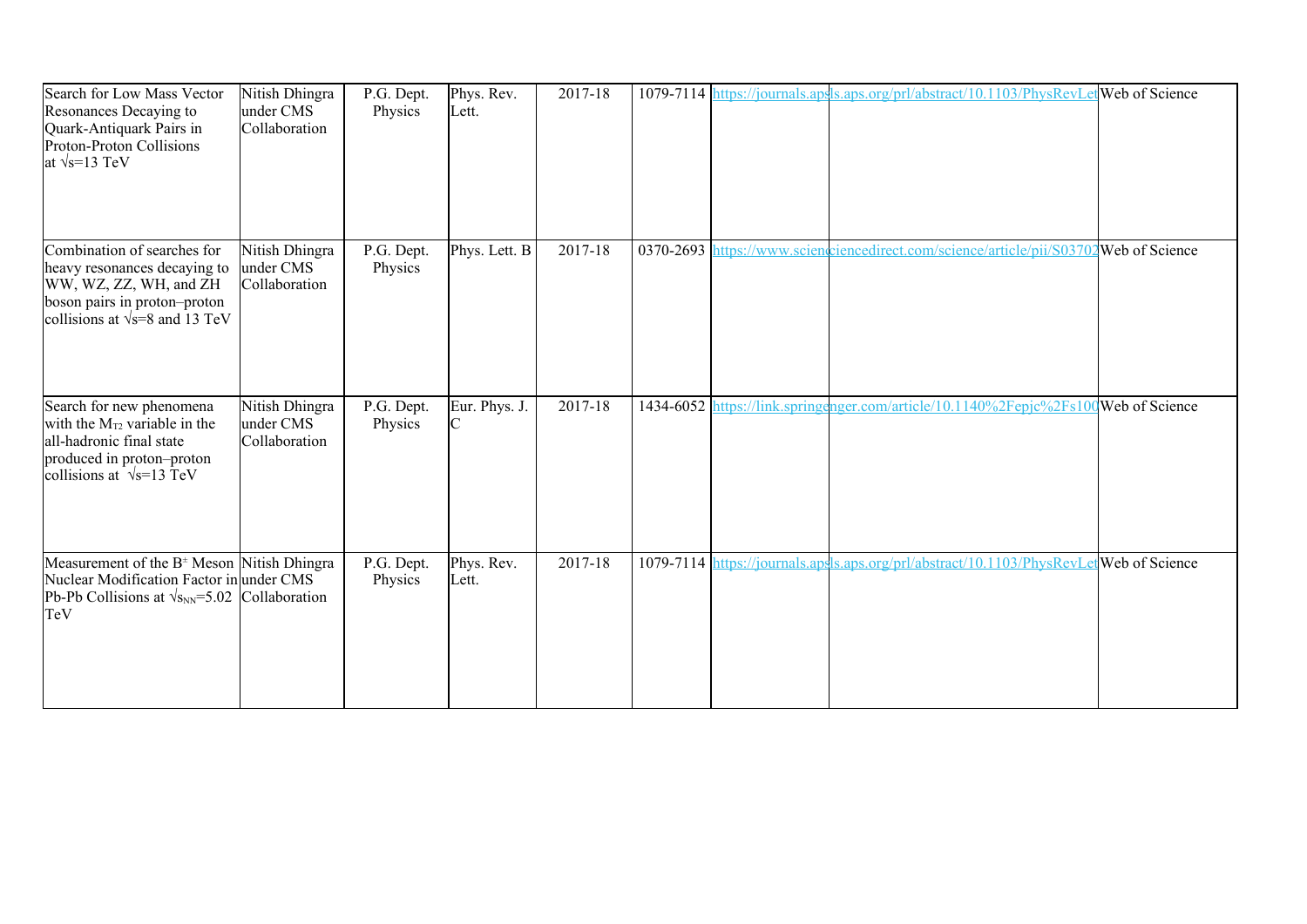| | | | | | | | | |
|---|---|---|---|---|---|---|---|---|
| Search for Low Mass Vector Resonances Decaying to Quark-Antiquark Pairs in Proton-Proton Collisions at $\sqrt{s}$=13 TeV | Nitish Dhingra under CMS Collaboration | P.G. Dept. Physics | Phys. Rev. Lett. | 2017-18 | 1079-7114 | https://journals.aps | ls.aps.org/prl/abstract/10.1103/PhysRevLet | Web of Science |
| Combination of searches for heavy resonances decaying to WW, WZ, ZZ, WH, and ZH boson pairs in proton–proton collisions at $\sqrt{s}$=8 and 13 TeV | Nitish Dhingra under CMS Collaboration | P.G. Dept. Physics | Phys. Lett. B | 2017-18 | 0370-2693 | https://www.scienc | ciencedirect.com/science/article/pii/S03702 | Web of Science |
| Search for new phenomena with the $M_{T2}$ variable in the all-hadronic final state produced in proton–proton collisions at $\sqrt{s}$=13 TeV | Nitish Dhingra under CMS Collaboration | P.G. Dept. Physics | Eur. Phys. J. C | 2017-18 | 1434-6052 | https://link.springe | nger.com/article/10.1140%2Fepjc%2Fs100 | Web of Science |
| Measurement of the $B^{+}$ Meson Nuclear Modification Factor in Pb-Pb Collisions at $\sqrt{s_{NN}}$=5.02 TeV | Nitish Dhingra under CMS Collaboration | P.G. Dept. Physics | Phys. Rev. Lett. | 2017-18 | 1079-7114 | https://journals.aps | ls.aps.org/prl/abstract/10.1103/PhysRevLet | Web of Science |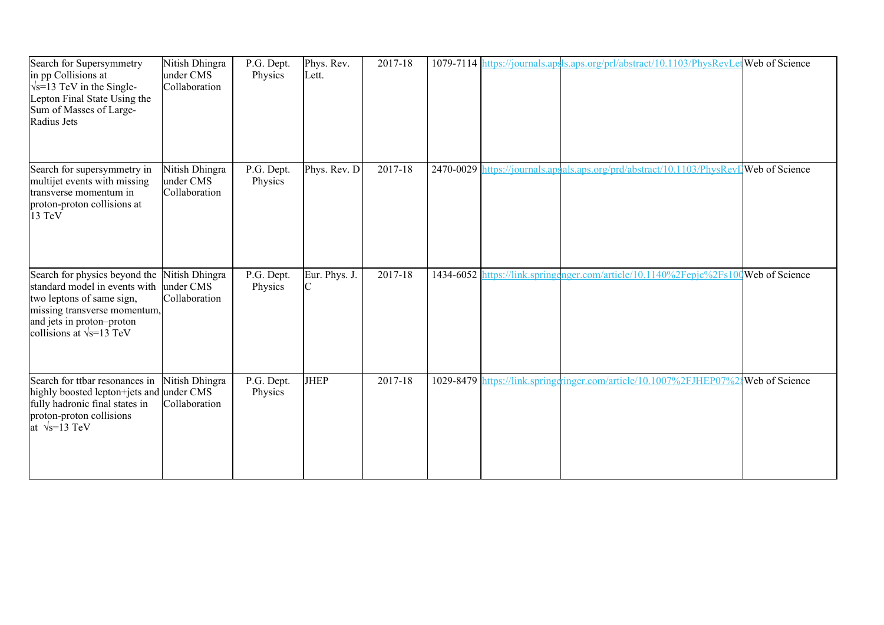| Search for Supersymmetry in pp Collisions at $\sqrt{s}$=13 TeV in the Single-Lepton Final State Using the Sum of Masses of Large-Radius Jets | Nitish Dhingra under CMS Collaboration | P.G. Dept. Physics | Phys. Rev. Lett. | 2017-18 | 1079-7114 | https://journals.aps | ls.aps.org/prl/abstract/10.1103/PhysRevLet | Web of Science |
|---|---|---|---|---|---|---|---|---|
| Search for supersymmetry in multijet events with missing transverse momentum in proton-proton collisions at 13 TeV | Nitish Dhingra under CMS Collaboration | P.G. Dept. Physics | Phys. Rev. D | 2017-18 | 2470-0029 | https://journals.aps | als.aps.org/prd/abstract/10.1103/PhysRevD | Web of Science |
| Search for physics beyond the standard model in events with two leptons of same sign, missing transverse momentum, and jets in proton–proton collisions at $\sqrt{s}$=13 TeV | Nitish Dhingra under CMS Collaboration | P.G. Dept. Physics | Eur. Phys. J. C | 2017-18 | 1434-6052 | https://link.springe | nger.com/article/10.1140%2Fepjc%2Fs100 | Web of Science |
| Search for ttbar resonances in highly boosted lepton+jets and fully hadronic final states in proton-proton collisions at $\sqrt{s}$=13 TeV | Nitish Dhingra under CMS Collaboration | P.G. Dept. Physics | JHEP | 2017-18 | 1029-8479 | https://link.springe | ringer.com/article/10.1007%2FJHEP07%2 | Web of Science |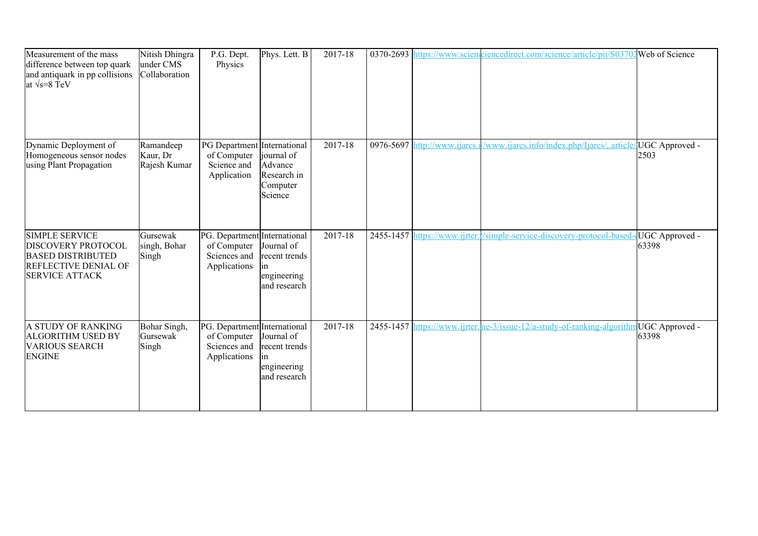| | | | | | | | | |
|---|---|---|---|---|---|---|---|---|
| Measurement of the mass difference between top quark and antiquark in pp collisions at √s=8 TeV | Nitish Dhingra under CMS Collaboration | P.G. Dept. Physics | Phys. Lett. B | 2017-18 | 0370-2693 | https://www.scienc | ciencedirect.com/science/article/pii/S03702 | Web of Science |
| Dynamic Deployment of Homogeneous sensor nodes using Plant Propagation | Ramandeep Kaur, Dr Rajesh Kumar | PG Department of Computer Science and Application | International journal of Advance Research in Computer Science | 2017-18 | 0976-5697 | http://www.ijarcs.i | //www.ijarcs.info/index.php/Ijarcs/, article/ | UGC Approved - 2503 |
| SIMPLE SERVICE DISCOVERY PROTOCOL BASED DISTRIBUTED REFLECTIVE DENIAL OF SERVICE ATTACK | Gursewak singh, Bohar Singh | PG. Department of Computer Sciences and Applications | International Journal of recent trends in engineering and research | 2017-18 | 2455-1457 | https://www.ijrter. | /simple-service-discovery-protocol-based- | UGC Approved - 63398 |
| A STUDY OF RANKING ALGORITHM USED BY VARIOUS SEARCH ENGINE | Bohar Singh, Gursewak Singh | PG. Department of Computer Sciences and Applications | International Journal of recent trends in engineering and research | 2017-18 | 2455-1457 | https://www.ijrter. | me-3/issue-12/a-study-of-ranking-algorithm | UGC Approved - 63398 |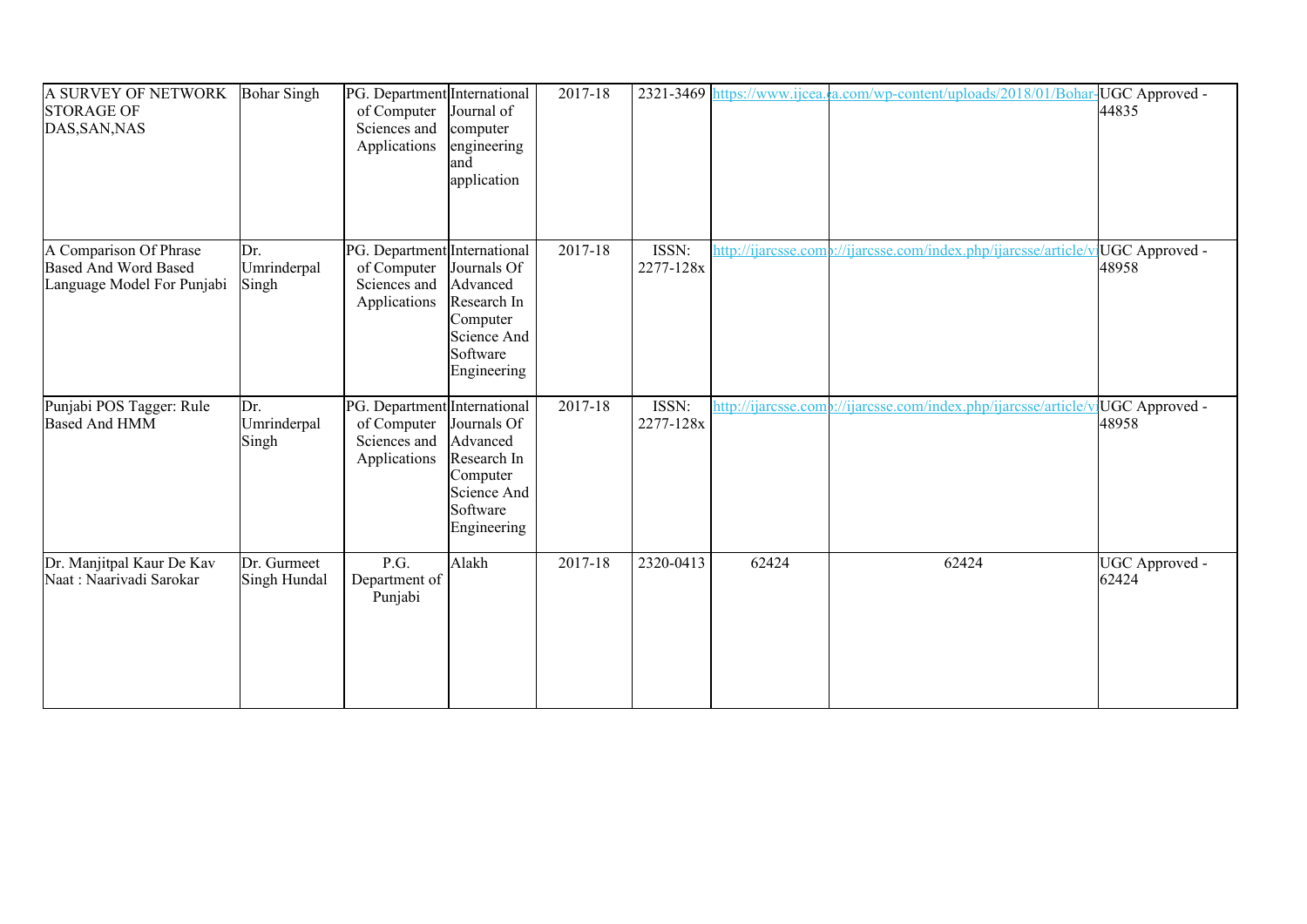| A SURVEY OF NETWORK STORAGE OF DAS,SAN,NAS | Bohar Singh | PG. Department of Computer Sciences and Applications | International Journal of computer engineering and application | 2017-18 | 2321-3469 | https://www.ijcea. | a.com/wp-content/uploads/2018/01/Bohar- | UGC Approved - 44835 |
|---|---|---|---|---|---|---|---|---|
| A Comparison Of Phrase Based And Word Based Language Model For Punjabi | Dr. Umrinderpal Singh | PG. Department of Computer Sciences and Applications | International Journals Of Advanced Research In Computer Science And Software Engineering | 2017-18 | ISSN: 2277-128x | http://ijarcsse.com | p://ijarcsse.com/index.php/ijarcsse/article/vi | UGC Approved - 48958 |
| Punjabi POS Tagger: Rule Based And HMM | Dr. Umrinderpal Singh | PG. Department of Computer Sciences and Applications | International Journals Of Advanced Research In Computer Science And Software Engineering | 2017-18 | ISSN: 2277-128x | http://ijarcsse.com | p://ijarcsse.com/index.php/ijarcsse/article/vi | UGC Approved - 48958 |
| Dr. Manjitpal Kaur De Kav Naat : Naarivadi Sarokar | Dr. Gurmeet Singh Hundal | P.G. Department of Punjabi | Alakh | 2017-18 | 2320-0413 | 62424 | 62424 | UGC Approved - 62424 |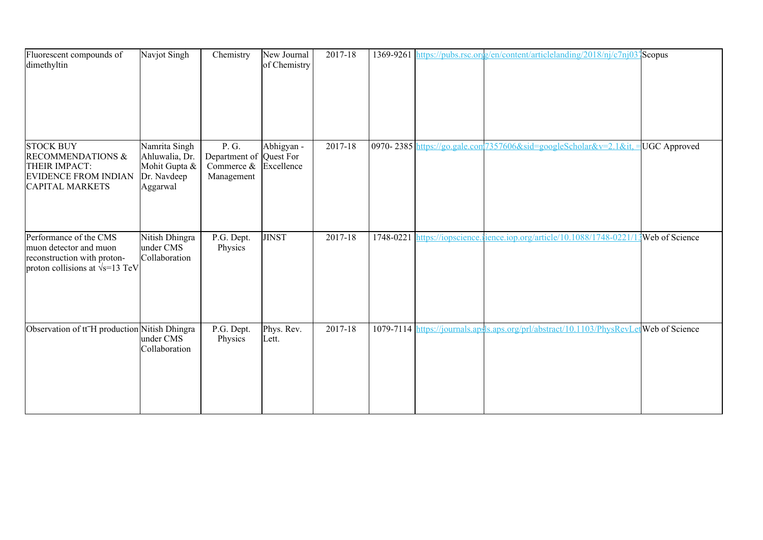| Fluorescent compounds of dimethyltin | Navjot Singh | Chemistry | New Journal of Chemistry | 2017-18 | 1369-9261 | https://pubs.rsc.org/en/content/articlelanding/2018/nj/c7nj03 | | Scopus |
|---|---|---|---|---|---|---|---|---|
| STOCK BUY RECOMMENDATIONS & THEIR IMPACT: EVIDENCE FROM INDIAN CAPITAL MARKETS | Namrita Singh Ahluwalia, Dr. Mohit Gupta & Dr. Navdeep Aggarwal | P. G. Department of Commerce & Management | Abhigyan - Quest For Excellence | 2017-18 | 0970- 2385 | https://go.gale.com7357606&sid=googleScholar&v=2.1&it. = | | UGC Approved |
| Performance of the CMS muon detector and muon reconstruction with proton-proton collisions at √s=13 TeV | Nitish Dhingra under CMS Collaboration | P.G. Dept. Physics | JINST | 2017-18 | 1748-0221 | https://iopscience.iience.iop.org/article/10.1088/1748-0221/1 | | Web of Science |
| Observation of tt̄H production | Nitish Dhingra under CMS Collaboration | P.G. Dept. Physics | Phys. Rev. Lett. | 2017-18 | 1079-7114 | https://journals.apsls.aps.org/prl/abstract/10.1103/PhysRevLet | | Web of Science |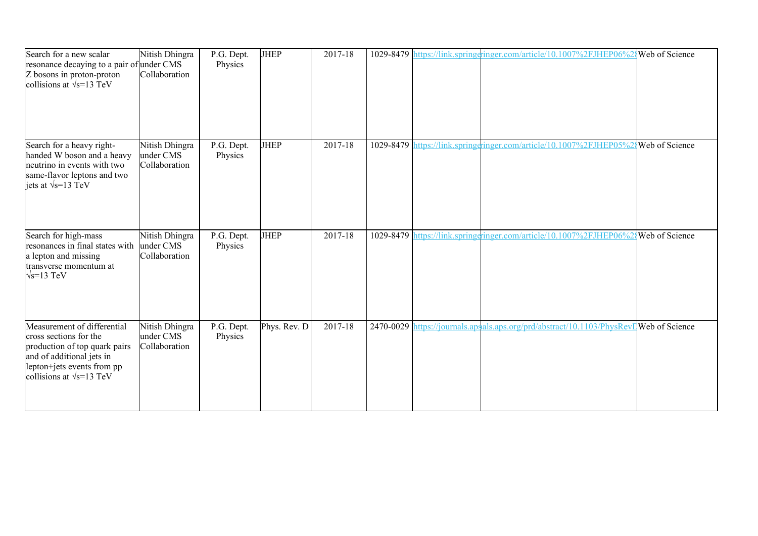| Search for a new scalar resonance decaying to a pair of Z bosons in proton-proton collisions at √s=13 TeV | Nitish Dhingra under CMS Collaboration | P.G. Dept. Physics | JHEP | 2017-18 | 1029-8479 | https://link.springe | ringer.com/article/10.1007%2FJHEP06%2 | Web of Science |
|---|---|---|---|---|---|---|---|---|
| Search for a heavy right-handed W boson and a heavy neutrino in events with two same-flavor leptons and two jets at √s=13 TeV | Nitish Dhingra under CMS Collaboration | P.G. Dept. Physics | JHEP | 2017-18 | 1029-8479 | https://link.springe | ringer.com/article/10.1007%2FJHEP05%2 | Web of Science |
| Search for high-mass resonances in final states with a lepton and missing transverse momentum at √s=13 TeV | Nitish Dhingra under CMS Collaboration | P.G. Dept. Physics | JHEP | 2017-18 | 1029-8479 | https://link.springe | ringer.com/article/10.1007%2FJHEP06%2 | Web of Science |
| Measurement of differential cross sections for the production of top quark pairs and of additional jets in lepton+jets events from pp collisions at √s=13 TeV | Nitish Dhingra under CMS Collaboration | P.G. Dept. Physics | Phys. Rev. D | 2017-18 | 2470-0029 | https://journals.ap | als.aps.org/prd/abstract/10.1103/PhysRevD | Web of Science |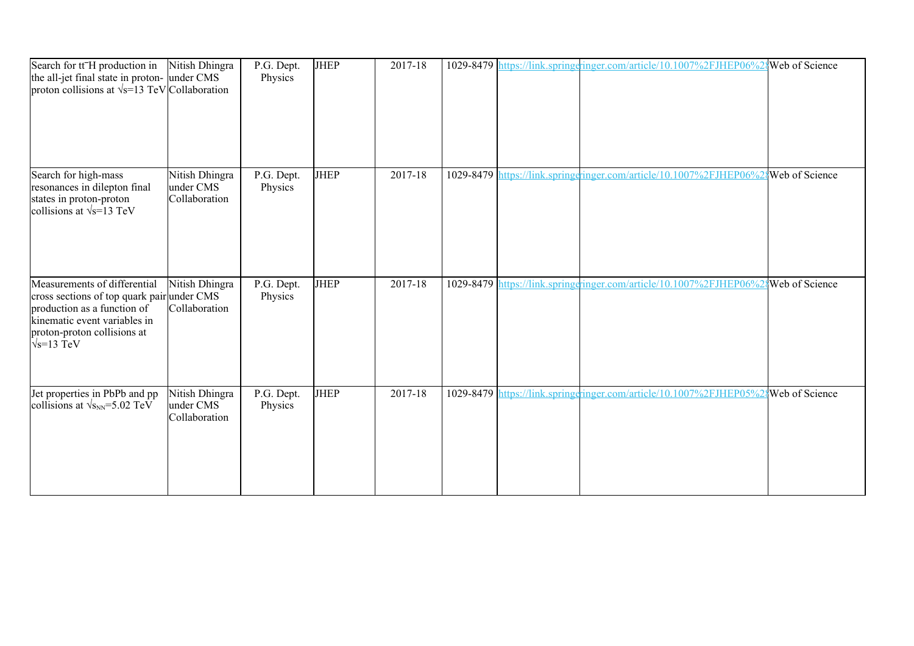| Search for $t\bar{t}H$ production in the all-jet final state in proton-proton collisions at $\sqrt{s}$=13 TeV | Nitish Dhingra under CMS Collaboration | P.G. Dept. Physics | JHEP | 2017-18 | 1029-8479 | https://link.springeringer.com/article/10.1007%2FJHEP06%28 | | Web of Science |
|---|---|---|---|---|---|---|---|---|
| Search for high-mass resonances in dilepton final states in proton-proton collisions at $\sqrt{s}$=13 TeV | Nitish Dhingra under CMS Collaboration | P.G. Dept. Physics | JHEP | 2017-18 | 1029-8479 | https://link.springeringer.com/article/10.1007%2FJHEP06%28 | | Web of Science |
| Measurements of differential cross sections of top quark pair production as a function of kinematic event variables in proton-proton collisions at $\sqrt{s}$=13 TeV | Nitish Dhingra under CMS Collaboration | P.G. Dept. Physics | JHEP | 2017-18 | 1029-8479 | https://link.springeringer.com/article/10.1007%2FJHEP06%28 | | Web of Science |
| Jet properties in PbPb and pp collisions at $\sqrt{s_{NN}}$=5.02 TeV | Nitish Dhingra under CMS Collaboration | P.G. Dept. Physics | JHEP | 2017-18 | 1029-8479 | https://link.springeringer.com/article/10.1007%2FJHEP05%28 | | Web of Science |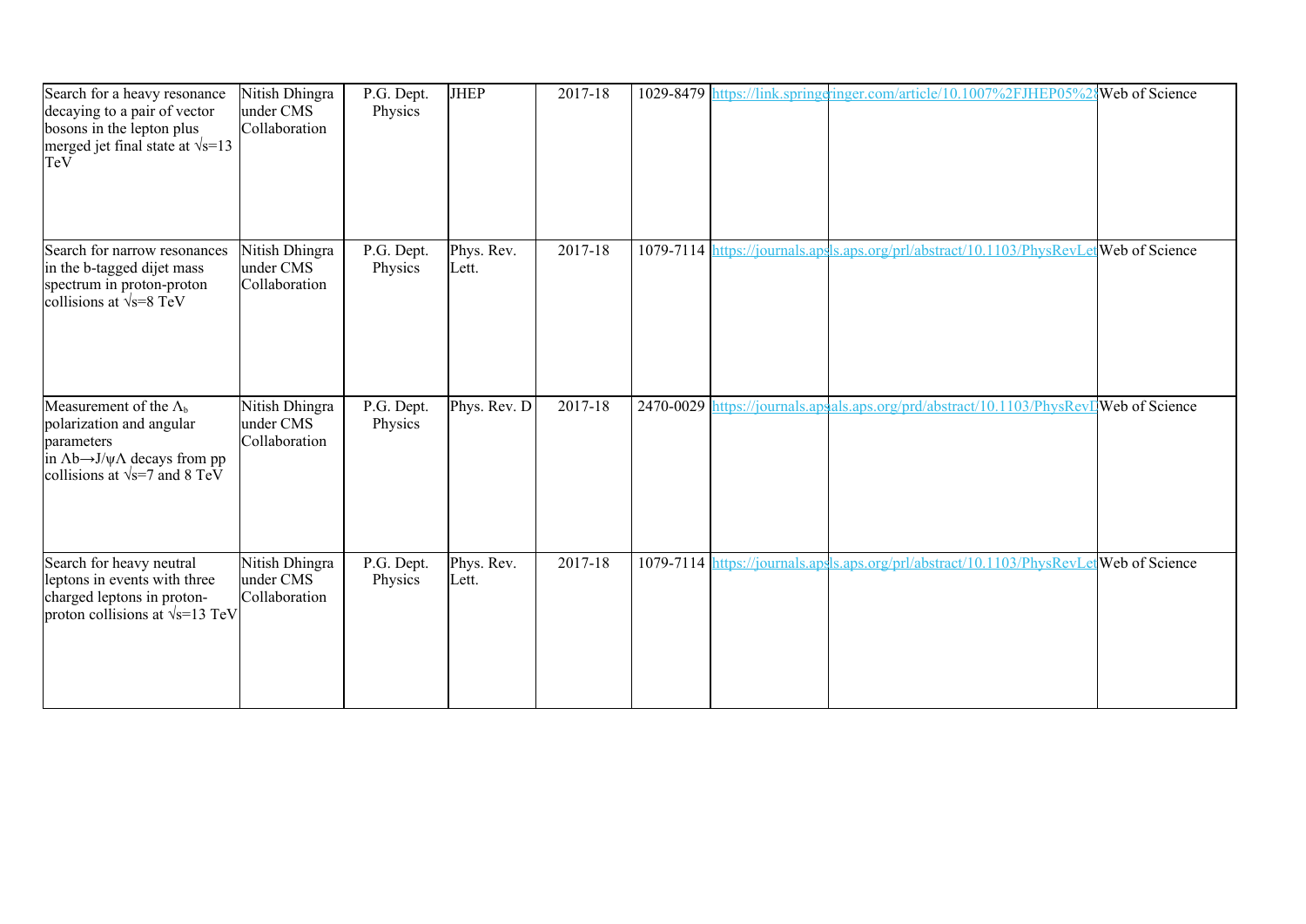| | | | | | | | | |
|---|---|---|---|---|---|---|---|---|
| Search for a heavy resonance decaying to a pair of vector bosons in the lepton plus merged jet final state at √s=13 TeV | Nitish Dhingra under CMS Collaboration | P.G. Dept. Physics | JHEP | 2017-18 | 1029-8479 | https://link.springe | ringer.com/article/10.1007%2FJHEP05%2 | Web of Science |
| Search for narrow resonances in the b-tagged dijet mass spectrum in proton-proton collisions at √s=8 TeV | Nitish Dhingra under CMS Collaboration | P.G. Dept. Physics | Phys. Rev. Lett. | 2017-18 | 1079-7114 | https://journals.aps | ls.aps.org/prl/abstract/10.1103/PhysRevLet | Web of Science |
| Measurement of the $\Lambda_b$ polarization and angular parameters in $\Lambda b \rightarrow J/\psi\Lambda$ decays from pp collisions at √s=7 and 8 TeV | Nitish Dhingra under CMS Collaboration | P.G. Dept. Physics | Phys. Rev. D | 2017-18 | 2470-0029 | https://journals.aps | als.aps.org/prd/abstract/10.1103/PhysRevD | Web of Science |
| Search for heavy neutral leptons in events with three charged leptons in proton-proton collisions at √s=13 TeV | Nitish Dhingra under CMS Collaboration | P.G. Dept. Physics | Phys. Rev. Lett. | 2017-18 | 1079-7114 | https://journals.aps | ls.aps.org/prl/abstract/10.1103/PhysRevLet | Web of Science |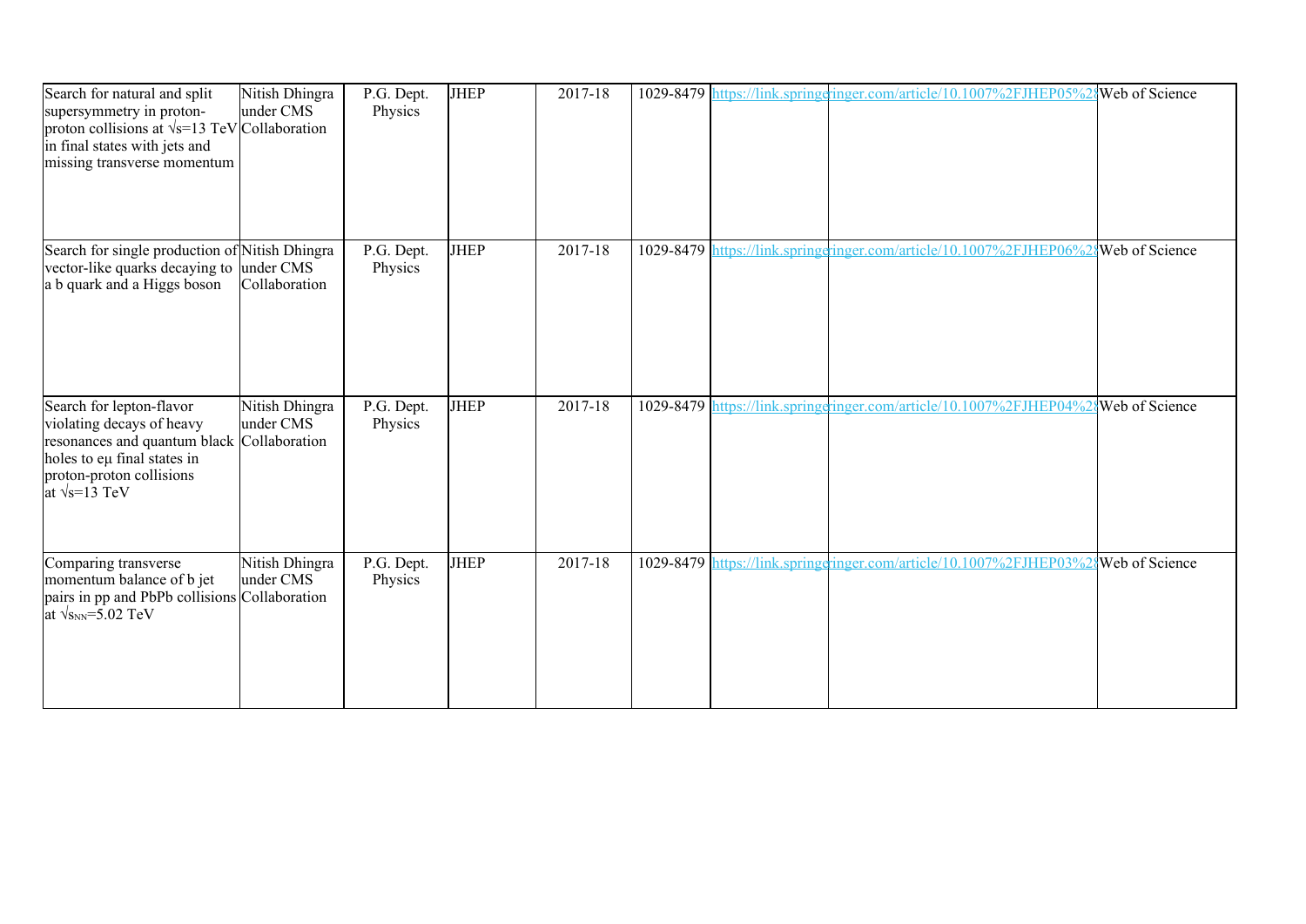| | | | | | | | | |
|---|---|---|---|---|---|---|---|---|
| Search for natural and split supersymmetry in proton-proton collisions at $\sqrt{s}$=13 TeV in final states with jets and missing transverse momentum | Nitish Dhingra under CMS Collaboration | P.G. Dept. Physics | JHEP | 2017-18 | 1029-8479 | https://link.springe | ringer.com/article/10.1007%2FJHEP05%28 | Web of Science |
| Search for single production of vector-like quarks decaying to a b quark and a Higgs boson | Nitish Dhingra under CMS Collaboration | P.G. Dept. Physics | JHEP | 2017-18 | 1029-8479 | https://link.springe | ringer.com/article/10.1007%2FJHEP06%28 | Web of Science |
| Search for lepton-flavor violating decays of heavy resonances and quantum black holes to eμ final states in proton-proton collisions at $\sqrt{s}$=13 TeV | Nitish Dhingra under CMS Collaboration | P.G. Dept. Physics | JHEP | 2017-18 | 1029-8479 | https://link.springe | ringer.com/article/10.1007%2FJHEP04%28 | Web of Science |
| Comparing transverse momentum balance of b jet pairs in pp and PbPb collisions at $\sqrt{s_{NN}}$=5.02 TeV | Nitish Dhingra under CMS Collaboration | P.G. Dept. Physics | JHEP | 2017-18 | 1029-8479 | https://link.springe | ringer.com/article/10.1007%2FJHEP03%28 | Web of Science |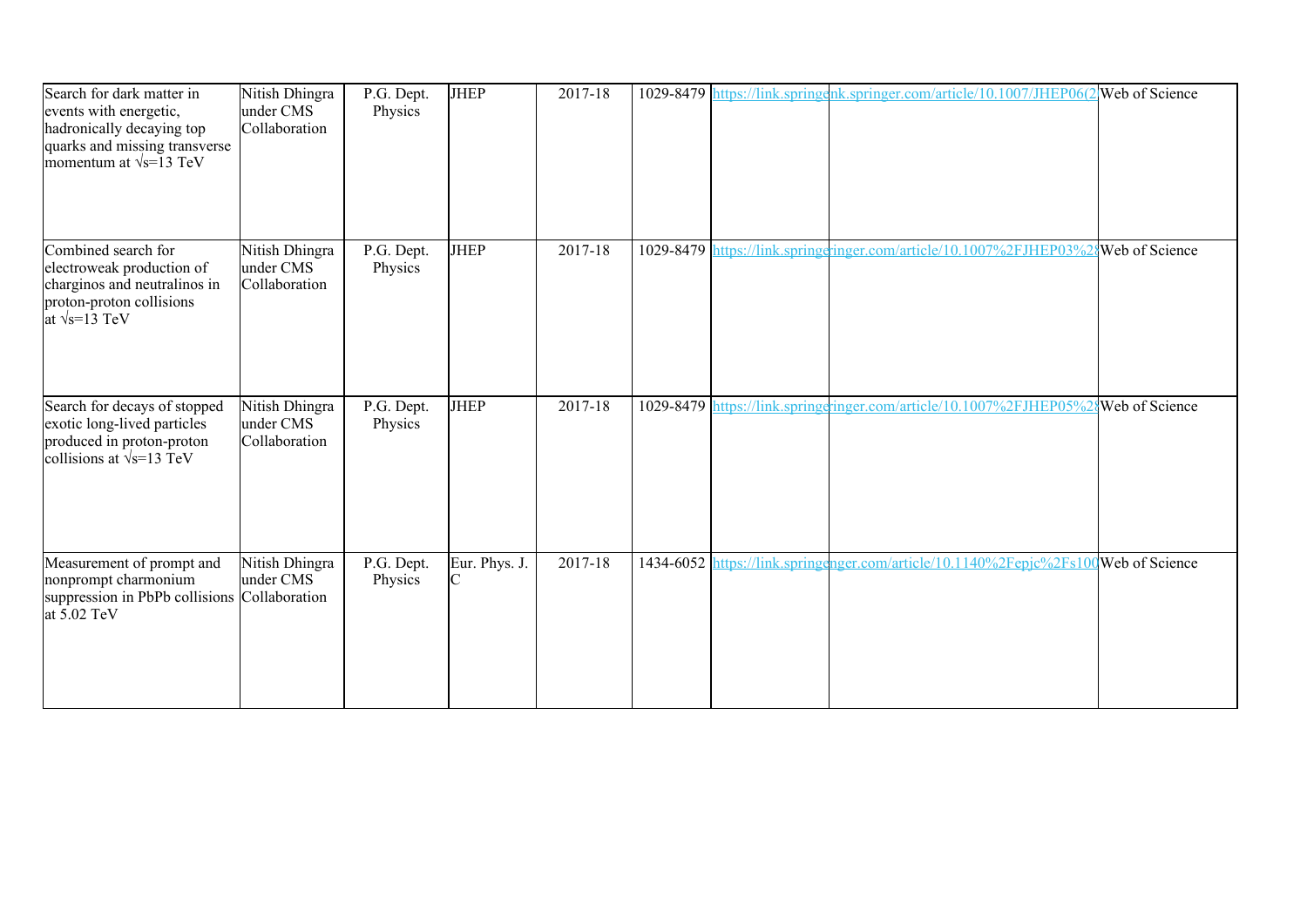| Search for dark matter in events with energetic, hadronically decaying top quarks and missing transverse momentum at √s=13 TeV | Nitish Dhingra under CMS Collaboration | P.G. Dept. Physics | JHEP | 2017-18 | 1029-8479 | https://link.springe | nk.springer.com/article/10.1007/JHEP06(2 | Web of Science |
|---|---|---|---|---|---|---|---|---|
| Combined search for electroweak production of charginos and neutralinos in proton-proton collisions at √s=13 TeV | Nitish Dhingra under CMS Collaboration | P.G. Dept. Physics | JHEP | 2017-18 | 1029-8479 | https://link.springe | ringer.com/article/10.1007%2FJHEP03%2 | Web of Science |
| Search for decays of stopped exotic long-lived particles produced in proton-proton collisions at √s=13 TeV | Nitish Dhingra under CMS Collaboration | P.G. Dept. Physics | JHEP | 2017-18 | 1029-8479 | https://link.springe | ringer.com/article/10.1007%2FJHEP05%2 | Web of Science |
| Measurement of prompt and nonprompt charmonium suppression in PbPb collisions at 5.02 TeV | Nitish Dhingra under CMS Collaboration | P.G. Dept. Physics | Eur. Phys. J. C | 2017-18 | 1434-6052 | https://link.springe | nger.com/article/10.1140%2Fepjc%2Fs100 | Web of Science |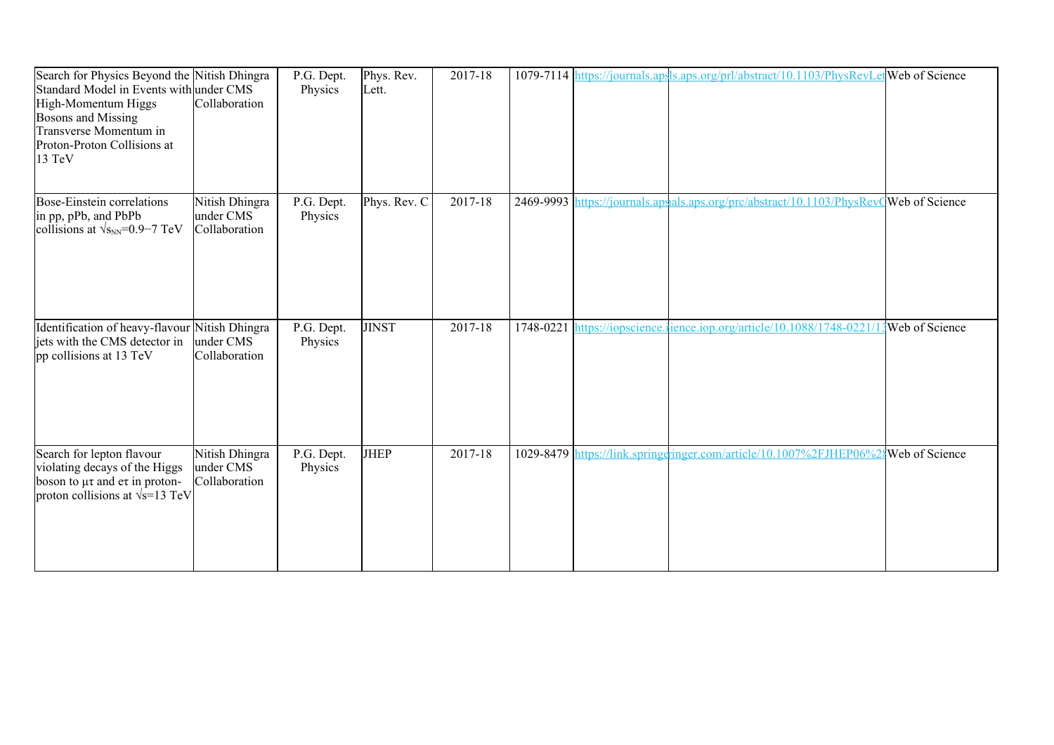| Search for Physics Beyond the Standard Model in Events with High-Momentum Higgs Bosons and Missing Transverse Momentum in Proton-Proton Collisions at 13 TeV | Nitish Dhingra under CMS Collaboration | P.G. Dept. Physics | Phys. Rev. Lett. | 2017-18 | 1079-7114 | https://journals.aps | ls.aps.org/prl/abstract/10.1103/PhysRevLet | Web of Science |
|---|---|---|---|---|---|---|---|---|
| Bose-Einstein correlations in pp, pPb, and PbPb collisions at $\sqrt{s_{NN}}$=0.9−7 TeV | Nitish Dhingra under CMS Collaboration | P.G. Dept. Physics | Phys. Rev. C | 2017-18 | 2469-9993 | https://journals.aps | als.aps.org/prc/abstract/10.1103/PhysRevC | Web of Science |
| Identification of heavy-flavour jets with the CMS detector in pp collisions at 13 TeV | Nitish Dhingra under CMS Collaboration | P.G. Dept. Physics | JINST | 2017-18 | 1748-0221 | https://iopscience. | ience.iop.org/article/10.1088/1748-0221/13 | Web of Science |
| Search for lepton flavour violating decays of the Higgs boson to μτ and eτ in proton-proton collisions at $\sqrt{s}$=13 TeV | Nitish Dhingra under CMS Collaboration | P.G. Dept. Physics | JHEP | 2017-18 | 1029-8479 | https://link.springe | ringer.com/article/10.1007%2FJHEP06%28 | Web of Science |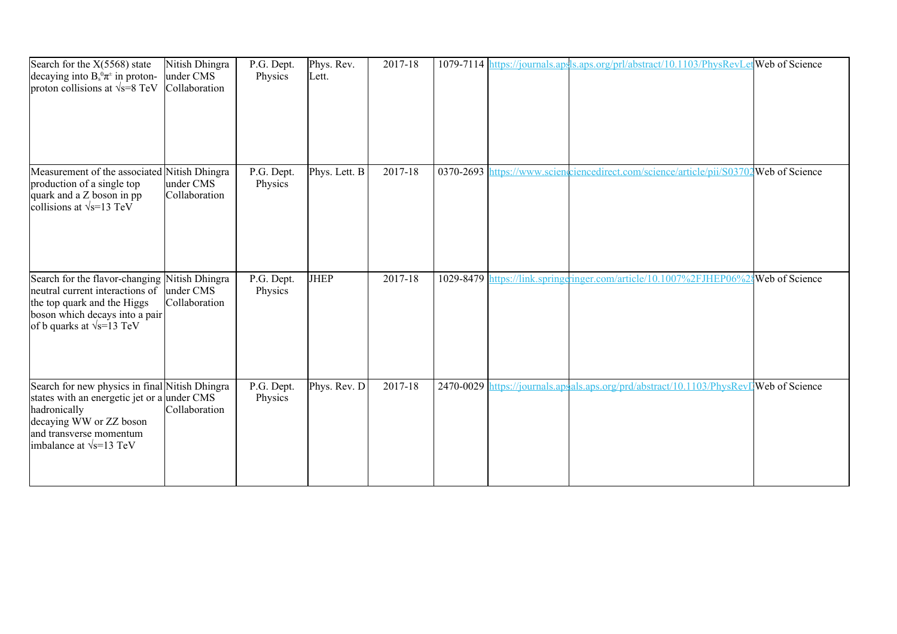| Search for the X(5568) state decaying into $B_s^0\pi^{\pm}$ in proton-proton collisions at $\sqrt{s}$=8 TeV | Nitish Dhingra under CMS Collaboration | P.G. Dept. Physics | Phys. Rev. Lett. | 2017-18 | 1079-7114 | https://journals.aps | ls.aps.org/prl/abstract/10.1103/PhysRevLet | Web of Science |
|---|---|---|---|---|---|---|---|---|
| Measurement of the associated production of a single top quark and a Z boson in pp collisions at $\sqrt{s}$=13 TeV | Nitish Dhingra under CMS Collaboration | P.G. Dept. Physics | Phys. Lett. B | 2017-18 | 0370-2693 | https://www.scien | ciencedirect.com/science/article/pii/S03702 | Web of Science |
| Search for the flavor-changing neutral current interactions of the top quark and the Higgs boson which decays into a pair of b quarks at $\sqrt{s}$=13 TeV | Nitish Dhingra under CMS Collaboration | P.G. Dept. Physics | JHEP | 2017-18 | 1029-8479 | https://link.springe | inger.com/article/10.1007%2FJHEP06%2 | Web of Science |
| Search for new physics in final states with an energetic jet or a hadronically decaying WW or ZZ boson and transverse momentum imbalance at $\sqrt{s}$=13 TeV | Nitish Dhingra under CMS Collaboration | P.G. Dept. Physics | Phys. Rev. D | 2017-18 | 2470-0029 | https://journals.aps | als.aps.org/prd/abstract/10.1103/PhysRevD | Web of Science |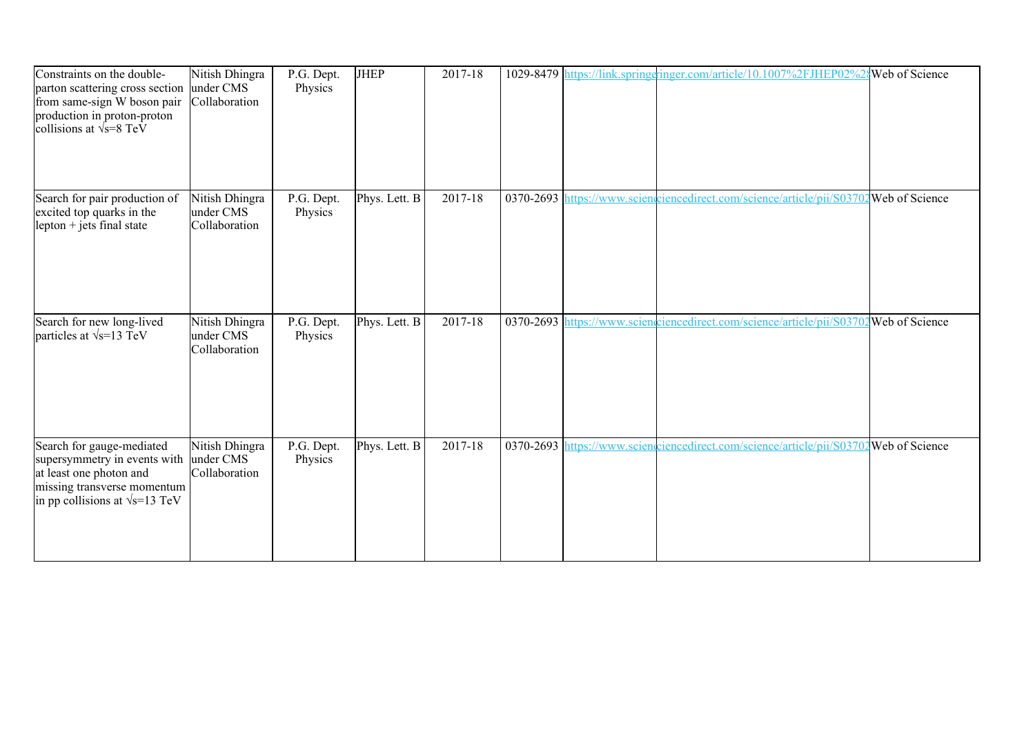| Constraints on the double-parton scattering cross section from same-sign W boson pair production in proton-proton collisions at $\sqrt{s}$=8 TeV | Nitish Dhingra under CMS Collaboration | P.G. Dept. Physics | JHEP | 2017-18 | 1029-8479 | https://link.springe | ringer.com/article/10.1007%2FJHEP02%2 | Web of Science |
|---|---|---|---|---|---|---|---|---|
| Search for pair production of excited top quarks in the lepton + jets final state | Nitish Dhingra under CMS Collaboration | P.G. Dept. Physics | Phys. Lett. B | 2017-18 | 0370-2693 | https://www.scien | ciencedirect.com/science/article/pii/S03702 | Web of Science |
| Search for new long-lived particles at $\sqrt{s}$=13 TeV | Nitish Dhingra under CMS Collaboration | P.G. Dept. Physics | Phys. Lett. B | 2017-18 | 0370-2693 | https://www.scien | ciencedirect.com/science/article/pii/S03702 | Web of Science |
| Search for gauge-mediated supersymmetry in events with at least one photon and missing transverse momentum in pp collisions at $\sqrt{s}$=13 TeV | Nitish Dhingra under CMS Collaboration | P.G. Dept. Physics | Phys. Lett. B | 2017-18 | 0370-2693 | https://www.scien | ciencedirect.com/science/article/pii/S03702 | Web of Science |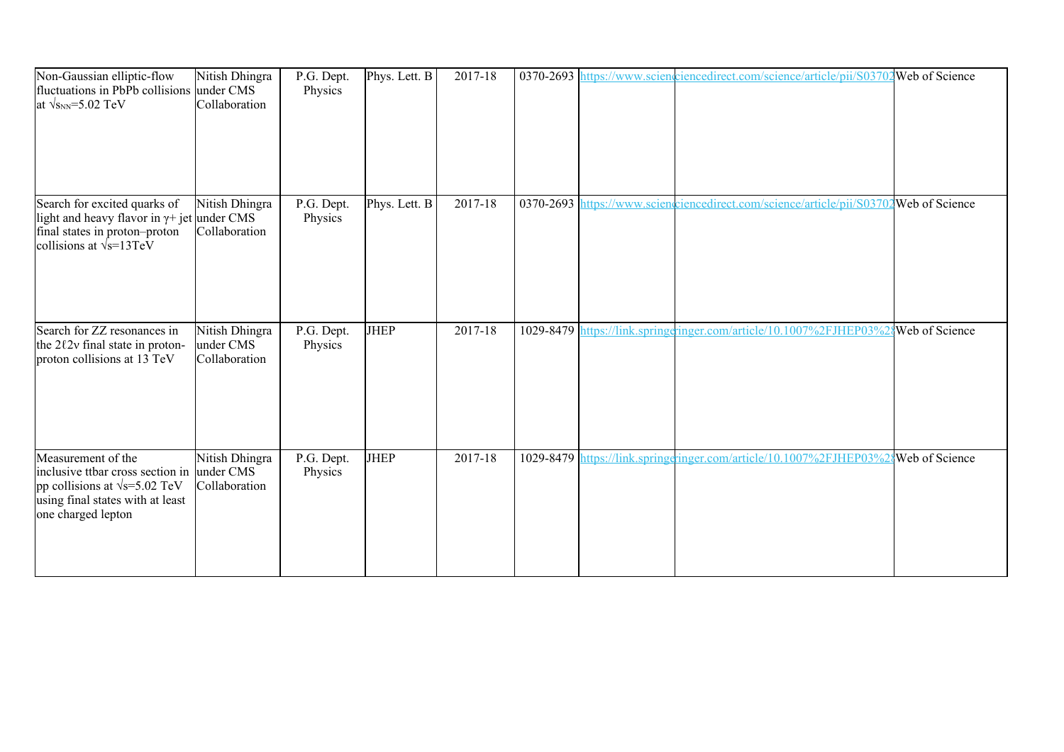| Non-Gaussian elliptic-flow fluctuations in PbPb collisions at $\sqrt{s_{NN}}$=5.02 TeV | Nitish Dhingra under CMS Collaboration | P.G. Dept. Physics | Phys. Lett. B | 2017-18 | 0370-2693 | https://www.scien | ciencedirect.com/science/article/pii/S03702 | Web of Science |
|---|---|---|---|---|---|---|---|---|
| Search for excited quarks of light and heavy flavor in γ+ jet final states in proton–proton collisions at $\sqrt{s}$=13TeV | Nitish Dhingra under CMS Collaboration | P.G. Dept. Physics | Phys. Lett. B | 2017-18 | 0370-2693 | https://www.scien | ciencedirect.com/science/article/pii/S03702 | Web of Science |
| Search for ZZ resonances in the 2ℓ2ν final state in proton-proton collisions at 13 TeV | Nitish Dhingra under CMS Collaboration | P.G. Dept. Physics | JHEP | 2017-18 | 1029-8479 | https://link.springe | ringer.com/article/10.1007%2FJHEP03%2 | Web of Science |
| Measurement of the inclusive ttbar cross section in pp collisions at $\sqrt{s}$=5.02 TeV using final states with at least one charged lepton | Nitish Dhingra under CMS Collaboration | P.G. Dept. Physics | JHEP | 2017-18 | 1029-8479 | https://link.springe | ringer.com/article/10.1007%2FJHEP03%2 | Web of Science |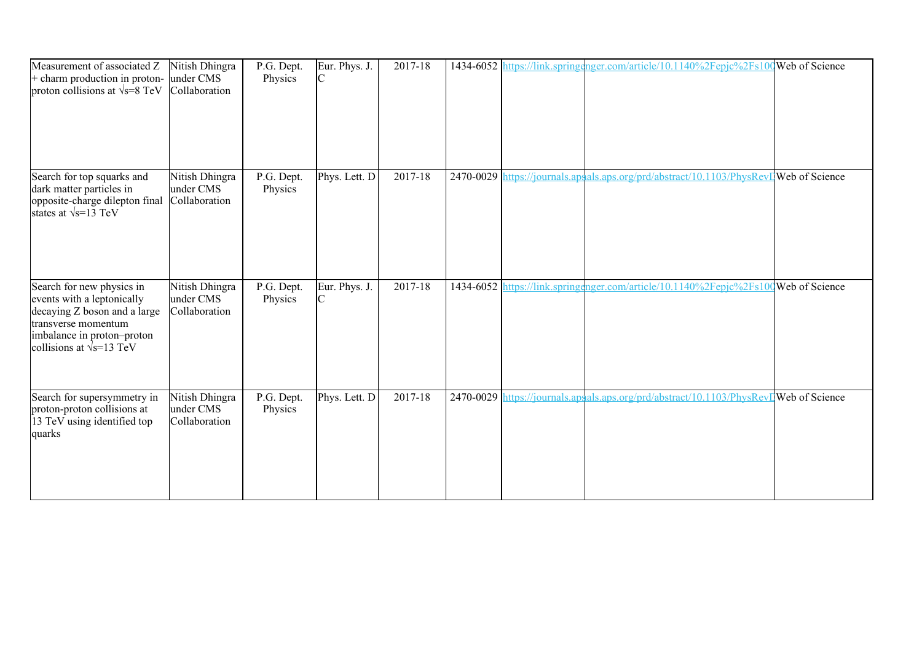| | | | | | | | | |
|---|---|---|---|---|---|---|---|---|
| Measurement of associated Z + charm production in proton-proton collisions at √s=8 TeV | Nitish Dhingra under CMS Collaboration | P.G. Dept. Physics | Eur. Phys. J. C | 2017-18 | 1434-6052 | https://link.springe | nger.com/article/10.1140%2Fepjc%2Fs100 | Web of Science |
| Search for top squarks and dark matter particles in opposite-charge dilepton final states at √s=13 TeV | Nitish Dhingra under CMS Collaboration | P.G. Dept. Physics | Phys. Lett. D | 2017-18 | 2470-0029 | https://journals.aps | als.aps.org/prd/abstract/10.1103/PhysRevD | Web of Science |
| Search for new physics in events with a leptonically decaying Z boson and a large transverse momentum imbalance in proton–proton collisions at √s=13 TeV | Nitish Dhingra under CMS Collaboration | P.G. Dept. Physics | Eur. Phys. J. C | 2017-18 | 1434-6052 | https://link.springe | nger.com/article/10.1140%2Fepjc%2Fs100 | Web of Science |
| Search for supersymmetry in proton-proton collisions at 13 TeV using identified top quarks | Nitish Dhingra under CMS Collaboration | P.G. Dept. Physics | Phys. Lett. D | 2017-18 | 2470-0029 | https://journals.aps | als.aps.org/prd/abstract/10.1103/PhysRevD | Web of Science |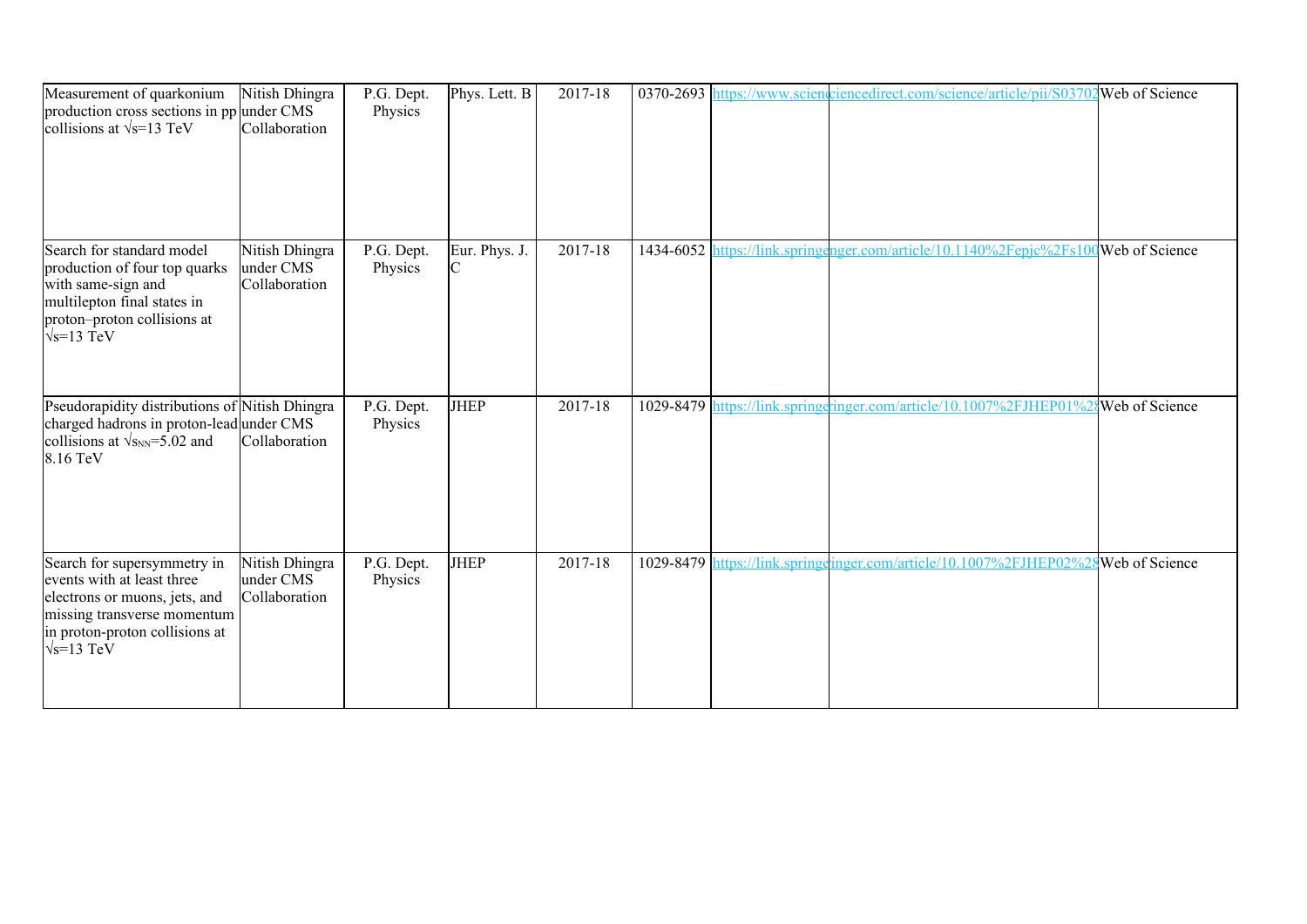| | | | | | | | | |
|---|---|---|---|---|---|---|---|---|
| Measurement of quarkonium production cross sections in pp collisions at √s=13 TeV | Nitish Dhingra under CMS Collaboration | P.G. Dept. Physics | Phys. Lett. B | 2017-18 | 0370-2693 | https://www.scienc | iencedirect.com/science/article/pii/S03702 | Web of Science |
| Search for standard model production of four top quarks with same-sign and multilepton final states in proton–proton collisions at √s=13 TeV | Nitish Dhingra under CMS Collaboration | P.G. Dept. Physics | Eur. Phys. J. C | 2017-18 | 1434-6052 | https://link.springe | nger.com/article/10.1140%2Fepjc%2Fs100 | Web of Science |
| Pseudorapidity distributions of charged hadrons in proton-lead collisions at $\sqrt{s_{NN}}$=5.02 and 8.16 TeV | Nitish Dhingra under CMS Collaboration | P.G. Dept. Physics | JHEP | 2017-18 | 1029-8479 | https://link.springe | inger.com/article/10.1007%2FJHEP01%28 | Web of Science |
| Search for supersymmetry in events with at least three electrons or muons, jets, and missing transverse momentum in proton-proton collisions at √s=13 TeV | Nitish Dhingra under CMS Collaboration | P.G. Dept. Physics | JHEP | 2017-18 | 1029-8479 | https://link.springe | inger.com/article/10.1007%2FJHEP02%28 | Web of Science |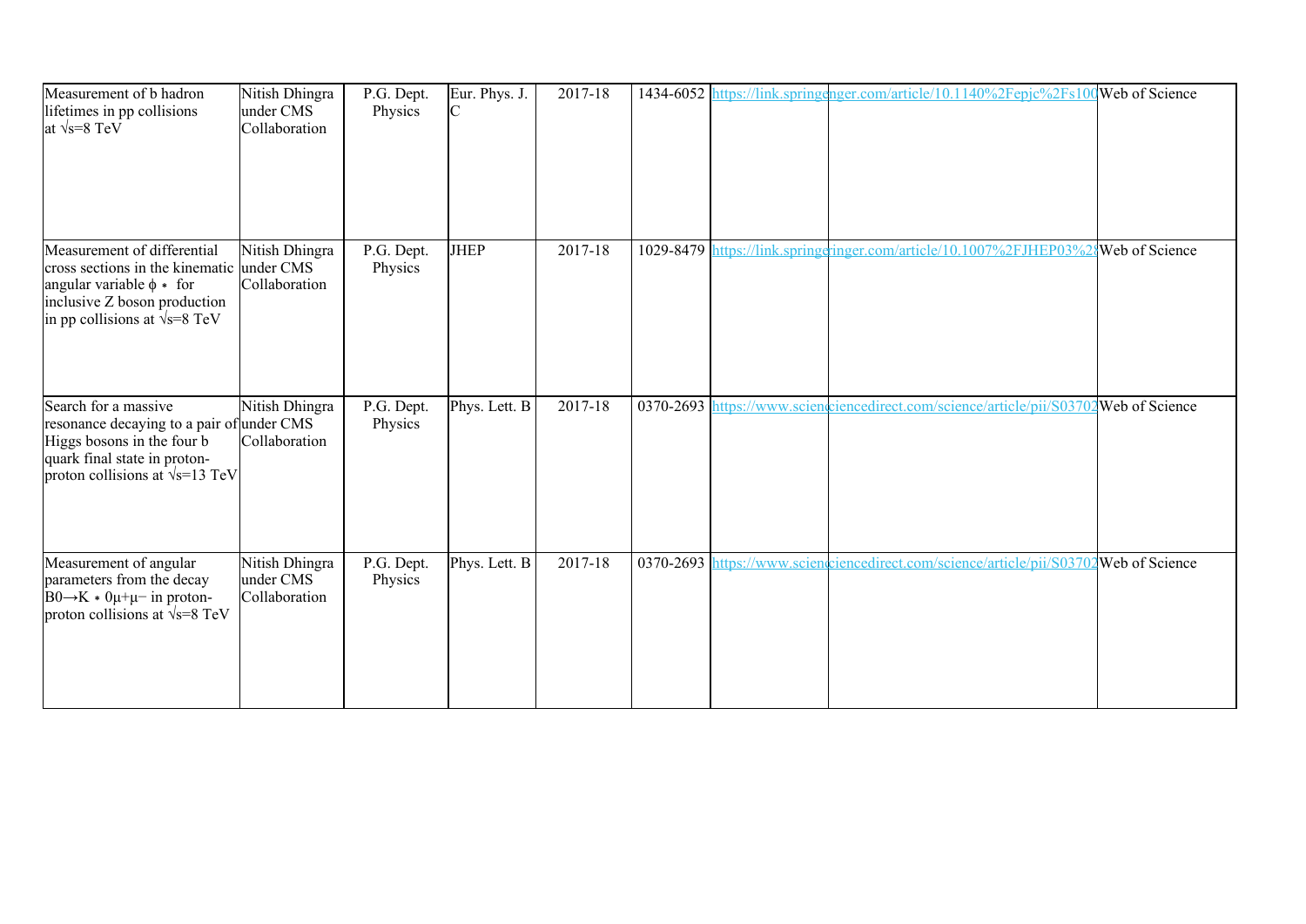| | | | | | | | | |
|---|---|---|---|---|---|---|---|---|
| Measurement of b hadron lifetimes in pp collisions at $\sqrt{s}$=8 TeV | Nitish Dhingra under CMS Collaboration | P.G. Dept. Physics | Eur. Phys. J. C | 2017-18 | 1434-6052 | https://link.springe | nger.com/article/10.1140%2Fepjc%2Fs100 | Web of Science |
| Measurement of differential cross sections in the kinematic angular variable $\phi*$ for inclusive Z boson production in pp collisions at $\sqrt{s}$=8 TeV | Nitish Dhingra under CMS Collaboration | P.G. Dept. Physics | JHEP | 2017-18 | 1029-8479 | https://link.springe | ringer.com/article/10.1007%2FJHEP03%28 | Web of Science |
| Search for a massive resonance decaying to a pair of Higgs bosons in the four b quark final state in proton-proton collisions at $\sqrt{s}$=13 TeV | Nitish Dhingra under CMS Collaboration | P.G. Dept. Physics | Phys. Lett. B | 2017-18 | 0370-2693 | https://www.scienc | ciencedirect.com/science/article/pii/S03702 | Web of Science |
| Measurement of angular parameters from the decay $B0\rightarrow K*0\mu+\mu-$ in proton-proton collisions at $\sqrt{s}$=8 TeV | Nitish Dhingra under CMS Collaboration | P.G. Dept. Physics | Phys. Lett. B | 2017-18 | 0370-2693 | https://www.scienc | ciencedirect.com/science/article/pii/S03702 | Web of Science |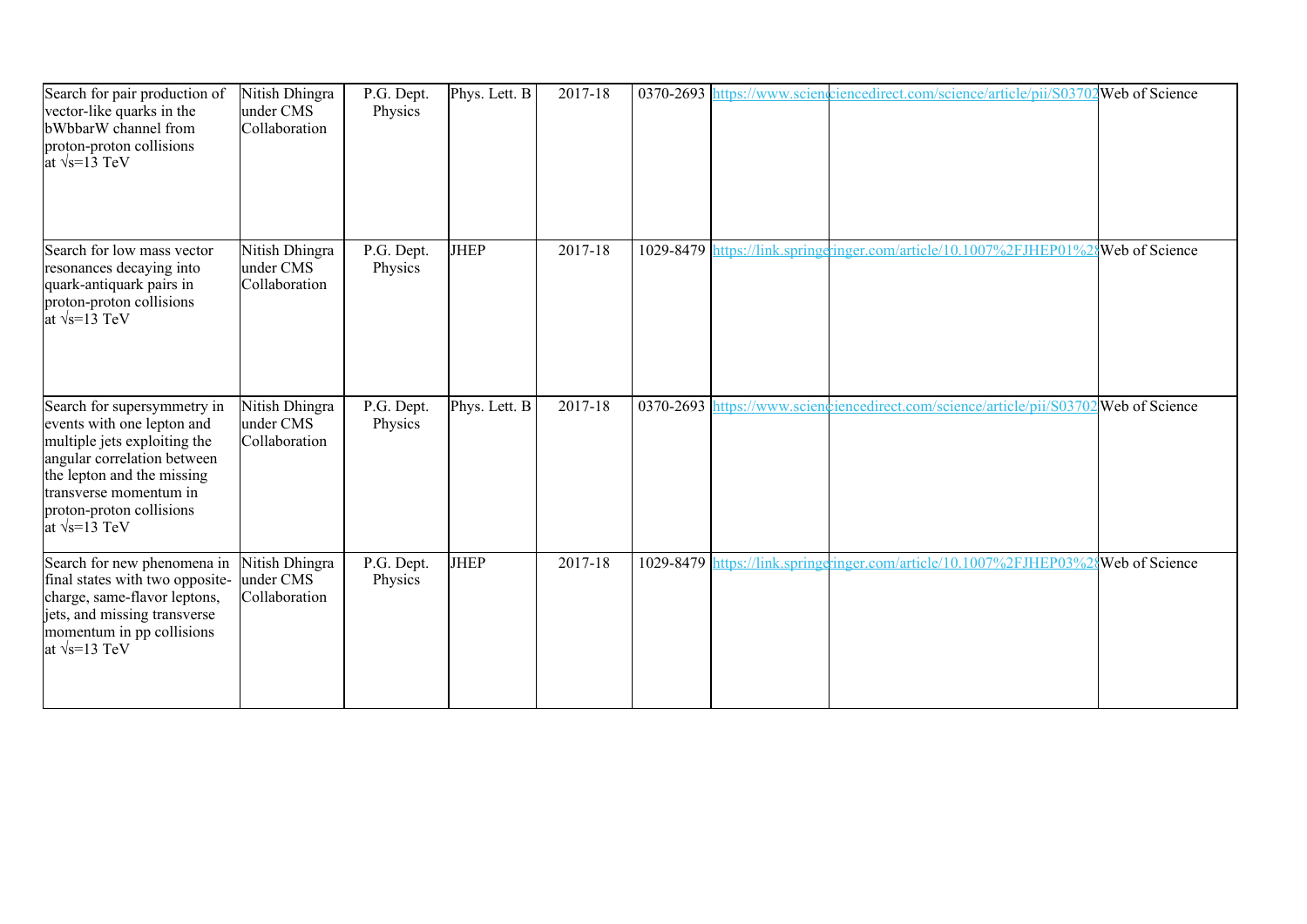| | | | | | | | |
|---|---|---|---|---|---|---|---|
| Search for pair production of vector-like quarks in the bWbbarW channel from proton-proton collisions at $\sqrt{s}$=13 TeV | Nitish Dhingra under CMS Collaboration | P.G. Dept. Physics | Phys. Lett. B | 2017-18 | 0370-2693 | https://www.sciencdirect.com/science/article/pii/S03702 | Web of Science |
| Search for low mass vector resonances decaying into quark-antiquark pairs in proton-proton collisions at $\sqrt{s}$=13 TeV | Nitish Dhingra under CMS Collaboration | P.G. Dept. Physics | JHEP | 2017-18 | 1029-8479 | https://link.springeringer.com/article/10.1007%2FJHEP01%2 | Web of Science |
| Search for supersymmetry in events with one lepton and multiple jets exploiting the angular correlation between the lepton and the missing transverse momentum in proton-proton collisions at $\sqrt{s}$=13 TeV | Nitish Dhingra under CMS Collaboration | P.G. Dept. Physics | Phys. Lett. B | 2017-18 | 0370-2693 | https://www.sciencdirect.com/science/article/pii/S03702 | Web of Science |
| Search for new phenomena in final states with two opposite-charge, same-flavor leptons, jets, and missing transverse momentum in pp collisions at $\sqrt{s}$=13 TeV | Nitish Dhingra under CMS Collaboration | P.G. Dept. Physics | JHEP | 2017-18 | 1029-8479 | https://link.springeringer.com/article/10.1007%2FJHEP03%2 | Web of Science |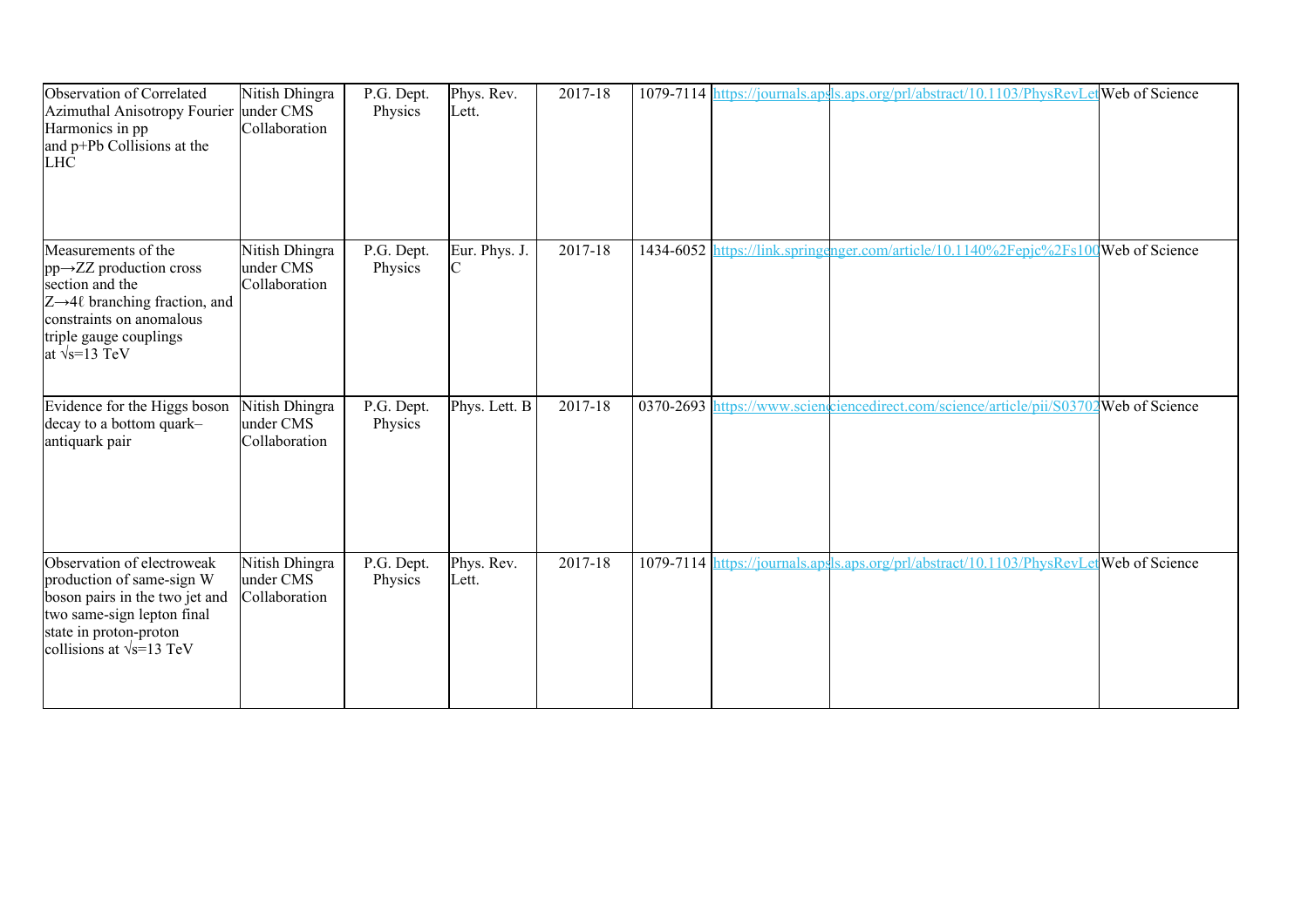| Observation of Correlated Azimuthal Anisotropy Fourier Harmonics in pp and p+Pb Collisions at the LHC | Nitish Dhingra under CMS Collaboration | P.G. Dept. Physics | Phys. Rev. Lett. | 2017-18 | 1079-7114 | https://journals.aps | ls.aps.org/prl/abstract/10.1103/PhysRevLet | Web of Science |
|---|---|---|---|---|---|---|---|---|
| Measurements of the pp→ZZ production cross section and the Z→4ℓ branching fraction, and constraints on anomalous triple gauge couplings at √s=13 TeV | Nitish Dhingra under CMS Collaboration | P.G. Dept. Physics | Eur. Phys. J. C | 2017-18 | 1434-6052 | https://link.springe | nger.com/article/10.1140%2Fepjc%2Fs100 | Web of Science |
| Evidence for the Higgs boson decay to a bottom quark–antiquark pair | Nitish Dhingra under CMS Collaboration | P.G. Dept. Physics | Phys. Lett. B | 2017-18 | 0370-2693 | https://www.scienc | iencedirect.com/science/article/pii/S03702 | Web of Science |
| Observation of electroweak production of same-sign W boson pairs in the two jet and two same-sign lepton final state in proton-proton collisions at √s=13 TeV | Nitish Dhingra under CMS Collaboration | P.G. Dept. Physics | Phys. Rev. Lett. | 2017-18 | 1079-7114 | https://journals.aps | ls.aps.org/prl/abstract/10.1103/PhysRevLet | Web of Science |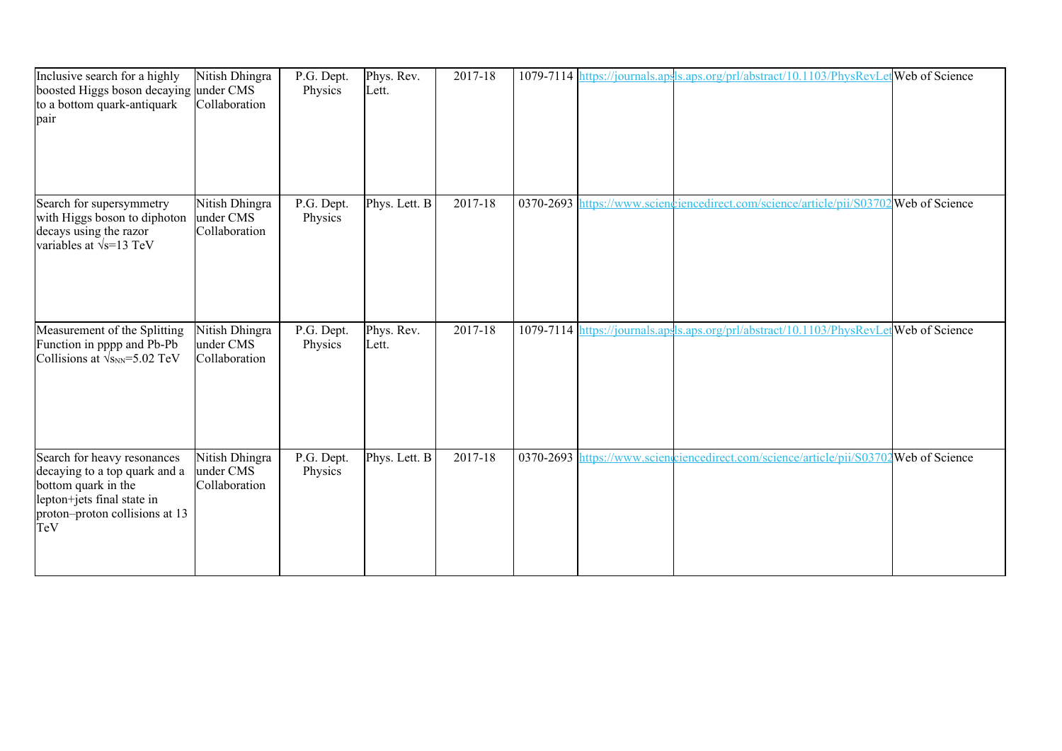| Inclusive search for a highly boosted Higgs boson decaying to a bottom quark-antiquark pair | Nitish Dhingra under CMS Collaboration | P.G. Dept. Physics | Phys. Rev. Lett. | 2017-18 | 1079-7114 | https://journals.aps | ls.aps.org/prl/abstract/10.1103/PhysRevLet | Web of Science |
|---|---|---|---|---|---|---|---|---|
| Search for supersymmetry with Higgs boson to diphoton decays using the razor variables at $\sqrt{s}$=13 TeV | Nitish Dhingra under CMS Collaboration | P.G. Dept. Physics | Phys. Lett. B | 2017-18 | 0370-2693 | https://www.scienc | iencedirect.com/science/article/pii/S03702 | Web of Science |
| Measurement of the Splitting Function in pppp and Pb-Pb Collisions at $\sqrt{s_{NN}}$=5.02 TeV | Nitish Dhingra under CMS Collaboration | P.G. Dept. Physics | Phys. Rev. Lett. | 2017-18 | 1079-7114 | https://journals.aps | ls.aps.org/prl/abstract/10.1103/PhysRevLet | Web of Science |
| Search for heavy resonances decaying to a top quark and a bottom quark in the lepton+jets final state in proton–proton collisions at 13 TeV | Nitish Dhingra under CMS Collaboration | P.G. Dept. Physics | Phys. Lett. B | 2017-18 | 0370-2693 | https://www.scienc | iencedirect.com/science/article/pii/S03702 | Web of Science |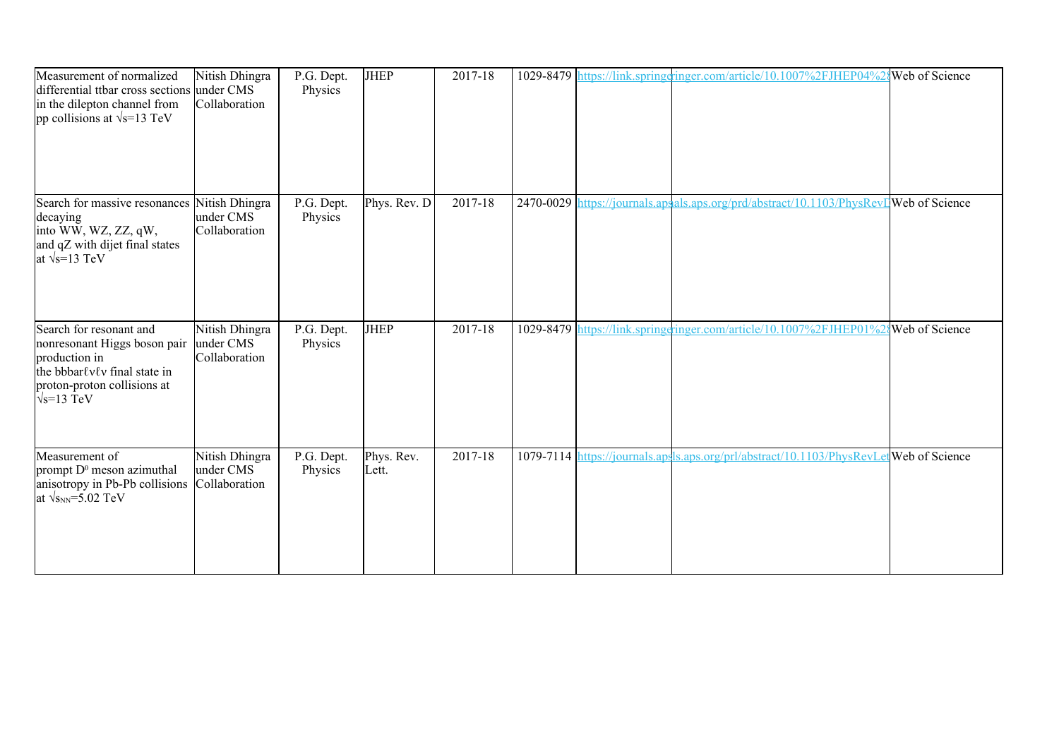| | | | | | | | | |
|---|---|---|---|---|---|---|---|---|
| Measurement of normalized differential ttbar cross sections in the dilepton channel from pp collisions at √s=13 TeV | Nitish Dhingra under CMS Collaboration | P.G. Dept. Physics | JHEP | 2017-18 | 1029-8479 | https://link.springe | inger.com/article/10.1007%2FJHEP04%28 | Web of Science |
| Search for massive resonances decaying into WW, WZ, ZZ, qW, and qZ with dijet final states at √s=13 TeV | Nitish Dhingra under CMS Collaboration | P.G. Dept. Physics | Phys. Rev. D | 2017-18 | 2470-0029 | https://journals.aps | als.aps.org/prd/abstract/10.1103/PhysRevD | Web of Science |
| Search for resonant and nonresonant Higgs boson pair production in the bbbarℓνℓν final state in proton-proton collisions at √s=13 TeV | Nitish Dhingra under CMS Collaboration | P.G. Dept. Physics | JHEP | 2017-18 | 1029-8479 | https://link.springe | inger.com/article/10.1007%2FJHEP01%28 | Web of Science |
| Measurement of prompt $D^0$ meson azimuthal anisotropy in Pb-Pb collisions at $\sqrt{s_{NN}}$=5.02 TeV | Nitish Dhingra under CMS Collaboration | P.G. Dept. Physics | Phys. Rev. Lett. | 2017-18 | 1079-7114 | https://journals.aps | ls.aps.org/prl/abstract/10.1103/PhysRevLet | Web of Science |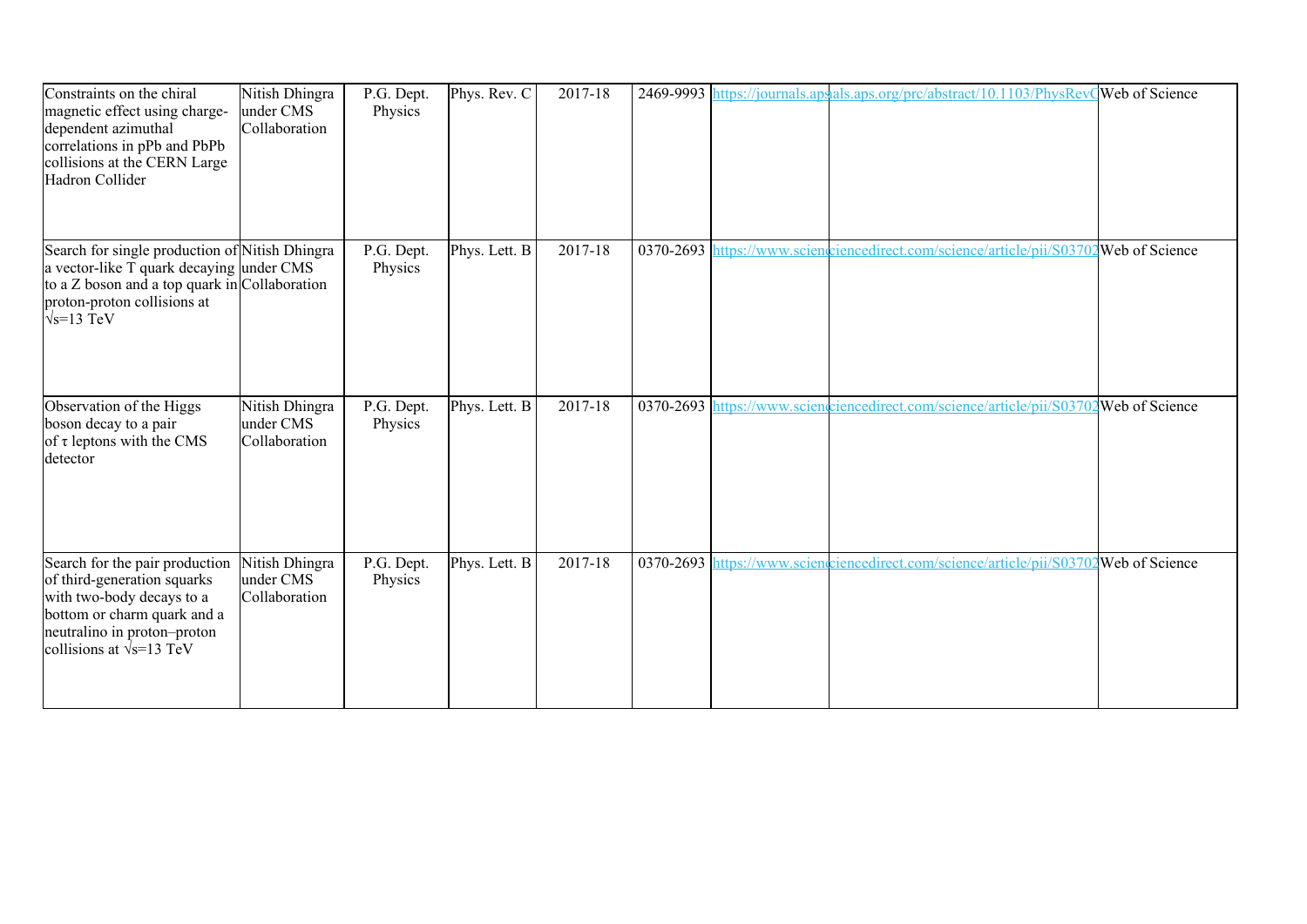| Constraints on the chiral magnetic effect using charge-dependent azimuthal correlations in pPb and PbPb collisions at the CERN Large Hadron Collider | Nitish Dhingra under CMS Collaboration | P.G. Dept. Physics | Phys. Rev. C | 2017-18 | 2469-9993 | https://journals.aps | als.aps.org/prc/abstract/10.1103/PhysRevC | Web of Science |
|---|---|---|---|---|---|---|---|---|
| Search for single production of a vector-like T quark decaying to a Z boson and a top quark in proton-proton collisions at √s=13 TeV | Nitish Dhingra under CMS Collaboration | P.G. Dept. Physics | Phys. Lett. B | 2017-18 | 0370-2693 | https://www.scienc | iencedirect.com/science/article/pii/S03702 | Web of Science |
| Observation of the Higgs boson decay to a pair of τ leptons with the CMS detector | Nitish Dhingra under CMS Collaboration | P.G. Dept. Physics | Phys. Lett. B | 2017-18 | 0370-2693 | https://www.scienc | iencedirect.com/science/article/pii/S03702 | Web of Science |
| Search for the pair production of third-generation squarks with two-body decays to a bottom or charm quark and a neutralino in proton–proton collisions at √s=13 TeV | Nitish Dhingra under CMS Collaboration | P.G. Dept. Physics | Phys. Lett. B | 2017-18 | 0370-2693 | https://www.scienc | iencedirect.com/science/article/pii/S03702 | Web of Science |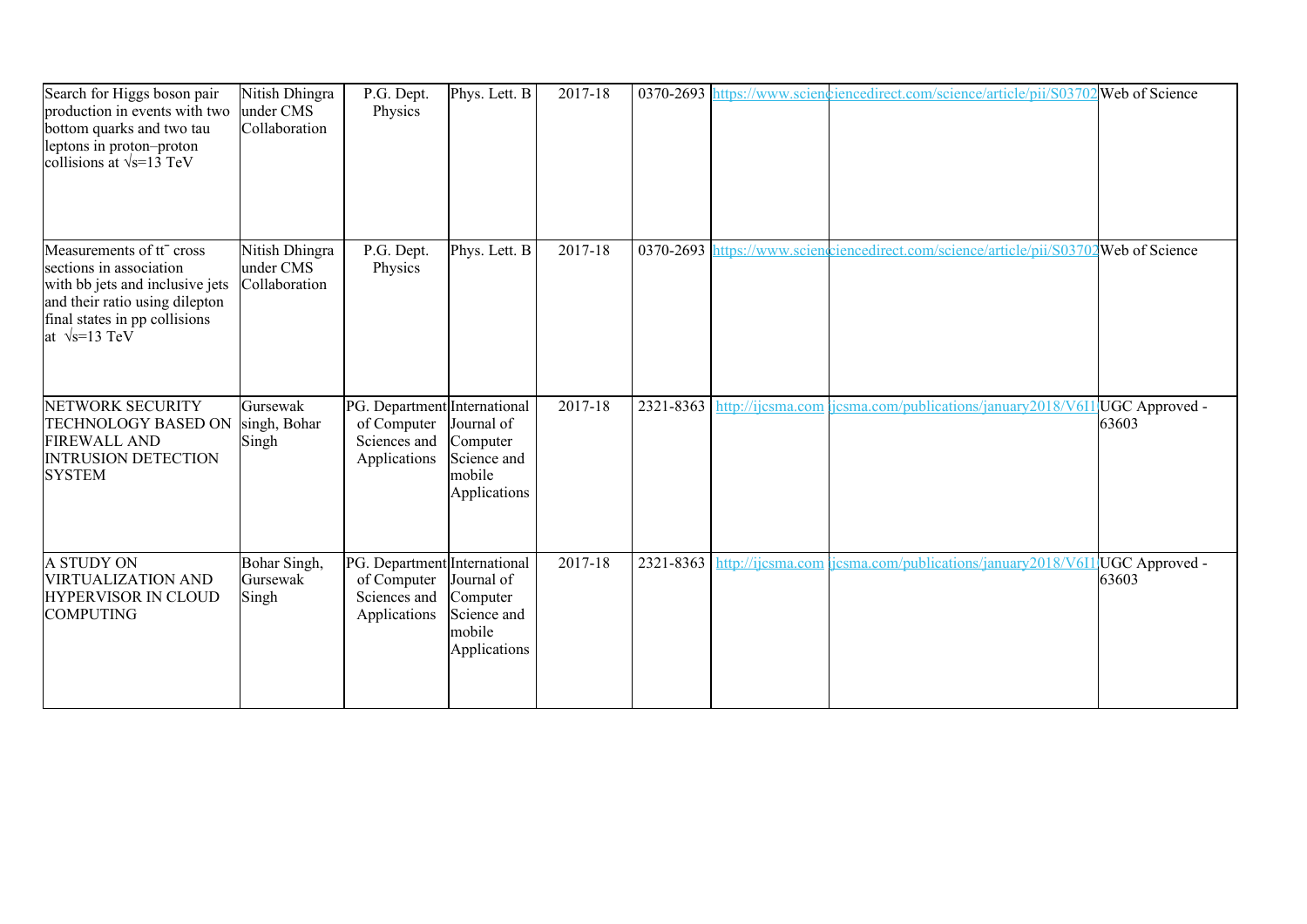| | | | | | | | | |
|---|---|---|---|---|---|---|---|---|
| Search for Higgs boson pair production in events with two bottom quarks and two tau leptons in proton–proton collisions at √s=13 TeV | Nitish Dhingra under CMS Collaboration | P.G. Dept. Physics | Phys. Lett. B | 2017-18 | 0370-2693 | https://www.scienc | iencedirect.com/science/article/pii/S03702 | Web of Science |
| Measurements of $t\bar{t}$ cross sections in association with bb jets and inclusive jets and their ratio using dilepton final states in pp collisions at √s=13 TeV | Nitish Dhingra under CMS Collaboration | P.G. Dept. Physics | Phys. Lett. B | 2017-18 | 0370-2693 | https://www.scienc | iencedirect.com/science/article/pii/S03702 | Web of Science |
| NETWORK SECURITY TECHNOLOGY BASED ON FIREWALL AND INTRUSION DETECTION SYSTEM | Gursewak singh, Bohar Singh | PG. Department of Computer Sciences and Applications | International Journal of Computer Science and mobile Applications | 2017-18 | 2321-8363 | http://ijcsma.com | ijcsma.com/publications/january2018/V6I1 | UGC Approved - 63603 |
| A STUDY ON VIRTUALIZATION AND HYPERVISOR IN CLOUD COMPUTING | Bohar Singh, Gursewak Singh | PG. Department of Computer Sciences and Applications | International Journal of Computer Science and mobile Applications | 2017-18 | 2321-8363 | http://ijcsma.com | ijcsma.com/publications/january2018/V6I1 | UGC Approved - 63603 |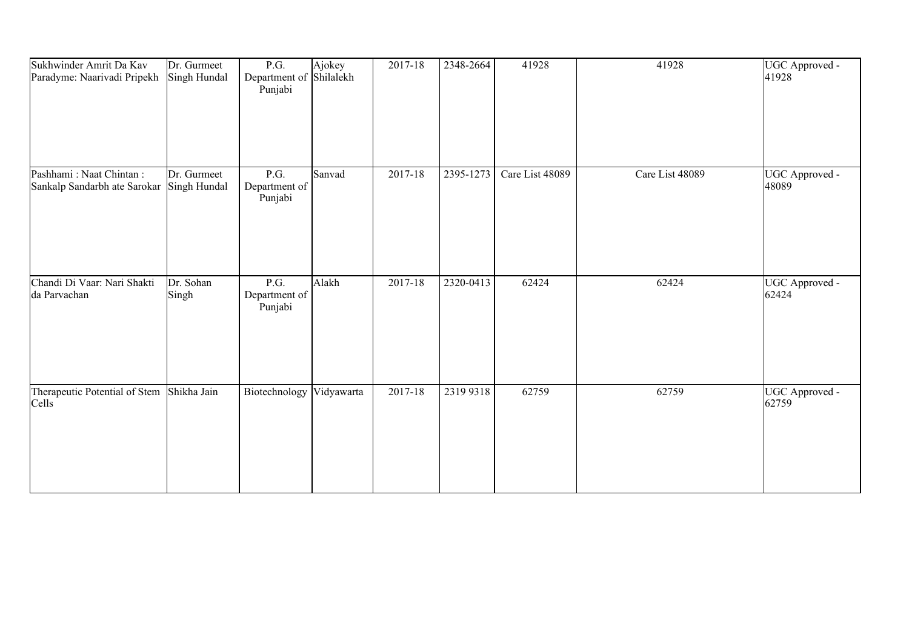| | | | | | | | | |
|---|---|---|---|---|---|---|---|---|
| Sukhwinder Amrit Da Kav Paradyme: Naarivadi Pripekh | Dr. Gurmeet Singh Hundal | P.G. Department of Punjabi | Ajokey Shilalekh | 2017-18 | 2348-2664 | 41928 | 41928 | UGC Approved - 41928 |
| Pashhami : Naat Chintan : Sankalp Sandarbh ate Sarokar | Dr. Gurmeet Singh Hundal | P.G. Department of Punjabi | Sanvad | 2017-18 | 2395-1273 | Care List 48089 | Care List 48089 | UGC Approved - 48089 |
| Chandi Di Vaar: Nari Shakti da Parvachan | Dr. Sohan Singh | P.G. Department of Punjabi | Alakh | 2017-18 | 2320-0413 | 62424 | 62424 | UGC Approved - 62424 |
| Therapeutic Potential of Stem Cells | Shikha Jain | Biotechnology | Vidyawarta | 2017-18 | 2319 9318 | 62759 | 62759 | UGC Approved - 62759 |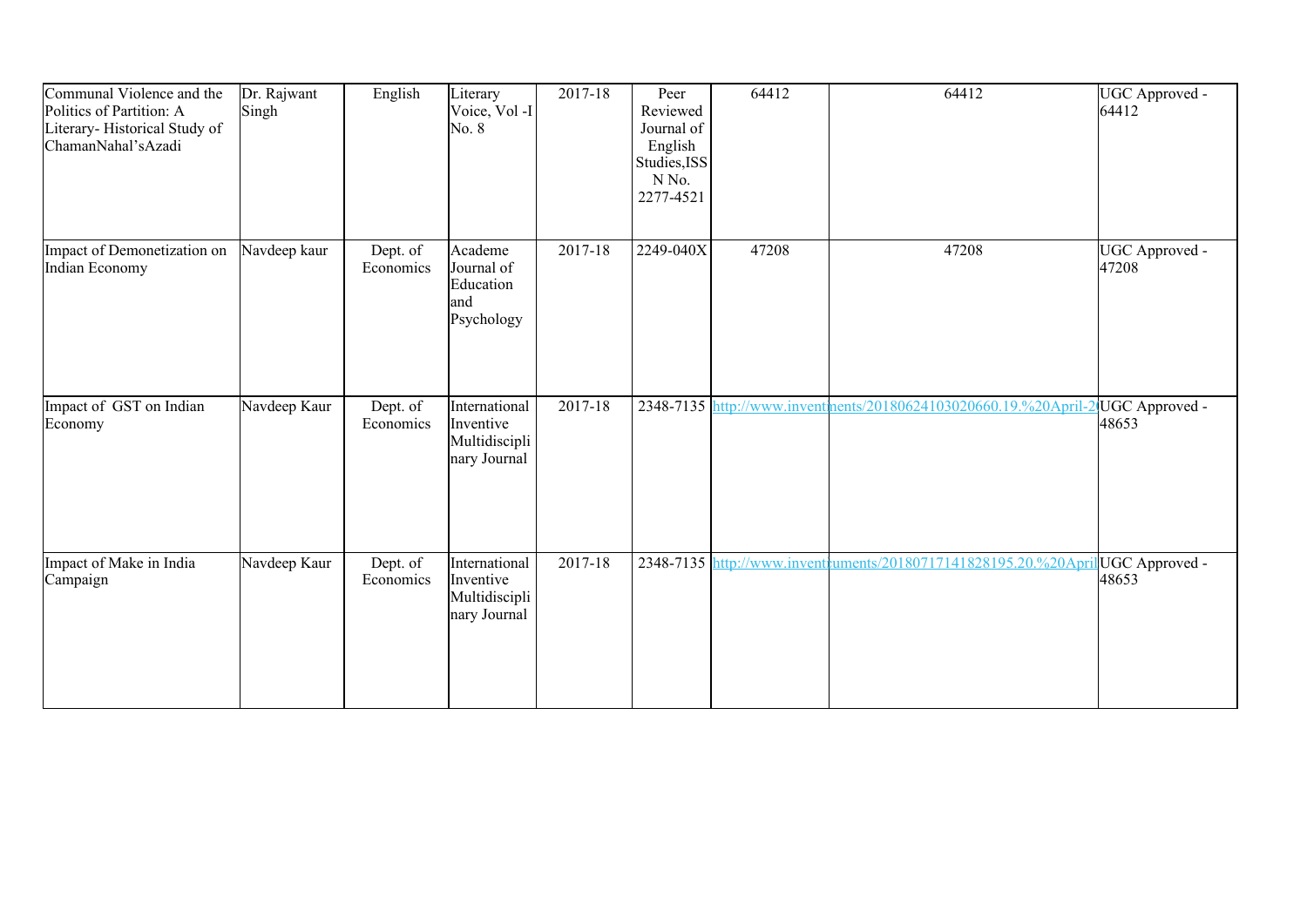| | | | | | | | | |
|---|---|---|---|---|---|---|---|---|
| Communal Violence and the Politics of Partition: A Literary- Historical Study of ChamanNahal'sAzadi | Dr. Rajwant Singh | English | Literary Voice, Vol -I No. 8 | 2017-18 | Peer Reviewed Journal of English Studies,ISSN No. 2277-4521 | 64412 | 64412 | UGC Approved - 64412 |
| Impact of Demonetization on Indian Economy | Navdeep kaur | Dept. of Economics | Academe Journal of Education and Psychology | 2017-18 | 2249-040X | 47208 | 47208 | UGC Approved - 47208 |
| Impact of GST on Indian Economy | Navdeep Kaur | Dept. of Economics | International Inventive Multidisciplinary Journal | 2017-18 | 2348-7135 | http://www.invent | nents/20180624103020660.19.%20April-2 | UGC Approved - 48653 |
| Impact of Make in India Campaign | Navdeep Kaur | Dept. of Economics | International Inventive Multidisciplinary Journal | 2017-18 | 2348-7135 | http://www.invent | uments/20180717141828195.20.%20April | UGC Approved - 48653 |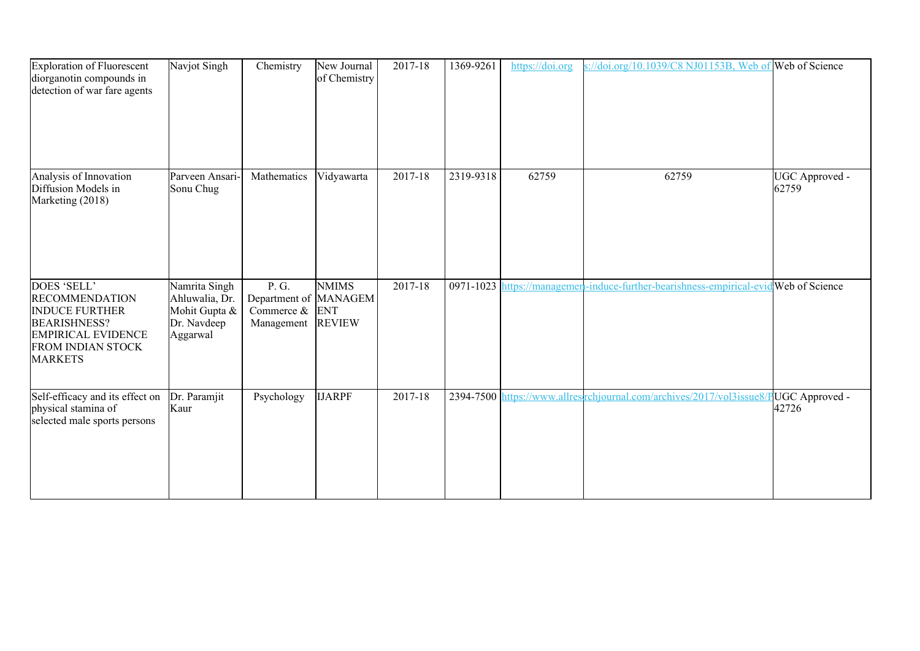| Exploration of Fluorescent diorganotin compounds in detection of war fare agents | Navjot Singh | Chemistry | New Journal of Chemistry | 2017-18 | 1369-9261 | https://doi.org | s://doi.org/10.1039/C8 NJ01153B, Web of | Web of Science |
|---|---|---|---|---|---|---|---|---|
| Analysis of Innovation Diffusion Models in Marketing (2018) | Parveen Ansari-Sonu Chug | Mathematics | Vidyawarta | 2017-18 | 2319-9318 | 62759 | 62759 | UGC Approved - 62759 |
| DOES 'SELL' RECOMMENDATION INDUCE FURTHER BEARISHNESS? EMPIRICAL EVIDENCE FROM INDIAN STOCK MARKETS | Namrita Singh Ahluwalia, Dr. Mohit Gupta & Dr. Navdeep Aggarwal | P. G. Department of Commerce & Management | NMIMS MANAGEMENT REVIEW | 2017-18 | 0971-1023 | https://managemen | -induce-further-bearishness-empirical-evid | Web of Science |
| Self-efficacy and its effect on physical stamina of selected male sports persons | Dr. Paramjit Kaur | Psychology | IJARPF | 2017-18 | 2394-7500 | https://www.allres | rchjournal.com/archives/2017/vol3issue8/P | UGC Approved - 42726 |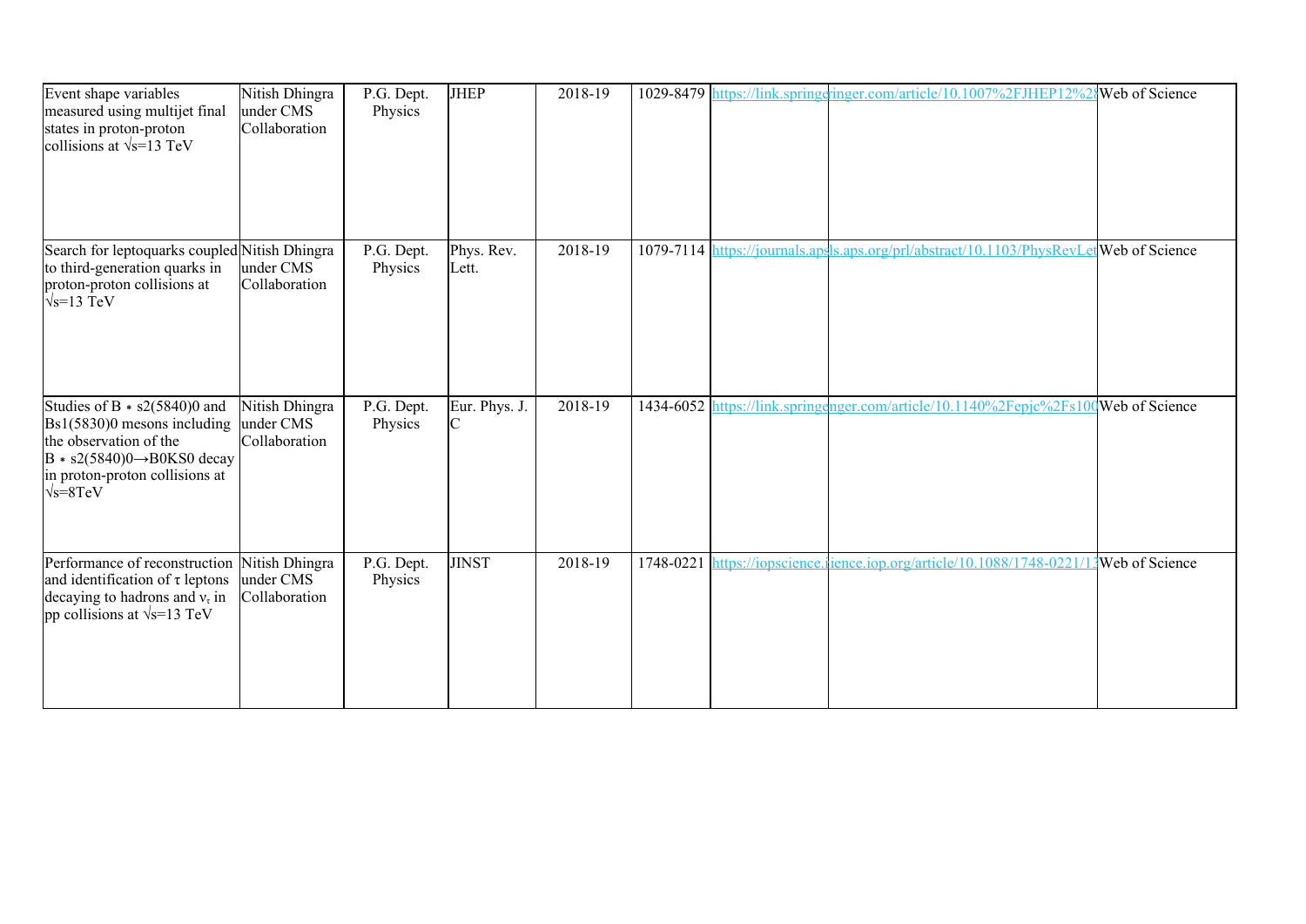| Event shape variables measured using multijet final states in proton-proton collisions at $\sqrt{s}$=13 TeV | Nitish Dhingra under CMS Collaboration | P.G. Dept. Physics | JHEP | 2018-19 | 1029-8479 | https://link.springe | ringer.com/article/10.1007%2FJHEP12%28 | Web of Science |
|---|---|---|---|---|---|---|---|---|
| Search for leptoquarks coupled to third-generation quarks in proton-proton collisions at $\sqrt{s}$=13 TeV | Nitish Dhingra under CMS Collaboration | P.G. Dept. Physics | Phys. Rev. Lett. | 2018-19 | 1079-7114 | https://journals.ap | s.aps.org/prl/abstract/10.1103/PhysRevLet | Web of Science |
| Studies of $B*_{s2}(5840)^0$ and $B_{s1}(5830)^0$ mesons including the observation of the $B*_{s2}(5840)^0 \rightarrow B^0K^0_S$ decay in proton-proton collisions at $\sqrt{s}$=8TeV | Nitish Dhingra under CMS Collaboration | P.G. Dept. Physics | Eur. Phys. J. C | 2018-19 | 1434-6052 | https://link.springe | nger.com/article/10.1140%2Fepjc%2Fs100 | Web of Science |
| Performance of reconstruction and identification of τ leptons decaying to hadrons and $\nu_\tau$ in pp collisions at $\sqrt{s}$=13 TeV | Nitish Dhingra under CMS Collaboration | P.G. Dept. Physics | JINST | 2018-19 | 1748-0221 | https://iopscience.i | ience.iop.org/article/10.1088/1748-0221/1 | Web of Science |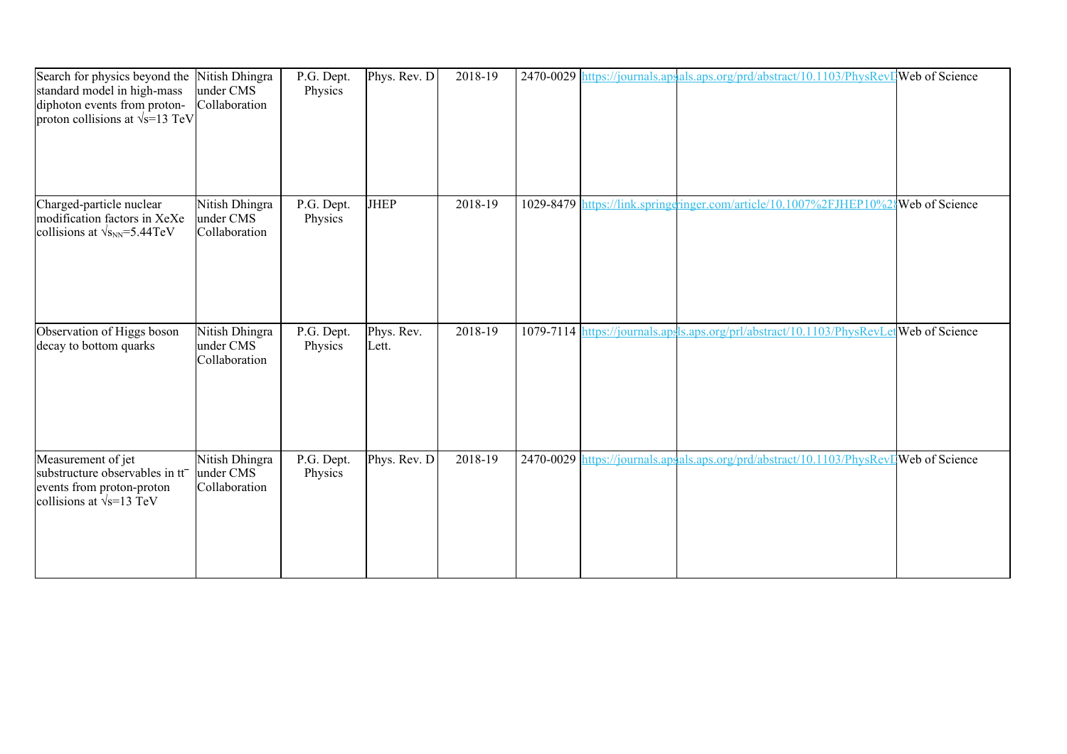| Search for physics beyond the standard model in high-mass diphoton events from proton-proton collisions at $\sqrt{s}$=13 TeV | Nitish Dhingra under CMS Collaboration | P.G. Dept. Physics | Phys. Rev. D | 2018-19 | 2470-0029 | https://journals.aps | als.aps.org/prd/abstract/10.1103/PhysRevD | Web of Science |
|---|---|---|---|---|---|---|---|---|
| Charged-particle nuclear modification factors in XeXe collisions at $\sqrt{s_{NN}}$=5.44TeV | Nitish Dhingra under CMS Collaboration | P.G. Dept. Physics | JHEP | 2018-19 | 1029-8479 | https://link.springe | ringer.com/article/10.1007%2FJHEP10%28 | Web of Science |
| Observation of Higgs boson decay to bottom quarks | Nitish Dhingra under CMS Collaboration | P.G. Dept. Physics | Phys. Rev. Lett. | 2018-19 | 1079-7114 | https://journals.aps | ls.aps.org/prl/abstract/10.1103/PhysRevLet | Web of Science |
| Measurement of jet substructure observables in $t\bar{t}$ events from proton-proton collisions at $\sqrt{s}$=13 TeV | Nitish Dhingra under CMS Collaboration | P.G. Dept. Physics | Phys. Rev. D | 2018-19 | 2470-0029 | https://journals.aps | als.aps.org/prd/abstract/10.1103/PhysRevD | Web of Science |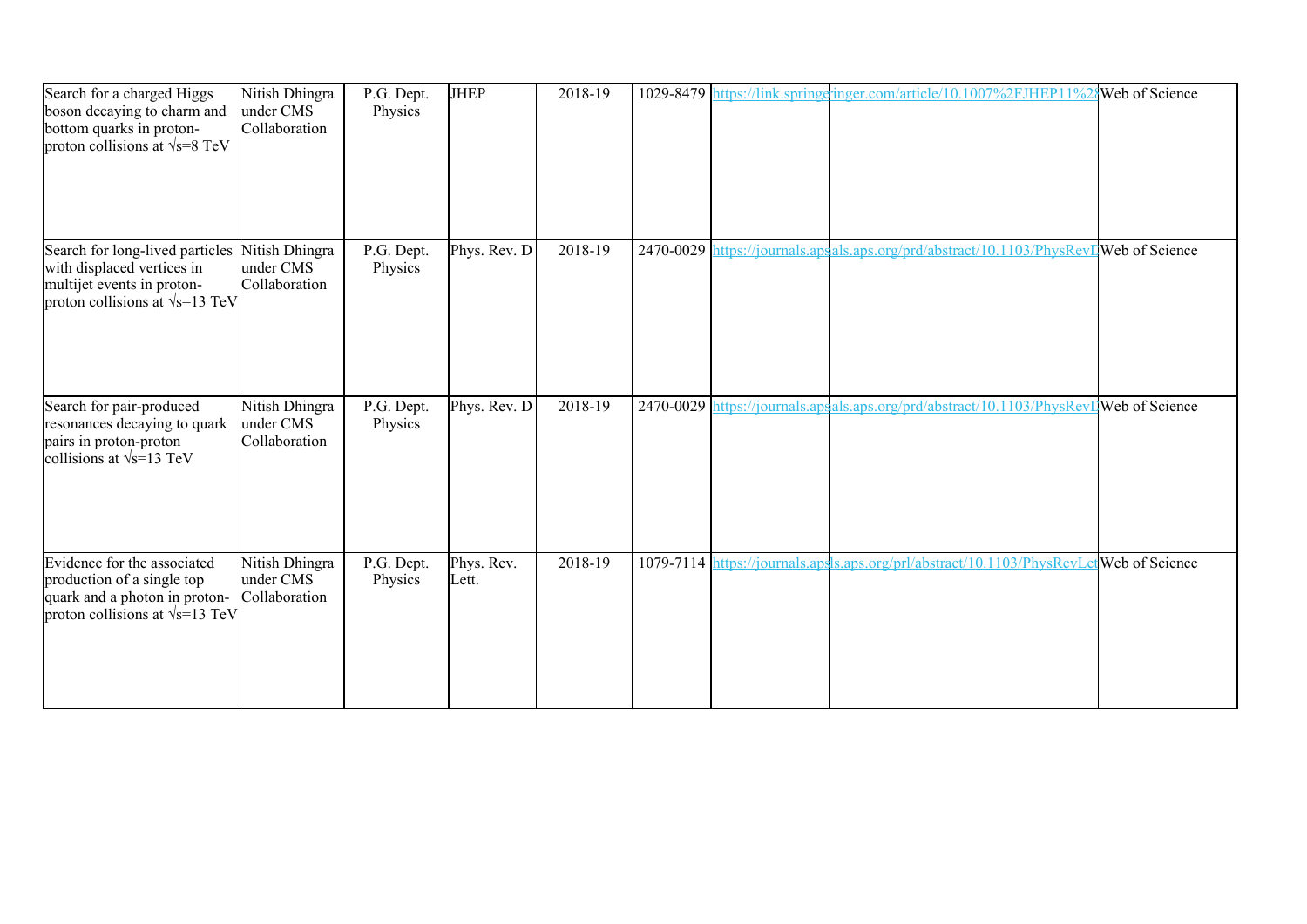| Search for a charged Higgs boson decaying to charm and bottom quarks in proton-proton collisions at √s=8 TeV | Nitish Dhingra under CMS Collaboration | P.G. Dept. Physics | JHEP | 2018-19 | 1029-8479 | https://link.springe | ringer.com/article/10.1007%2FJHEP11%2 | Web of Science |
|---|---|---|---|---|---|---|---|---|
| Search for long-lived particles with displaced vertices in multijet events in proton-proton collisions at √s=13 TeV | Nitish Dhingra under CMS Collaboration | P.G. Dept. Physics | Phys. Rev. D | 2018-19 | 2470-0029 | https://journals.aps | als.aps.org/prd/abstract/10.1103/PhysRevD | Web of Science |
| Search for pair-produced resonances decaying to quark pairs in proton-proton collisions at √s=13 TeV | Nitish Dhingra under CMS Collaboration | P.G. Dept. Physics | Phys. Rev. D | 2018-19 | 2470-0029 | https://journals.aps | als.aps.org/prd/abstract/10.1103/PhysRevD | Web of Science |
| Evidence for the associated production of a single top quark and a photon in proton-proton collisions at √s=13 TeV | Nitish Dhingra under CMS Collaboration | P.G. Dept. Physics | Phys. Rev. Lett. | 2018-19 | 1079-7114 | https://journals.aps | ls.aps.org/prl/abstract/10.1103/PhysRevLet | Web of Science |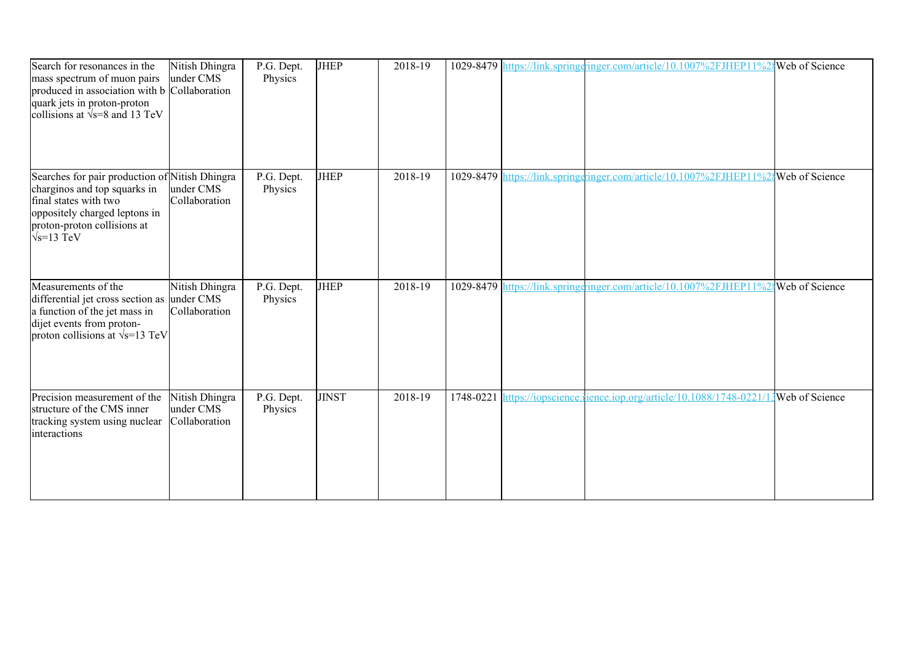| | | | | | | | | |
|---|---|---|---|---|---|---|---|---|
| Search for resonances in the mass spectrum of muon pairs produced in association with b quark jets in proton-proton collisions at √s=8 and 13 TeV | Nitish Dhingra under CMS Collaboration | P.G. Dept. Physics | JHEP | 2018-19 | 1029-8479 | https://link.springe | ringer.com/article/10.1007%2FJHEP11%28 | Web of Science |
| Searches for pair production of charginos and top squarks in final states with two oppositely charged leptons in proton-proton collisions at √s=13 TeV | Nitish Dhingra under CMS Collaboration | P.G. Dept. Physics | JHEP | 2018-19 | 1029-8479 | https://link.springe | ringer.com/article/10.1007%2FJHEP11%28 | Web of Science |
| Measurements of the differential jet cross section as a function of the jet mass in dijet events from proton-proton collisions at √s=13 TeV | Nitish Dhingra under CMS Collaboration | P.G. Dept. Physics | JHEP | 2018-19 | 1029-8479 | https://link.springe | ringer.com/article/10.1007%2FJHEP11%28 | Web of Science |
| Precision measurement of the structure of the CMS inner tracking system using nuclear interactions | Nitish Dhingra under CMS Collaboration | P.G. Dept. Physics | JINST | 2018-19 | 1748-0221 | https://iopscience.i | ience.iop.org/article/10.1088/1748-0221/1 | Web of Science |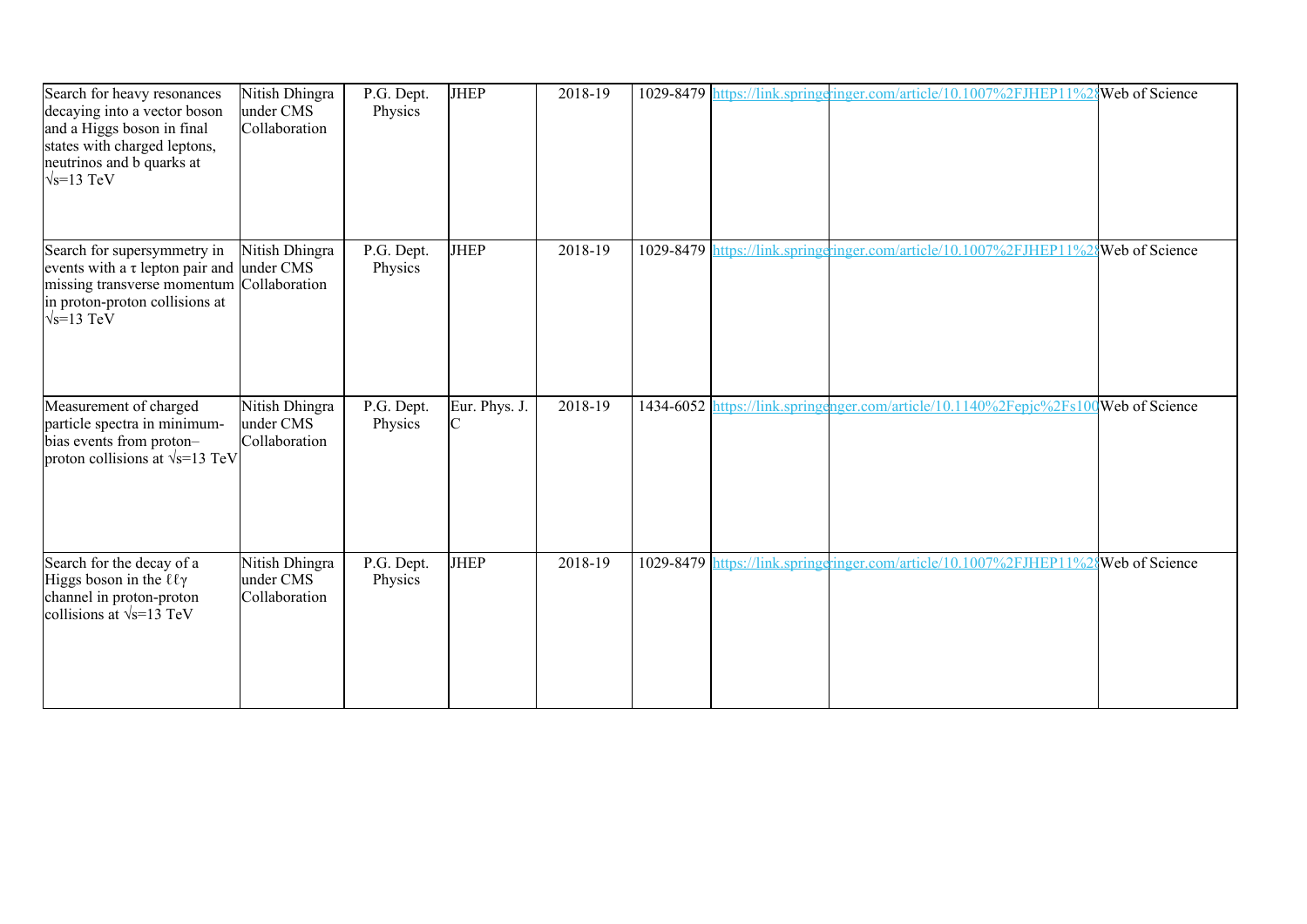| Search for heavy resonances decaying into a vector boson and a Higgs boson in final states with charged leptons, neutrinos and b quarks at √s=13 TeV | Nitish Dhingra under CMS Collaboration | P.G. Dept. Physics | JHEP | 2018-19 | 1029-8479 | https://link.springe | ringer.com/article/10.1007%2FJHEP11%2 | Web of Science |
|---|---|---|---|---|---|---|---|---|
| Search for supersymmetry in events with a τ lepton pair and missing transverse momentum in proton-proton collisions at √s=13 TeV | Nitish Dhingra under CMS Collaboration | P.G. Dept. Physics | JHEP | 2018-19 | 1029-8479 | https://link.springe | ringer.com/article/10.1007%2FJHEP11%2 | Web of Science |
| Measurement of charged particle spectra in minimum-bias events from proton–proton collisions at √s=13 TeV | Nitish Dhingra under CMS Collaboration | P.G. Dept. Physics | Eur. Phys. J. C | 2018-19 | 1434-6052 | https://link.springe | nger.com/article/10.1140%2Fepjc%2Fs10 | Web of Science |
| Search for the decay of a Higgs boson in the ℓℓγ channel in proton-proton collisions at √s=13 TeV | Nitish Dhingra under CMS Collaboration | P.G. Dept. Physics | JHEP | 2018-19 | 1029-8479 | https://link.springe | ringer.com/article/10.1007%2FJHEP11%2 | Web of Science |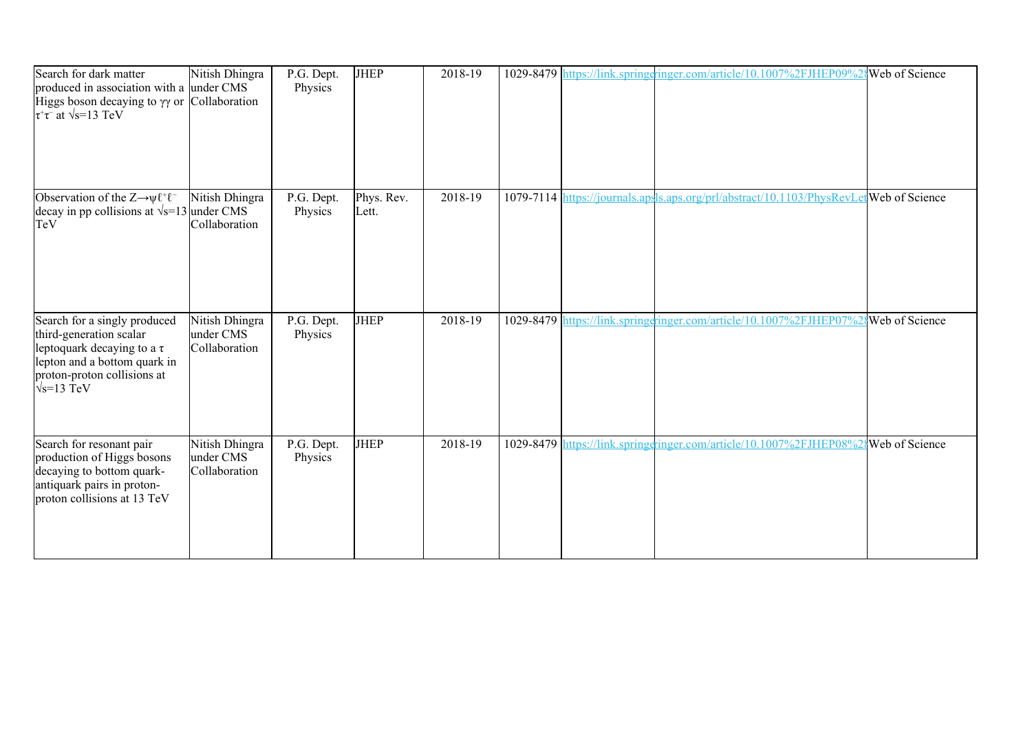| Search for dark matter produced in association with a Higgs boson decaying to $\gamma\gamma$ or $\tau^+\tau^-$ at $\sqrt{s}$=13 TeV | Nitish Dhingra under CMS Collaboration | P.G. Dept. Physics | JHEP | 2018-19 | 1029-8479 | https://link.springe | ringer.com/article/10.1007%2FJHEP09%28 | Web of Science |
|---|---|---|---|---|---|---|---|---|
| Observation of the $Z\rightarrow\psi\ell^+\ell^-$ decay in pp collisions at $\sqrt{s}$=13 TeV | Nitish Dhingra under CMS Collaboration | P.G. Dept. Physics | Phys. Rev. Lett. | 2018-19 | 1079-7114 | https://journals.aps | ls.aps.org/prl/abstract/10.1103/PhysRevLet | Web of Science |
| Search for a singly produced third-generation scalar leptoquark decaying to a $\tau$ lepton and a bottom quark in proton-proton collisions at $\sqrt{s}$=13 TeV | Nitish Dhingra under CMS Collaboration | P.G. Dept. Physics | JHEP | 2018-19 | 1029-8479 | https://link.springe | ringer.com/article/10.1007%2FJHEP07%28 | Web of Science |
| Search for resonant pair production of Higgs bosons decaying to bottom quark-antiquark pairs in proton-proton collisions at 13 TeV | Nitish Dhingra under CMS Collaboration | P.G. Dept. Physics | JHEP | 2018-19 | 1029-8479 | https://link.springe | ringer.com/article/10.1007%2FJHEP08%28 | Web of Science |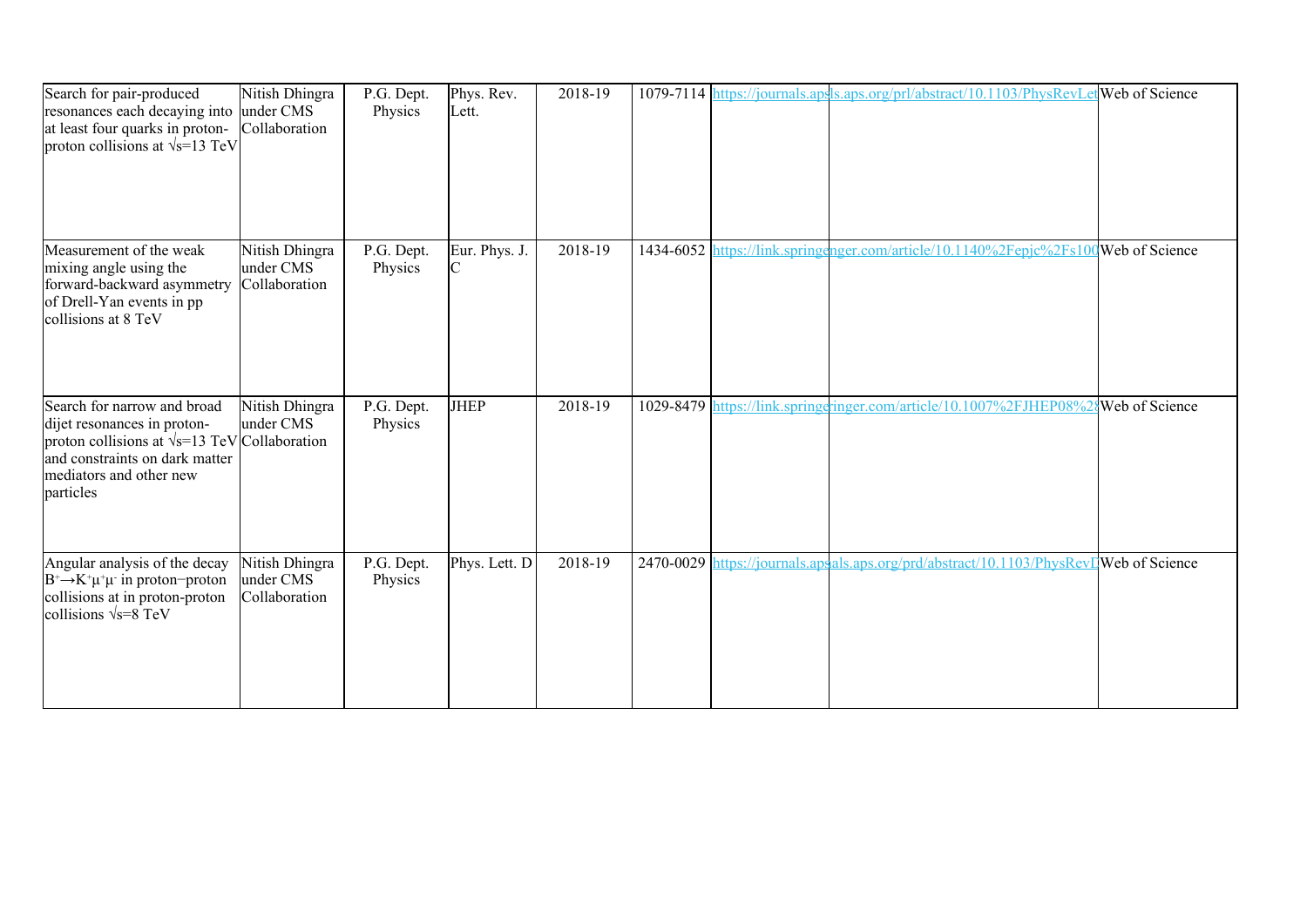| Search for pair-produced resonances each decaying into at least four quarks in proton-proton collisions at $\sqrt{s}$=13 TeV | Nitish Dhingra under CMS Collaboration | P.G. Dept. Physics | Phys. Rev. Lett. | 2018-19 | 1079-7114 | https://journals.aps | ls.aps.org/prl/abstract/10.1103/PhysRevLet | Web of Science |
|---|---|---|---|---|---|---|---|---|
| Measurement of the weak mixing angle using the forward-backward asymmetry of Drell-Yan events in pp collisions at 8 TeV | Nitish Dhingra under CMS Collaboration | P.G. Dept. Physics | Eur. Phys. J. C | 2018-19 | 1434-6052 | https://link.springe | nger.com/article/10.1140%2Fepjc%2Fs100 | Web of Science |
| Search for narrow and broad dijet resonances in proton-proton collisions at $\sqrt{s}$=13 TeV and constraints on dark matter mediators and other new particles | Nitish Dhingra under CMS Collaboration | P.G. Dept. Physics | JHEP | 2018-19 | 1029-8479 | https://link.springe | inger.com/article/10.1007%2FJHEP08%2 | Web of Science |
| Angular analysis of the decay $B^{+} \rightarrow K^{+}\mu^{+}\mu^{-}$ in proton−proton collisions at in proton-proton collisions $\sqrt{s}$=8 TeV | Nitish Dhingra under CMS Collaboration | P.G. Dept. Physics | Phys. Lett. D | 2018-19 | 2470-0029 | https://journals.aps | als.aps.org/prd/abstract/10.1103/PhysRevD | Web of Science |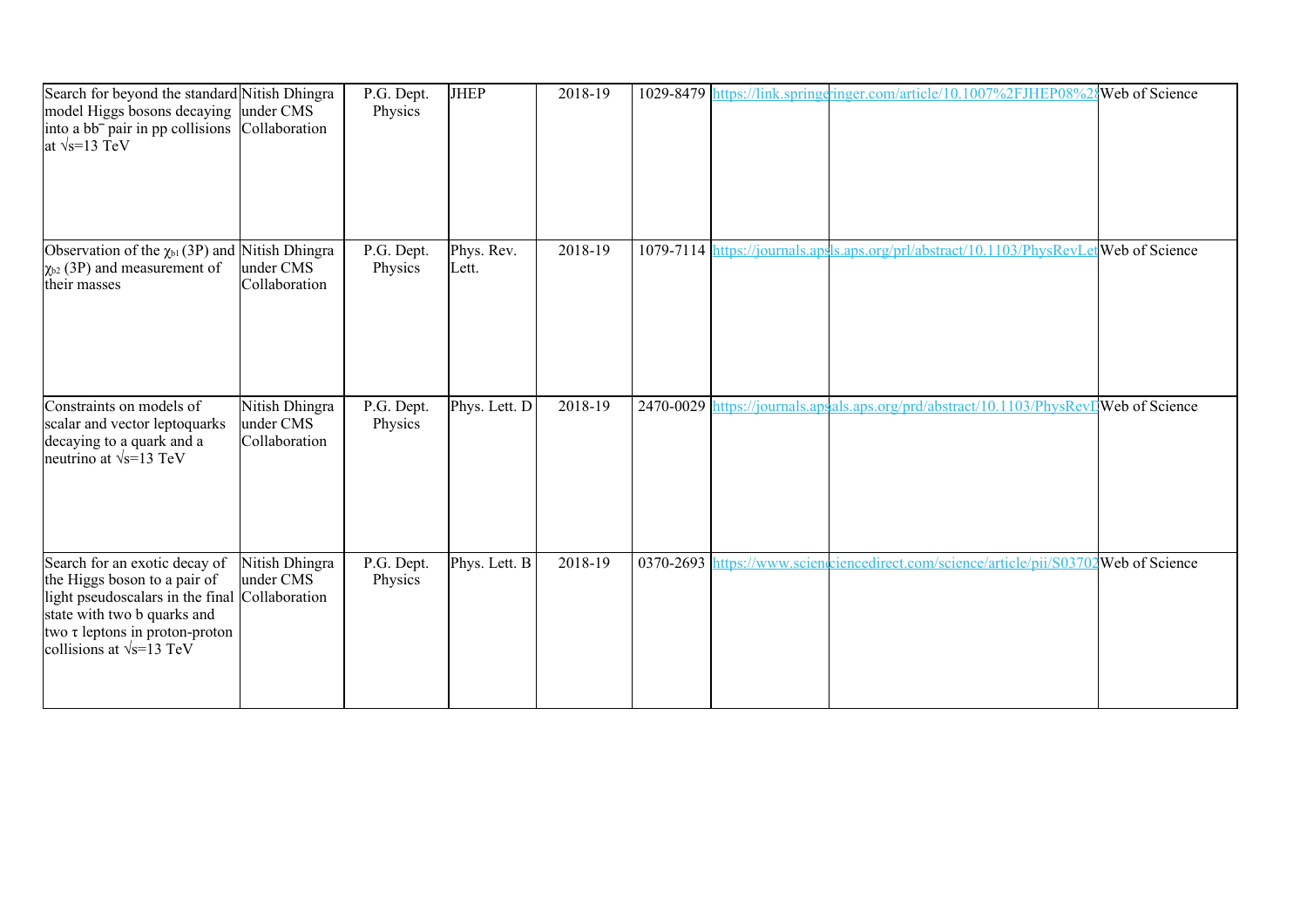| | | | | | | | | |
|---|---|---|---|---|---|---|---|---|
| Search for beyond the standard model Higgs bosons decaying into a $b\bar{b}$ pair in pp collisions at $\sqrt{s}$=13 TeV | Nitish Dhingra under CMS Collaboration | P.G. Dept. Physics | JHEP | 2018-19 | 1029-8479 | https://link.springe | ringer.com/article/10.1007%2FJHEP08%2 | Web of Science |
| Observation of the $\chi_{b1}$ (3P) and $\chi_{b2}$ (3P) and measurement of their masses | Nitish Dhingra under CMS Collaboration | P.G. Dept. Physics | Phys. Rev. Lett. | 2018-19 | 1079-7114 | https://journals.ap | s.aps.org/prl/abstract/10.1103/PhysRevLet | Web of Science |
| Constraints on models of scalar and vector leptoquarks decaying to a quark and a neutrino at $\sqrt{s}$=13 TeV | Nitish Dhingra under CMS Collaboration | P.G. Dept. Physics | Phys. Lett. D | 2018-19 | 2470-0029 | https://journals.aps | als.aps.org/prd/abstract/10.1103/PhysRevD | Web of Science |
| Search for an exotic decay of the Higgs boson to a pair of light pseudoscalars in the final state with two b quarks and two $\tau$ leptons in proton-proton collisions at $\sqrt{s}$=13 TeV | Nitish Dhingra under CMS Collaboration | P.G. Dept. Physics | Phys. Lett. B | 2018-19 | 0370-2693 | https://www.scien | ciencedirect.com/science/article/pii/S03702 | Web of Science |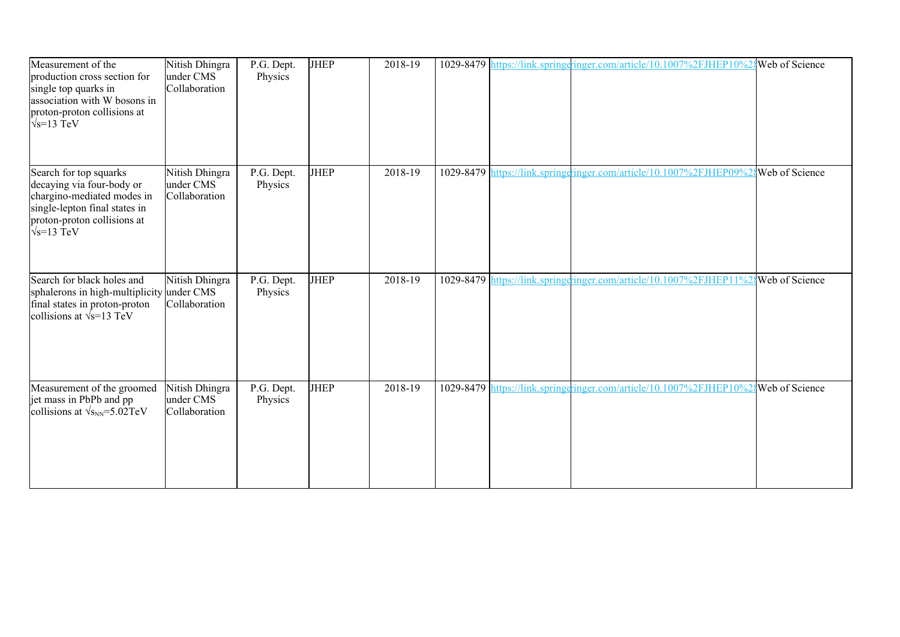| | | | | | | | | |
|---|---|---|---|---|---|---|---|---|
| Measurement of the production cross section for single top quarks in association with W bosons in proton-proton collisions at $\sqrt{s}$=13 TeV | Nitish Dhingra under CMS Collaboration | P.G. Dept. Physics | JHEP | 2018-19 | 1029-8479 | https://link.springe | ringer.com/article/10.1007%2FJHEP10%2 | Web of Science |
| Search for top squarks decaying via four-body or chargino-mediated modes in single-lepton final states in proton-proton collisions at $\sqrt{s}$=13 TeV | Nitish Dhingra under CMS Collaboration | P.G. Dept. Physics | JHEP | 2018-19 | 1029-8479 | https://link.springe | ringer.com/article/10.1007%2FJHEP09%2 | Web of Science |
| Search for black holes and sphalerons in high-multiplicity final states in proton-proton collisions at $\sqrt{s}$=13 TeV | Nitish Dhingra under CMS Collaboration | P.G. Dept. Physics | JHEP | 2018-19 | 1029-8479 | https://link.springe | ringer.com/article/10.1007%2FJHEP11%2 | Web of Science |
| Measurement of the groomed jet mass in PbPb and pp collisions at $\sqrt{s_{NN}}$=5.02TeV | Nitish Dhingra under CMS Collaboration | P.G. Dept. Physics | JHEP | 2018-19 | 1029-8479 | https://link.springe | ringer.com/article/10.1007%2FJHEP10%2 | Web of Science |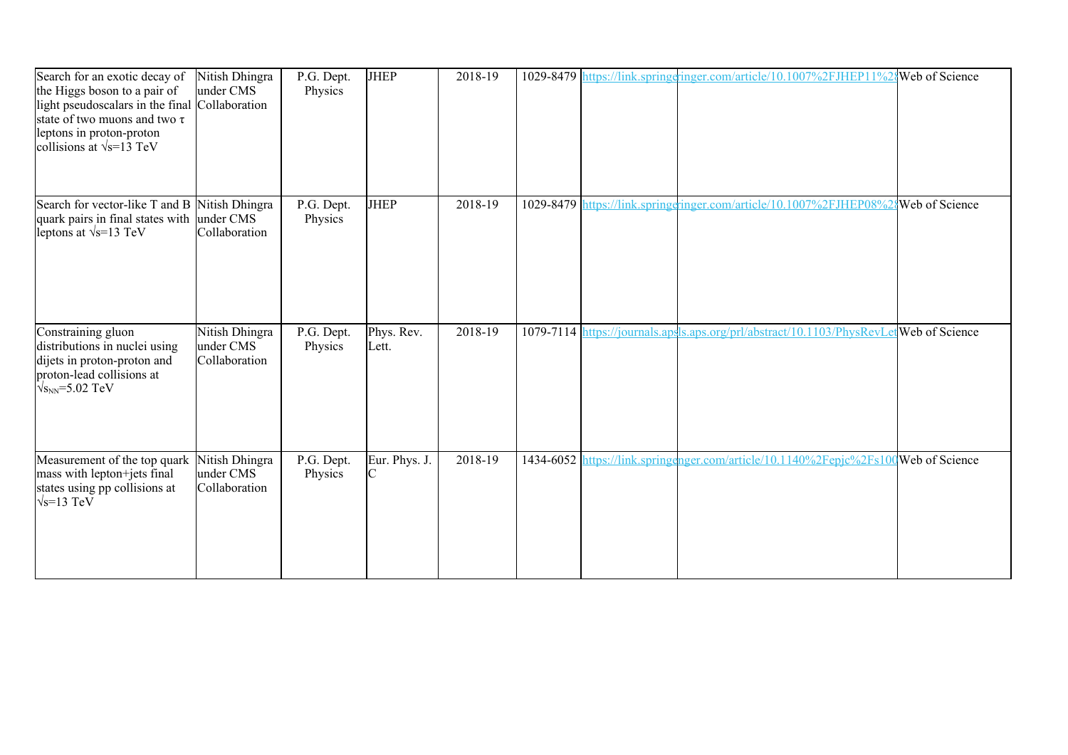| Search for an exotic decay of the Higgs boson to a pair of light pseudoscalars in the final state of two muons and two τ leptons in proton-proton collisions at √s=13 TeV | Nitish Dhingra under CMS Collaboration | P.G. Dept. Physics | JHEP | 2018-19 | 1029-8479 | https://link.springe | ringer.com/article/10.1007%2FJHEP11%28 | Web of Science |
|---|---|---|---|---|---|---|---|---|
| Search for vector-like T and B quark pairs in final states with leptons at √s=13 TeV | Nitish Dhingra under CMS Collaboration | P.G. Dept. Physics | JHEP | 2018-19 | 1029-8479 | https://link.springe | ringer.com/article/10.1007%2FJHEP08%28 | Web of Science |
| Constraining gluon distributions in nuclei using dijets in proton-proton and proton-lead collisions at $\sqrt{s_{NN}}$=5.02 TeV | Nitish Dhingra under CMS Collaboration | P.G. Dept. Physics | Phys. Rev. Lett. | 2018-19 | 1079-7114 | https://journals.aps | ls.aps.org/prl/abstract/10.1103/PhysRevLet | Web of Science |
| Measurement of the top quark mass with lepton+jets final states using pp collisions at √s=13 TeV | Nitish Dhingra under CMS Collaboration | P.G. Dept. Physics | Eur. Phys. J. C | 2018-19 | 1434-6052 | https://link.springe | nger.com/article/10.1140%2Fepjc%2Fs100 | Web of Science |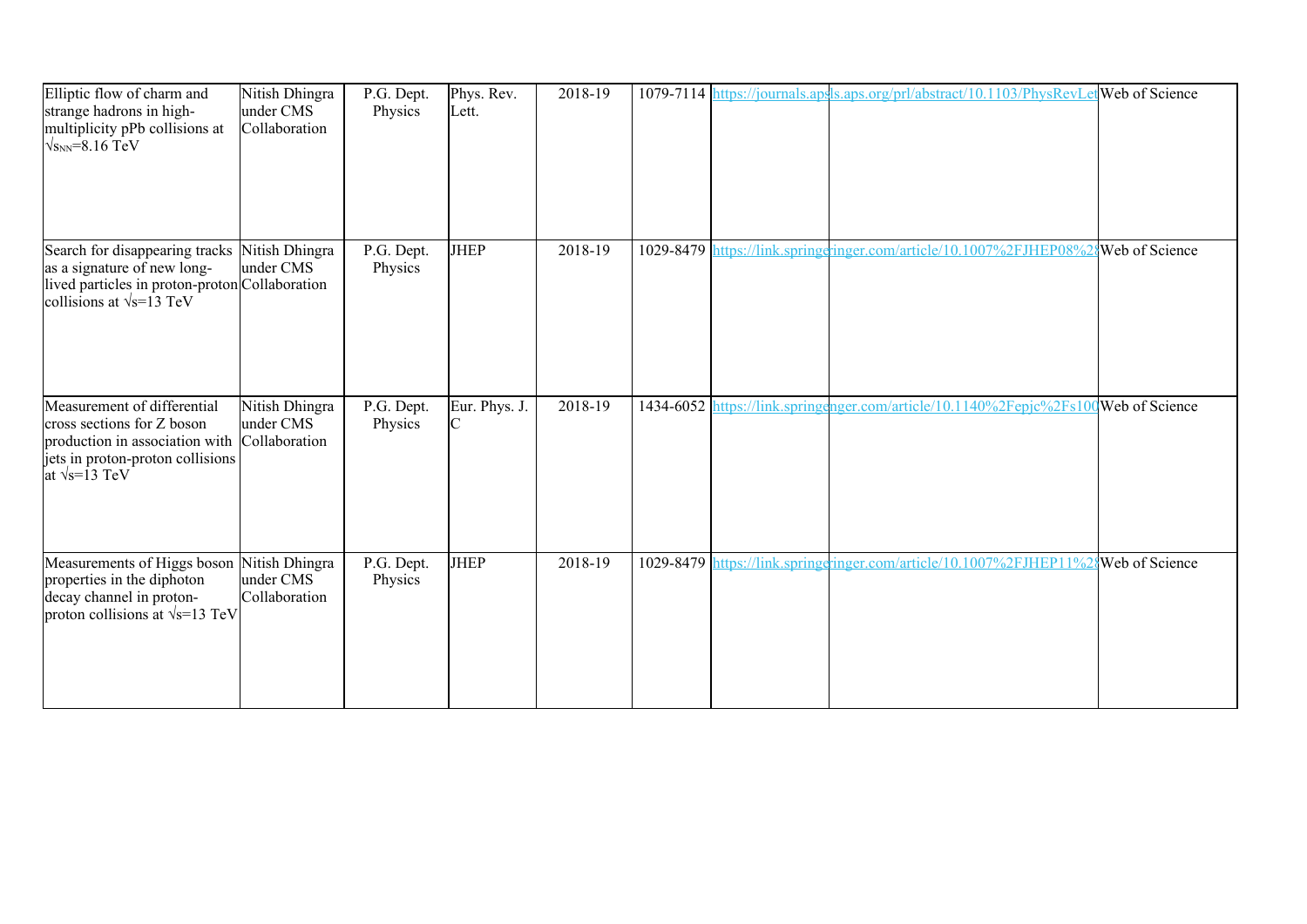| Elliptic flow of charm and strange hadrons in high-multiplicity pPb collisions at $\sqrt{s_{NN}}$=8.16 TeV | Nitish Dhingra under CMS Collaboration | P.G. Dept. Physics | Phys. Rev. Lett. | 2018-19 | 1079-7114 | https://journals.aps | ls.aps.org/prl/abstract/10.1103/PhysRevLet | Web of Science |
|---|---|---|---|---|---|---|---|---|
| Search for disappearing tracks as a signature of new long-lived particles in proton-proton collisions at $\sqrt{s}$=13 TeV | Nitish Dhingra under CMS Collaboration | P.G. Dept. Physics | JHEP | 2018-19 | 1029-8479 | https://link.springe | ringer.com/article/10.1007%2FJHEP08%2 | Web of Science |
| Measurement of differential cross sections for Z boson production in association with jets in proton-proton collisions at $\sqrt{s}$=13 TeV | Nitish Dhingra under CMS Collaboration | P.G. Dept. Physics | Eur. Phys. J. C | 2018-19 | 1434-6052 | https://link.springe | nger.com/article/10.1140%2Fepjc%2Fs100 | Web of Science |
| Measurements of Higgs boson properties in the diphoton decay channel in proton-proton collisions at $\sqrt{s}$=13 TeV | Nitish Dhingra under CMS Collaboration | P.G. Dept. Physics | JHEP | 2018-19 | 1029-8479 | https://link.springe | ringer.com/article/10.1007%2FJHEP11%2 | Web of Science |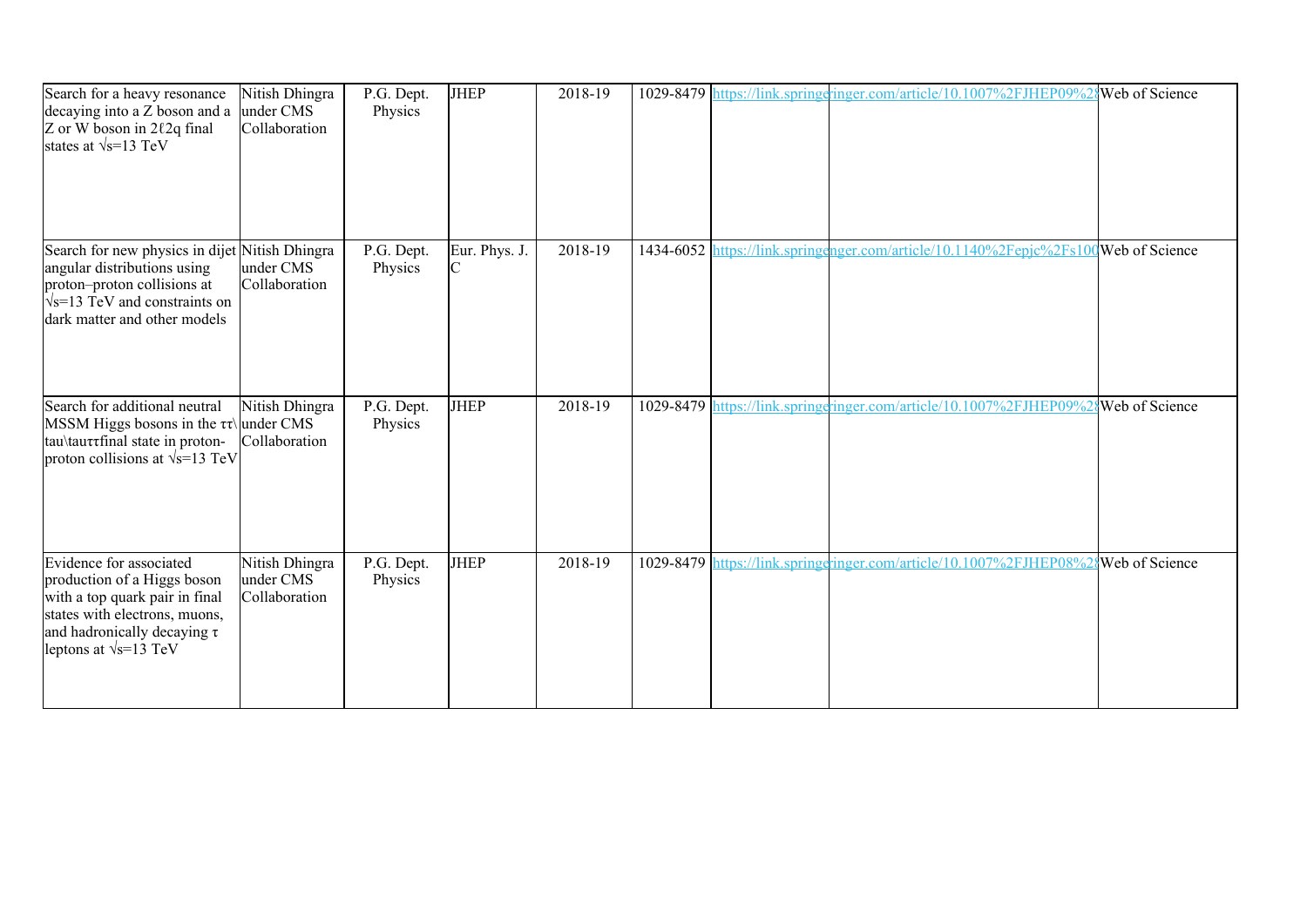| Search for a heavy resonance decaying into a Z boson and a Z or W boson in 2ℓ2q final states at √s=13 TeV | Nitish Dhingra under CMS Collaboration | P.G. Dept. Physics | JHEP | 2018-19 | 1029-8479 | https://link.springe | ringer.com/article/10.1007%2FJHEP09%2 | Web of Science |
|---|---|---|---|---|---|---|---|---|
| Search for new physics in dijet angular distributions using proton–proton collisions at √s=13 TeV and constraints on dark matter and other models | Nitish Dhingra under CMS Collaboration | P.G. Dept. Physics | Eur. Phys. J. C | 2018-19 | 1434-6052 | https://link.springe | nger.com/article/10.1140%2Fepjc%2Fs10 | Web of Science |
| Search for additional neutral MSSM Higgs bosons in the ττ\tau\tauττfinal state in proton-proton collisions at √s=13 TeV | Nitish Dhingra under CMS Collaboration | P.G. Dept. Physics | JHEP | 2018-19 | 1029-8479 | https://link.springe | ringer.com/article/10.1007%2FJHEP09%2 | Web of Science |
| Evidence for associated production of a Higgs boson with a top quark pair in final states with electrons, muons, and hadronically decaying τ leptons at √s=13 TeV | Nitish Dhingra under CMS Collaboration | P.G. Dept. Physics | JHEP | 2018-19 | 1029-8479 | https://link.springe | ringer.com/article/10.1007%2FJHEP08%2 | Web of Science |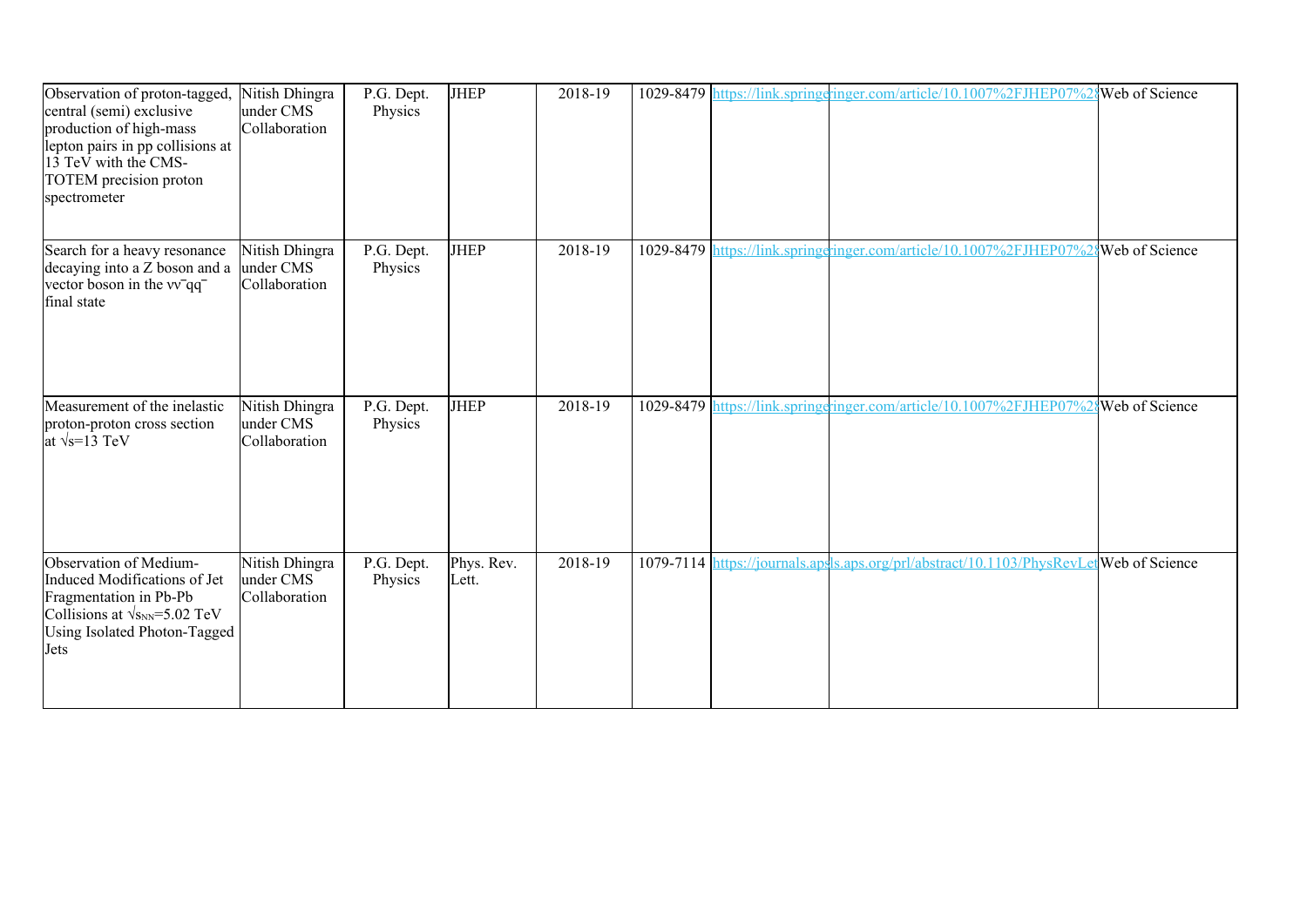| Observation of proton-tagged, central (semi) exclusive production of high-mass lepton pairs in pp collisions at 13 TeV with the CMS-TOTEM precision proton spectrometer | Nitish Dhingra under CMS Collaboration | P.G. Dept. Physics | JHEP | 2018-19 | 1029-8479 | https://link.springe | ringer.com/article/10.1007%2FJHEP07%2 | Web of Science |
|---|---|---|---|---|---|---|---|---|
| Search for a heavy resonance decaying into a Z boson and a vector boson in the $\nu\bar{\nu}q\bar{q}$ final state | Nitish Dhingra under CMS Collaboration | P.G. Dept. Physics | JHEP | 2018-19 | 1029-8479 | https://link.springe | ringer.com/article/10.1007%2FJHEP07%2 | Web of Science |
| Measurement of the inelastic proton-proton cross section at $\sqrt{s}$=13 TeV | Nitish Dhingra under CMS Collaboration | P.G. Dept. Physics | JHEP | 2018-19 | 1029-8479 | https://link.springe | ringer.com/article/10.1007%2FJHEP07%2 | Web of Science |
| Observation of Medium-Induced Modifications of Jet Fragmentation in Pb-Pb Collisions at $\sqrt{s_{NN}}$=5.02 TeV Using Isolated Photon-Tagged Jets | Nitish Dhingra under CMS Collaboration | P.G. Dept. Physics | Phys. Rev. Lett. | 2018-19 | 1079-7114 | https://journals.aps | ls.aps.org/prl/abstract/10.1103/PhysRevLet | Web of Science |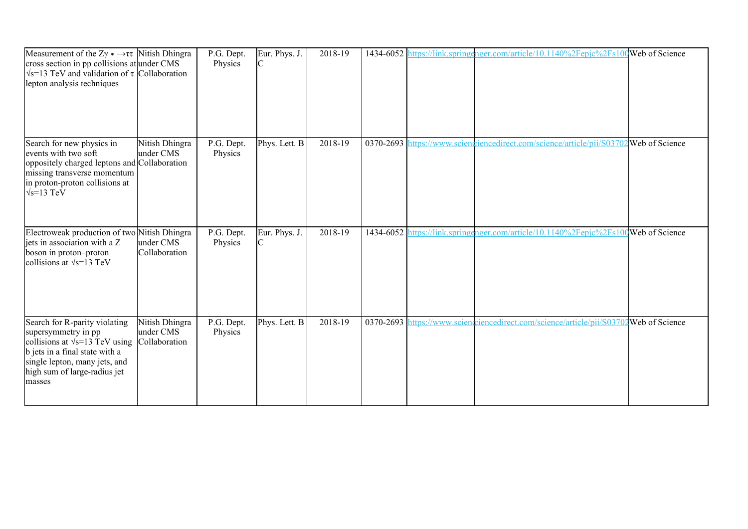| Measurement of the $Z\gamma * \rightarrow \tau\tau$ cross section in pp collisions at $\sqrt{s}$=13 TeV and validation of τ lepton analysis techniques | Nitish Dhingra under CMS Collaboration | P.G. Dept. Physics | Eur. Phys. J. C | 2018-19 | 1434-6052 | https://link.springenger.com/article/10.1140%2Fepjc%2Fs100 | | Web of Science |
|---|---|---|---|---|---|---|---|---|
| Search for new physics in events with two soft oppositely charged leptons and missing transverse momentum in proton-proton collisions at $\sqrt{s}$=13 TeV | Nitish Dhingra under CMS Collaboration | P.G. Dept. Physics | Phys. Lett. B | 2018-19 | 0370-2693 | https://www.scienciencedirect.com/science/article/pii/S03702 | | Web of Science |
| Electroweak production of two jets in association with a Z boson in proton–proton collisions at $\sqrt{s}$=13 TeV | Nitish Dhingra under CMS Collaboration | P.G. Dept. Physics | Eur. Phys. J. C | 2018-19 | 1434-6052 | https://link.springenger.com/article/10.1140%2Fepjc%2Fs100 | | Web of Science |
| Search for R-parity violating supersymmetry in pp collisions at $\sqrt{s}$=13 TeV using b jets in a final state with a single lepton, many jets, and high sum of large-radius jet masses | Nitish Dhingra under CMS Collaboration | P.G. Dept. Physics | Phys. Lett. B | 2018-19 | 0370-2693 | https://www.scienciencedirect.com/science/article/pii/S03702 | | Web of Science |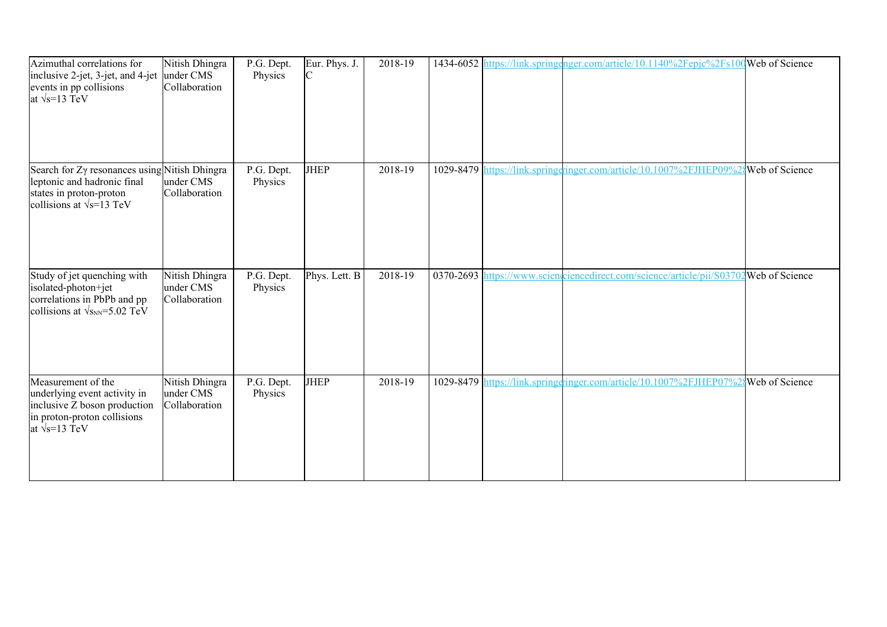| | | | | | | | | |
|---|---|---|---|---|---|---|---|---|
| Azimuthal correlations for inclusive 2-jet, 3-jet, and 4-jet events in pp collisions at $\sqrt{s}$=13 TeV | Nitish Dhingra under CMS Collaboration | P.G. Dept. Physics | Eur. Phys. J. C | 2018-19 | 1434-6052 | https://link.springe | nger.com/article/10.1140%2Fepjc%2Fs100 | Web of Science |
| Search for Zγ resonances using leptonic and hadronic final states in proton-proton collisions at $\sqrt{s}$=13 TeV | Nitish Dhingra under CMS Collaboration | P.G. Dept. Physics | JHEP | 2018-19 | 1029-8479 | https://link.springe | ringer.com/article/10.1007%2FJHEP09%2 | Web of Science |
| Study of jet quenching with isolated-photon+jet correlations in PbPb and pp collisions at $\sqrt{s_{NN}}$=5.02 TeV | Nitish Dhingra under CMS Collaboration | P.G. Dept. Physics | Phys. Lett. B | 2018-19 | 0370-2693 | https://www.scienc | ciencedirect.com/science/article/pii/S03702 | Web of Science |
| Measurement of the underlying event activity in inclusive Z boson production in proton-proton collisions at $\sqrt{s}$=13 TeV | Nitish Dhingra under CMS Collaboration | P.G. Dept. Physics | JHEP | 2018-19 | 1029-8479 | https://link.springe | ringer.com/article/10.1007%2FJHEP07%2 | Web of Science |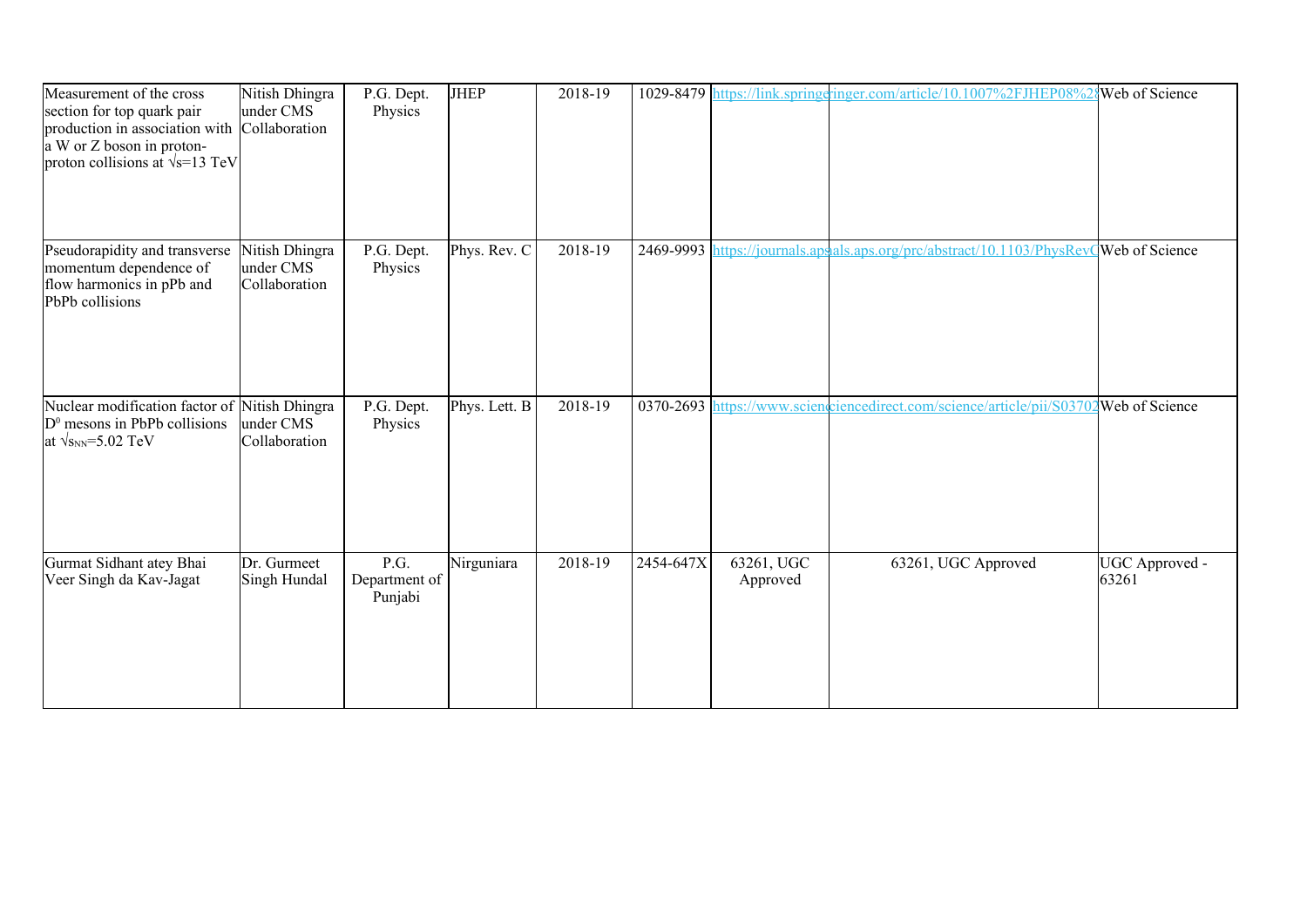| | | | | | | | | |
|---|---|---|---|---|---|---|---|---|
| Measurement of the cross section for top quark pair production in association with a W or Z boson in proton-proton collisions at √s=13 TeV | Nitish Dhingra under CMS Collaboration | P.G. Dept. Physics | JHEP | 2018-19 | 1029-8479 | https://link.springe | ringer.com/article/10.1007%2FJHEP08%2 | Web of Science |
| Pseudorapidity and transverse momentum dependence of flow harmonics in pPb and PbPb collisions | Nitish Dhingra under CMS Collaboration | P.G. Dept. Physics | Phys. Rev. C | 2018-19 | 2469-9993 | https://journals.aps | als.aps.org/prc/abstract/10.1103/PhysRev | Web of Science |
| Nuclear modification factor of $D^0$ mesons in PbPb collisions at $\sqrt{s_{NN}}$=5.02 TeV | Nitish Dhingra under CMS Collaboration | P.G. Dept. Physics | Phys. Lett. B | 2018-19 | 0370-2693 | https://www.scienc | ciencedirect.com/science/article/pii/S03702 | Web of Science |
| Gurmat Sidhant atey Bhai Veer Singh da Kav-Jagat | Dr. Gurmeet Singh Hundal | P.G. Department of Punjabi | Nirguniara | 2018-19 | 2454-647X | 63261, UGC Approved | 63261, UGC Approved | UGC Approved - 63261 |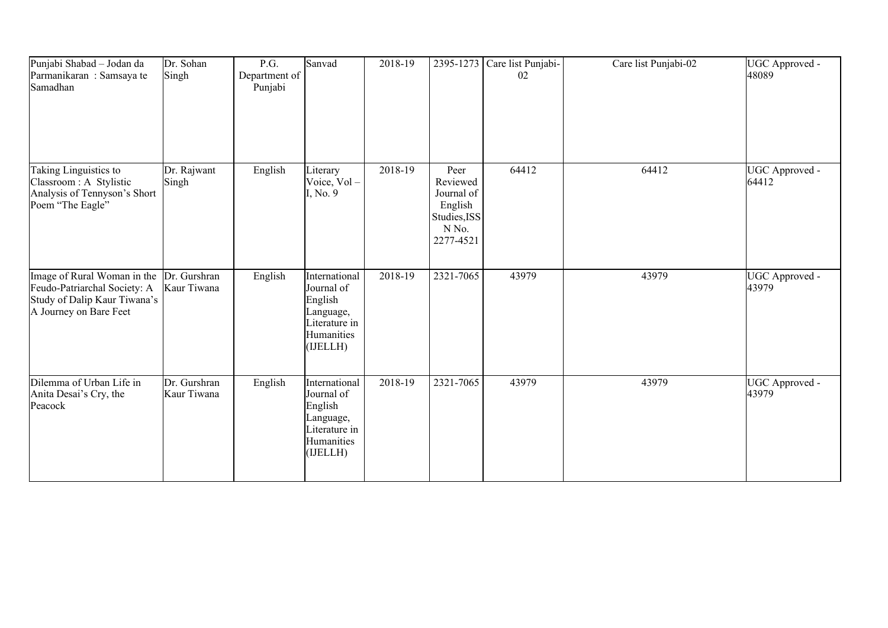| Punjabi Shabad – Jodan da Parmanikaran : Samsaya te Samadhan | Dr. Sohan Singh | P.G. Department of Punjabi | Sanvad | 2018-19 | 2395-1273 | Care list Punjabi-02 | Care list Punjabi-02 | UGC Approved - 48089 |
|---|---|---|---|---|---|---|---|---|
| Taking Linguistics to Classroom : A Stylistic Analysis of Tennyson's Short Poem "The Eagle" | Dr. Rajwant Singh | English | Literary Voice, Vol – I, No. 9 | 2018-19 | Peer Reviewed Journal of English Studies,ISSN No. 2277-4521 | 64412 | 64412 | UGC Approved - 64412 |
| Image of Rural Woman in the Feudo-Patriarchal Society: A Study of Dalip Kaur Tiwana's A Journey on Bare Feet | Dr. Gurshran Kaur Tiwana | English | International Journal of English Language, Literature in Humanities (IJELLH) | 2018-19 | 2321-7065 | 43979 | 43979 | UGC Approved - 43979 |
| Dilemma of Urban Life in Anita Desai's Cry, the Peacock | Dr. Gurshran Kaur Tiwana | English | International Journal of English Language, Literature in Humanities (IJELLH) | 2018-19 | 2321-7065 | 43979 | 43979 | UGC Approved - 43979 |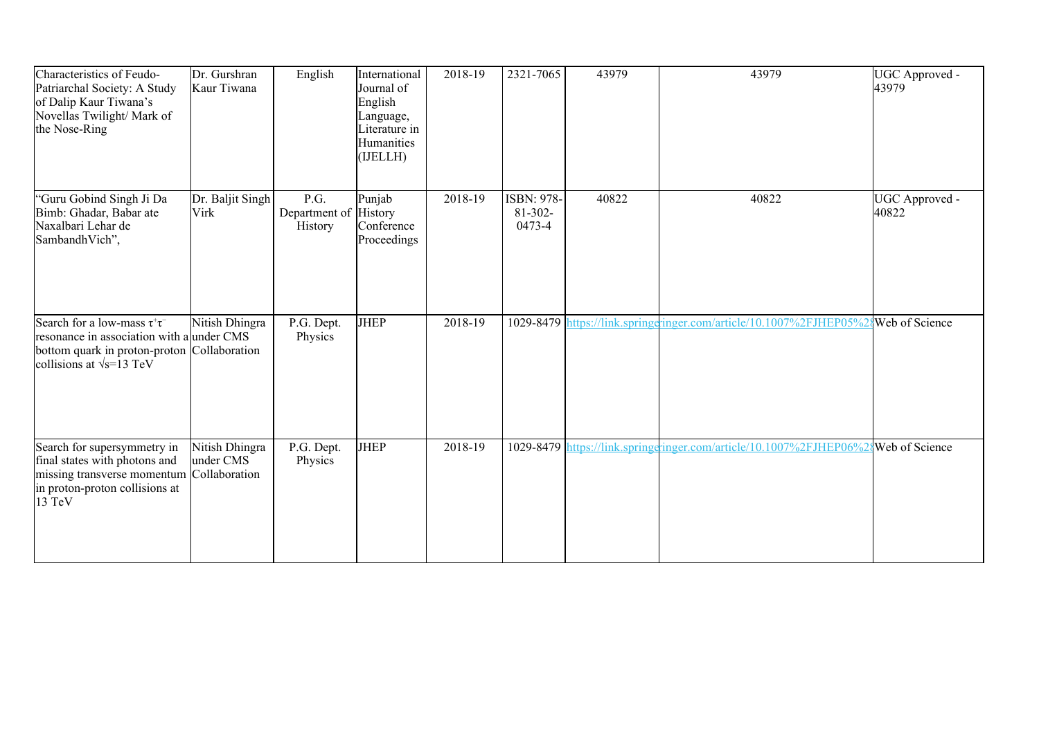| Characteristics of Feudo-Patriarchal Society: A Study of Dalip Kaur Tiwana's Novellas Twilight/ Mark of the Nose-Ring | Dr. Gurshran Kaur Tiwana | English | International Journal of English Language, Literature in Humanities (IJELLH) | 2018-19 | 2321-7065 | 43979 | 43979 | UGC Approved - 43979 |
|---|---|---|---|---|---|---|---|---|
| "Guru Gobind Singh Ji Da Bimb: Ghadar, Babar ate Naxalbari Lehar de SambandhVich", | Dr. Baljit Singh Virk | P.G. Department of History | Punjab History Conference Proceedings | 2018-19 | ISBN: 978-81-302-0473-4 | 40822 | 40822 | UGC Approved - 40822 |
| Search for a low-mass $\tau^{+}\tau^{-}$ resonance in association with a bottom quark in proton-proton collisions at $\sqrt{s}$=13 TeV | Nitish Dhingra under CMS Collaboration | P.G. Dept. Physics | JHEP | 2018-19 | 1029-8479 | https://link.springe | ringer.com/article/10.1007%2FJHEP05%2 | Web of Science |
| Search for supersymmetry in final states with photons and missing transverse momentum in proton-proton collisions at 13 TeV | Nitish Dhingra under CMS Collaboration | P.G. Dept. Physics | JHEP | 2018-19 | 1029-8479 | https://link.springe | ringer.com/article/10.1007%2FJHEP06%2 | Web of Science |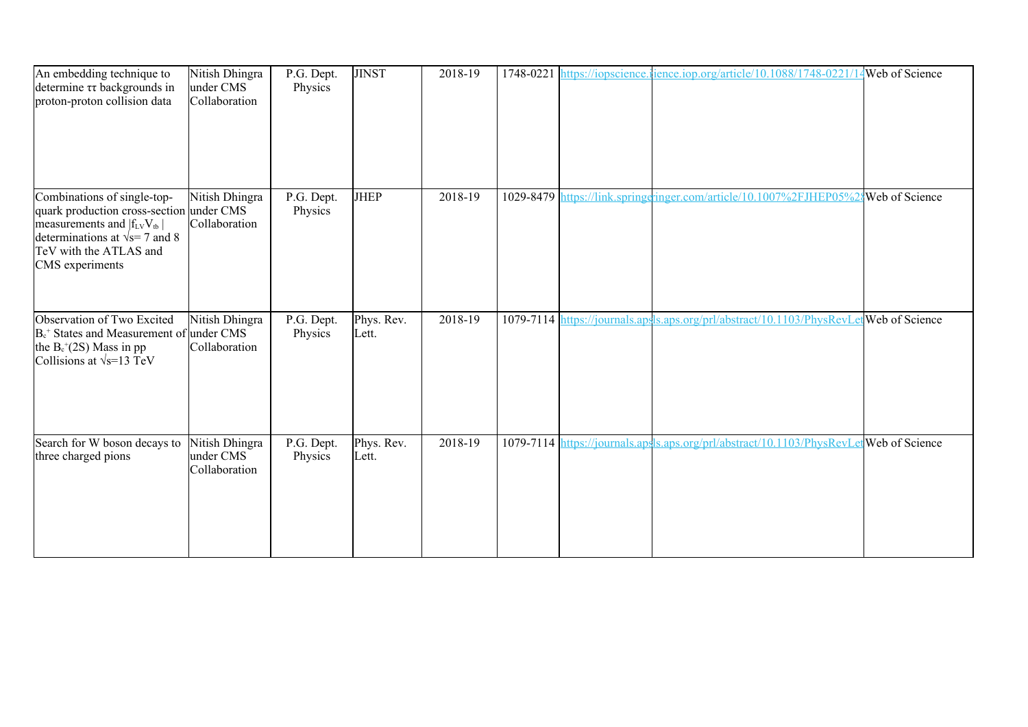| An embedding technique to determine ττ backgrounds in proton-proton collision data | Nitish Dhingra under CMS Collaboration | P.G. Dept. Physics | JINST | 2018-19 | 1748-0221 | https://iopscience.iop.org/article/10.1088/1748-0221/14 | | Web of Science |
|---|---|---|---|---|---|---|---|---|
| Combinations of single-top-quark production cross-section measurements and $\|f_{LV}V_{tb}\|$ determinations at $\sqrt{s}$= 7 and 8 TeV with the ATLAS and CMS experiments | Nitish Dhingra under CMS Collaboration | P.G. Dept. Physics | JHEP | 2018-19 | 1029-8479 | https://link.springer.com/article/10.1007%2FJHEP05%28 | | Web of Science |
| Observation of Two Excited $B_c^+$ States and Measurement of the $B_c^+(2S)$ Mass in pp Collisions at $\sqrt{s}$=13 TeV | Nitish Dhingra under CMS Collaboration | P.G. Dept. Physics | Phys. Rev. Lett. | 2018-19 | 1079-7114 | https://journals.aps.org/prl/abstract/10.1103/PhysRevLet | | Web of Science |
| Search for W boson decays to three charged pions | Nitish Dhingra under CMS Collaboration | P.G. Dept. Physics | Phys. Rev. Lett. | 2018-19 | 1079-7114 | https://journals.aps.org/prl/abstract/10.1103/PhysRevLet | | Web of Science |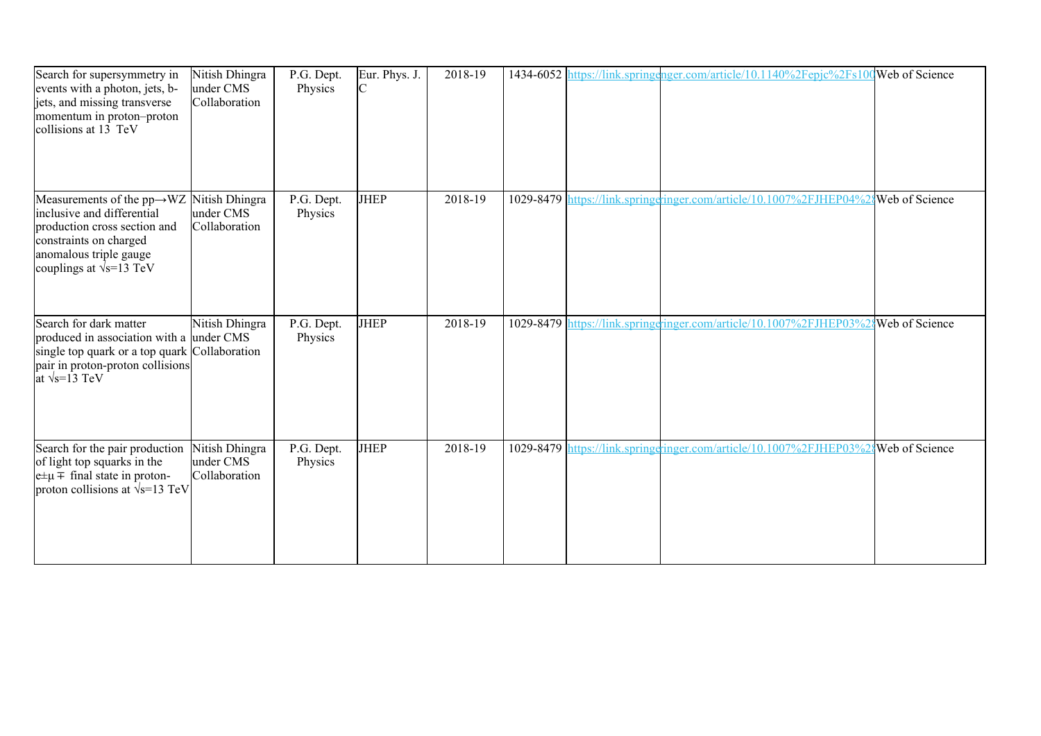| Search for supersymmetry in events with a photon, jets, b-jets, and missing transverse momentum in proton–proton collisions at 13 TeV | Nitish Dhingra under CMS Collaboration | P.G. Dept. Physics | Eur. Phys. J. C | 2018-19 | 1434-6052 | https://link.springe | nger.com/article/10.1140%2Fepjc%2Fs100 | Web of Science |
|---|---|---|---|---|---|---|---|---|
| Measurements of the pp→WZ inclusive and differential production cross section and constraints on charged anomalous triple gauge couplings at √s=13 TeV | Nitish Dhingra under CMS Collaboration | P.G. Dept. Physics | JHEP | 2018-19 | 1029-8479 | https://link.springe | ringer.com/article/10.1007%2FJHEP04%28 | Web of Science |
| Search for dark matter produced in association with a single top quark or a top quark pair in proton-proton collisions at √s=13 TeV | Nitish Dhingra under CMS Collaboration | P.G. Dept. Physics | JHEP | 2018-19 | 1029-8479 | https://link.springe | ringer.com/article/10.1007%2FJHEP03%28 | Web of Science |
| Search for the pair production of light top squarks in the e±μ∓ final state in proton-proton collisions at √s=13 TeV | Nitish Dhingra under CMS Collaboration | P.G. Dept. Physics | JHEP | 2018-19 | 1029-8479 | https://link.springe | ringer.com/article/10.1007%2FJHEP03%28 | Web of Science |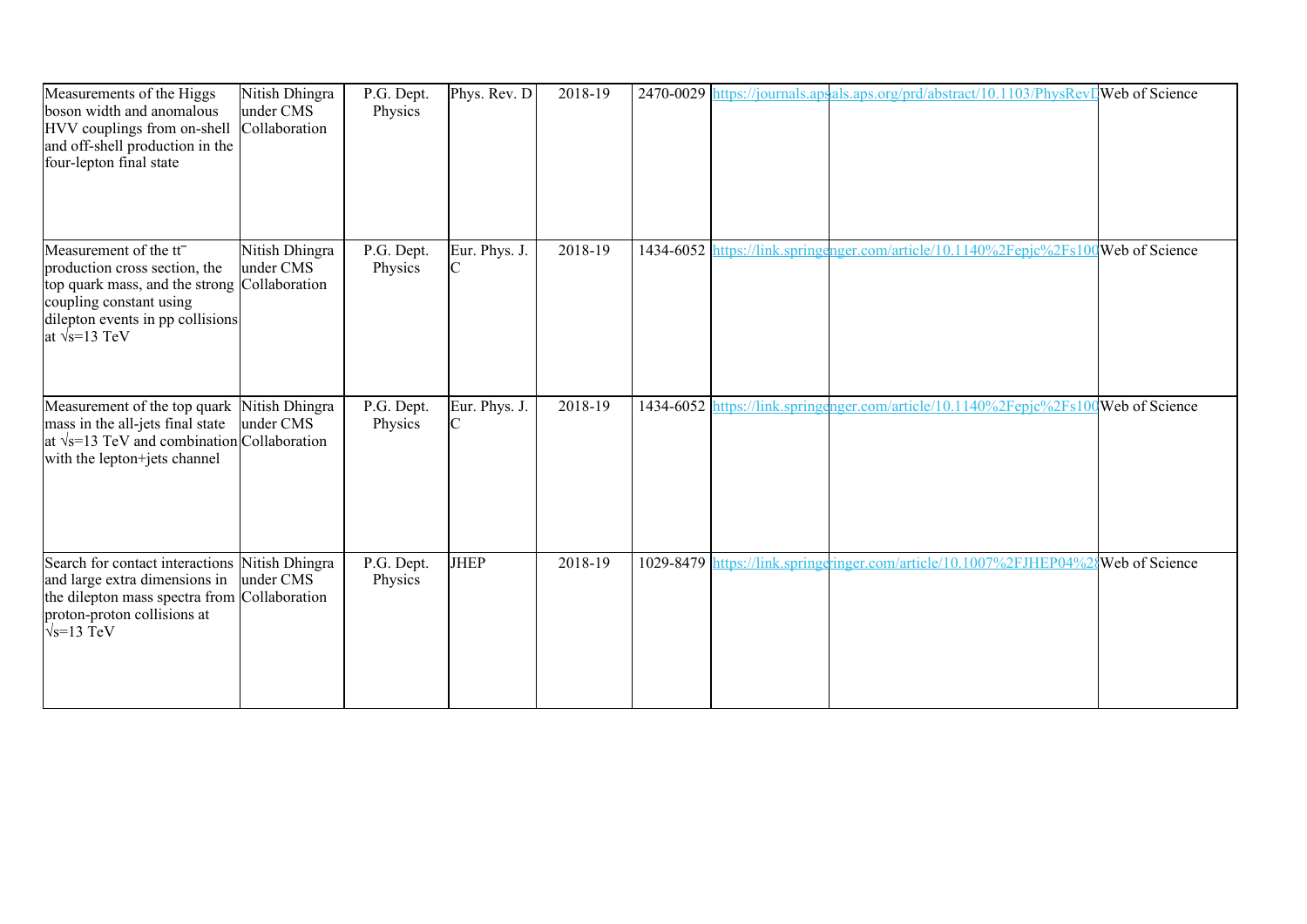| | | | | | | | | |
|---|---|---|---|---|---|---|---|---|
| Measurements of the Higgs boson width and anomalous HVV couplings from on-shell and off-shell production in the four-lepton final state | Nitish Dhingra under CMS Collaboration | P.G. Dept. Physics | Phys. Rev. D | 2018-19 | 2470-0029 | https://journals.aps | als.aps.org/prd/abstract/10.1103/PhysRevD | Web of Science |
| Measurement of the $t\bar{t}$ production cross section, the top quark mass, and the strong coupling constant using dilepton events in pp collisions at $\sqrt{s}$=13 TeV | Nitish Dhingra under CMS Collaboration | P.G. Dept. Physics | Eur. Phys. J. C | 2018-19 | 1434-6052 | https://link.springe | nger.com/article/10.1140%2Fepjc%2Fs100 | Web of Science |
| Measurement of the top quark mass in the all-jets final state at $\sqrt{s}$=13 TeV and combination with the lepton+jets channel | Nitish Dhingra under CMS Collaboration | P.G. Dept. Physics | Eur. Phys. J. C | 2018-19 | 1434-6052 | https://link.springe | nger.com/article/10.1140%2Fepjc%2Fs100 | Web of Science |
| Search for contact interactions and large extra dimensions in the dilepton mass spectra from proton-proton collisions at $\sqrt{s}$=13 TeV | Nitish Dhingra under CMS Collaboration | P.G. Dept. Physics | JHEP | 2018-19 | 1029-8479 | https://link.springe | ringer.com/article/10.1007%2FJHEP04%2 | Web of Science |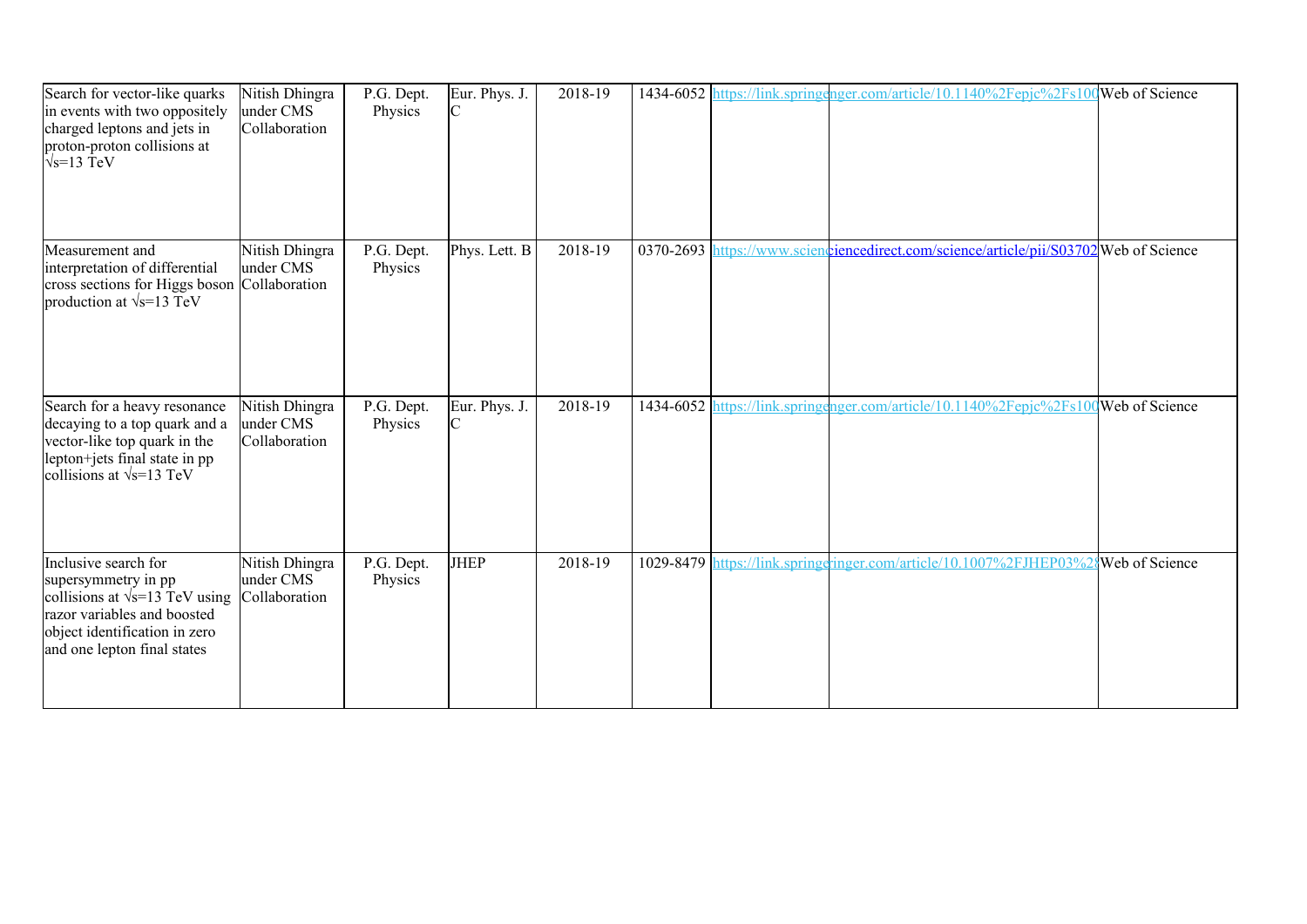| | | | | | | | | |
|---|---|---|---|---|---|---|---|---|
| Search for vector-like quarks in events with two oppositely charged leptons and jets in proton-proton collisions at √s=13 TeV | Nitish Dhingra under CMS Collaboration | P.G. Dept. Physics | Eur. Phys. J. C | 2018-19 | 1434-6052 | https://link.springe | nger.com/article/10.1140%2Fepjc%2Fs100 | Web of Science |
| Measurement and interpretation of differential cross sections for Higgs boson production at √s=13 TeV | Nitish Dhingra under CMS Collaboration | P.G. Dept. Physics | Phys. Lett. B | 2018-19 | 0370-2693 | https://www.scienc | iencedirect.com/science/article/pii/S03702 | Web of Science |
| Search for a heavy resonance decaying to a top quark and a vector-like top quark in the lepton+jets final state in pp collisions at √s=13 TeV | Nitish Dhingra under CMS Collaboration | P.G. Dept. Physics | Eur. Phys. J. C | 2018-19 | 1434-6052 | https://link.springe | nger.com/article/10.1140%2Fepjc%2Fs100 | Web of Science |
| Inclusive search for supersymmetry in pp collisions at √s=13 TeV using razor variables and boosted object identification in zero and one lepton final states | Nitish Dhingra under CMS Collaboration | P.G. Dept. Physics | JHEP | 2018-19 | 1029-8479 | https://link.springe | ringer.com/article/10.1007%2FJHEP03%2 | Web of Science |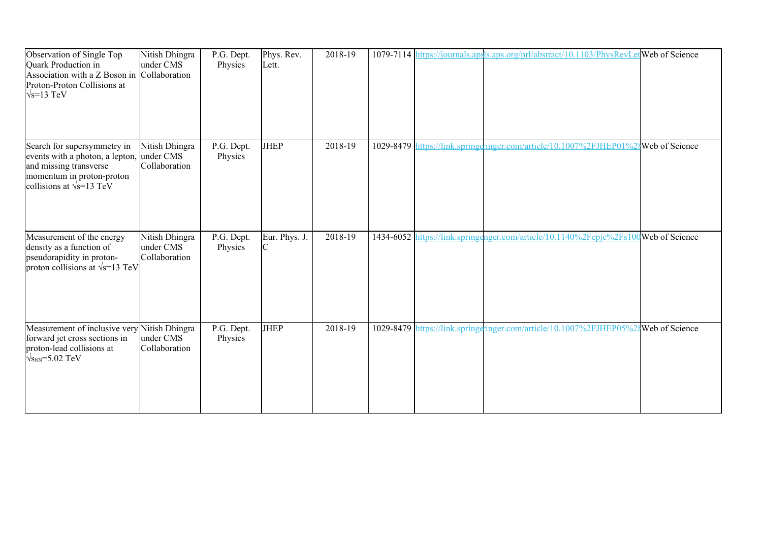| Observation of Single Top Quark Production in Association with a Z Boson in Proton-Proton Collisions at $\sqrt{s}$=13 TeV | Nitish Dhingra under CMS Collaboration | P.G. Dept. Physics | Phys. Rev. Lett. | 2018-19 | 1079-7114 | https://journals.aps | ls.aps.org/prl/abstract/10.1103/PhysRevLet | Web of Science |
|---|---|---|---|---|---|---|---|---|
| Search for supersymmetry in events with a photon, a lepton, and missing transverse momentum in proton-proton collisions at $\sqrt{s}$=13 TeV | Nitish Dhingra under CMS Collaboration | P.G. Dept. Physics | JHEP | 2018-19 | 1029-8479 | https://link.springe | ringer.com/article/10.1007%2FJHEP01%28 | Web of Science |
| Measurement of the energy density as a function of pseudorapidity in proton-proton collisions at $\sqrt{s}$=13 TeV | Nitish Dhingra under CMS Collaboration | P.G. Dept. Physics | Eur. Phys. J. C | 2018-19 | 1434-6052 | https://link.springe | nger.com/article/10.1140%2Fepjc%2Fs100 | Web of Science |
| Measurement of inclusive very forward jet cross sections in proton-lead collisions at $\sqrt{s_{NN}}$=5.02 TeV | Nitish Dhingra under CMS Collaboration | P.G. Dept. Physics | JHEP | 2018-19 | 1029-8479 | https://link.springe | ringer.com/article/10.1007%2FJHEP05%28 | Web of Science |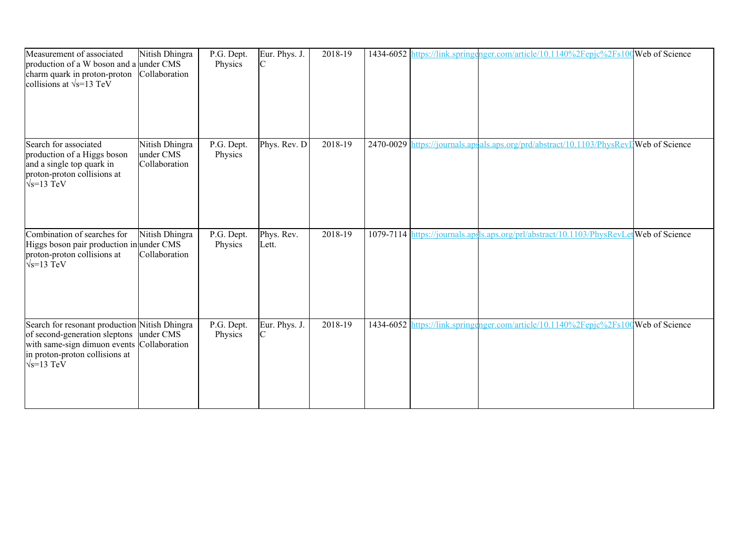| Measurement of associated production of a W boson and a charm quark in proton-proton collisions at √s=13 TeV | Nitish Dhingra under CMS Collaboration | P.G. Dept. Physics | Eur. Phys. J. C | 2018-19 | 1434-6052 | https://link.springenger.com/article/10.1140%2Fepjc%2Fs100 | | Web of Science |
|---|---|---|---|---|---|---|---|---|
| Search for associated production of a Higgs boson and a single top quark in proton-proton collisions at √s=13 TeV | Nitish Dhingra under CMS Collaboration | P.G. Dept. Physics | Phys. Rev. D | 2018-19 | 2470-0029 | https://journals.apsals.aps.org/prd/abstract/10.1103/PhysRevD | | Web of Science |
| Combination of searches for Higgs boson pair production in proton-proton collisions at √s=13 TeV | Nitish Dhingra under CMS Collaboration | P.G. Dept. Physics | Phys. Rev. Lett. | 2018-19 | 1079-7114 | https://journals.apsls.aps.org/prl/abstract/10.1103/PhysRevLet | | Web of Science |
| Search for resonant production of second-generation sleptons with same-sign dimuon events in proton-proton collisions at √s=13 TeV | Nitish Dhingra under CMS Collaboration | P.G. Dept. Physics | Eur. Phys. J. C | 2018-19 | 1434-6052 | https://link.springenger.com/article/10.1140%2Fepjc%2Fs100 | | Web of Science |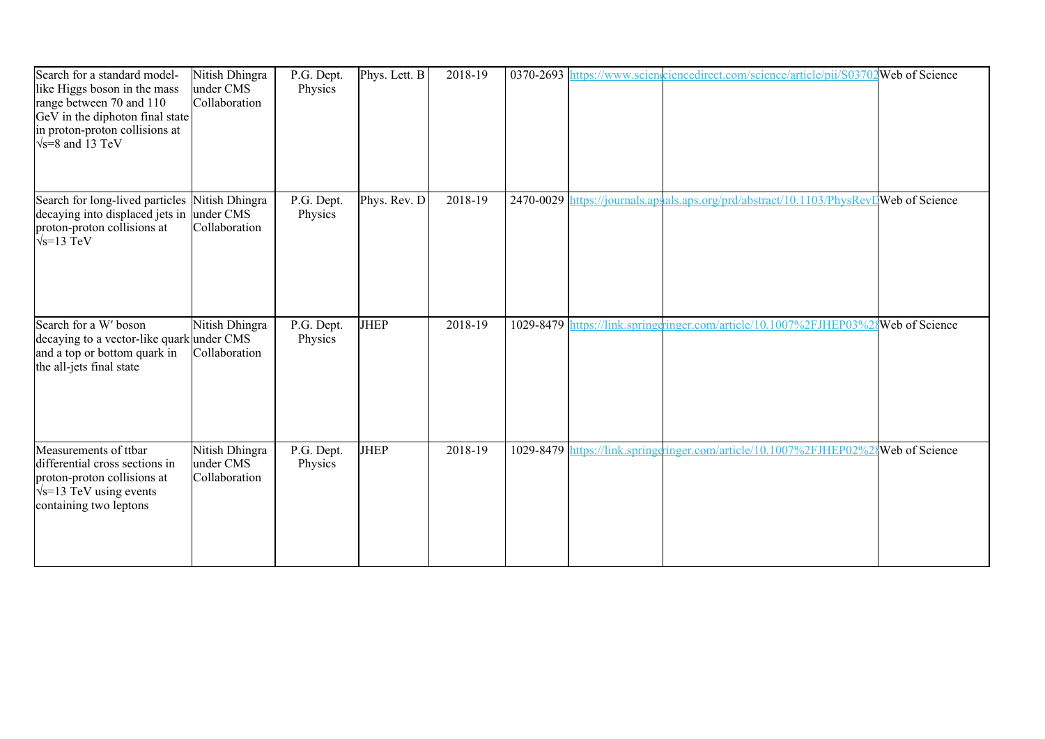| | | | | | | | | |
|---|---|---|---|---|---|---|---|---|
| Search for a standard model-like Higgs boson in the mass range between 70 and 110 GeV in the diphoton final state in proton-proton collisions at √s=8 and 13 TeV | Nitish Dhingra under CMS Collaboration | P.G. Dept. Physics | Phys. Lett. B | 2018-19 | 0370-2693 | https://www.scien | ciencedirect.com/science/article/pii/S03702 | Web of Science |
| Search for long-lived particles decaying into displaced jets in proton-proton collisions at √s=13 TeV | Nitish Dhingra under CMS Collaboration | P.G. Dept. Physics | Phys. Rev. D | 2018-19 | 2470-0029 | https://journals.aps | als.aps.org/prd/abstract/10.1103/PhysRevD | Web of Science |
| Search for a W′ boson decaying to a vector-like quark and a top or bottom quark in the all-jets final state | Nitish Dhingra under CMS Collaboration | P.G. Dept. Physics | JHEP | 2018-19 | 1029-8479 | https://link.springe | ringer.com/article/10.1007%2FJHEP03%2 | Web of Science |
| Measurements of ttbar differential cross sections in proton-proton collisions at √s=13 TeV using events containing two leptons | Nitish Dhingra under CMS Collaboration | P.G. Dept. Physics | JHEP | 2018-19 | 1029-8479 | https://link.springe | ringer.com/article/10.1007%2FJHEP02%2 | Web of Science |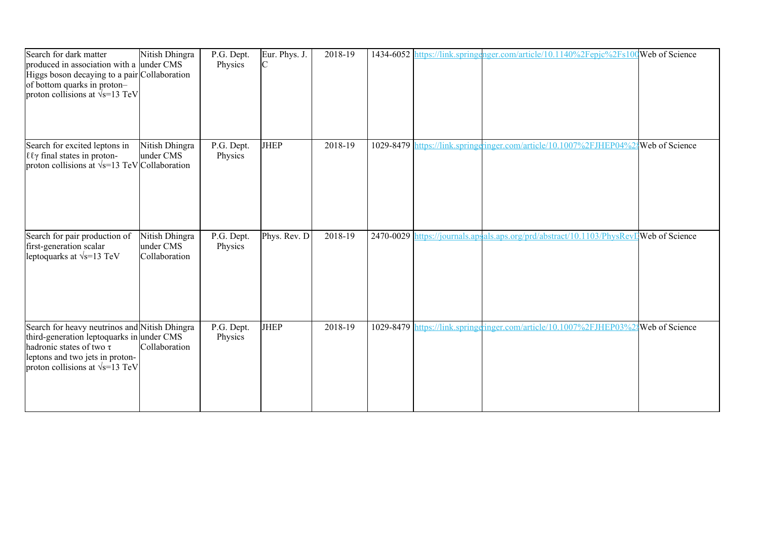| | | | | | | | | |
|---|---|---|---|---|---|---|---|---|
| Search for dark matter produced in association with a Higgs boson decaying to a pair of bottom quarks in proton–proton collisions at √s=13 TeV | Nitish Dhingra under CMS Collaboration | P.G. Dept. Physics | Eur. Phys. J. C | 2018-19 | 1434-6052 | https://link.springe | nger.com/article/10.1140%2Fepjc%2Fs100 | Web of Science |
| Search for excited leptons in ℓℓγ final states in proton-proton collisions at √s=13 TeV | Nitish Dhingra under CMS Collaboration | P.G. Dept. Physics | JHEP | 2018-19 | 1029-8479 | https://link.springe | ringer.com/article/10.1007%2FJHEP04%2 | Web of Science |
| Search for pair production of first-generation scalar leptoquarks at √s=13 TeV | Nitish Dhingra under CMS Collaboration | P.G. Dept. Physics | Phys. Rev. D | 2018-19 | 2470-0029 | https://journals.aps | als.aps.org/prd/abstract/10.1103/PhysRevD | Web of Science |
| Search for heavy neutrinos and third-generation leptoquarks in hadronic states of two τ leptons and two jets in proton-proton collisions at √s=13 TeV | Nitish Dhingra under CMS Collaboration | P.G. Dept. Physics | JHEP | 2018-19 | 1029-8479 | https://link.springe | ringer.com/article/10.1007%2FJHEP03%2 | Web of Science |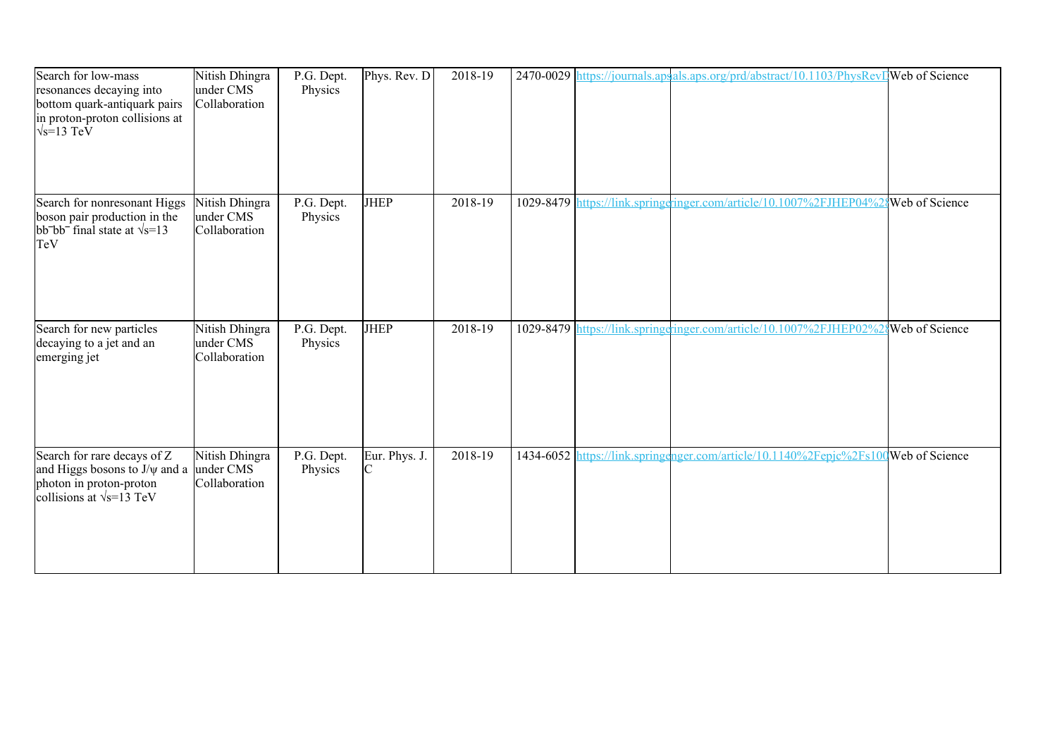| Search for low-mass resonances decaying into bottom quark-antiquark pairs in proton-proton collisions at $\sqrt{s}$=13 TeV | Nitish Dhingra under CMS Collaboration | P.G. Dept. Physics | Phys. Rev. D | 2018-19 | 2470-0029 | https://journals.aps | als.aps.org/prd/abstract/10.1103/PhysRevD | Web of Science |
|---|---|---|---|---|---|---|---|---|
| Search for nonresonant Higgs boson pair production in the $b\bar{b}b\bar{b}$ final state at $\sqrt{s}$=13 TeV | Nitish Dhingra under CMS Collaboration | P.G. Dept. Physics | JHEP | 2018-19 | 1029-8479 | https://link.springe | ringer.com/article/10.1007%2FJHEP04%28 | Web of Science |
| Search for new particles decaying to a jet and an emerging jet | Nitish Dhingra under CMS Collaboration | P.G. Dept. Physics | JHEP | 2018-19 | 1029-8479 | https://link.springe | ringer.com/article/10.1007%2FJHEP02%28 | Web of Science |
| Search for rare decays of Z and Higgs bosons to J/ψ and a photon in proton-proton collisions at $\sqrt{s}$=13 TeV | Nitish Dhingra under CMS Collaboration | P.G. Dept. Physics | Eur. Phys. J. C | 2018-19 | 1434-6052 | https://link.springe | nger.com/article/10.1140%2Fepjc%2Fs100 | Web of Science |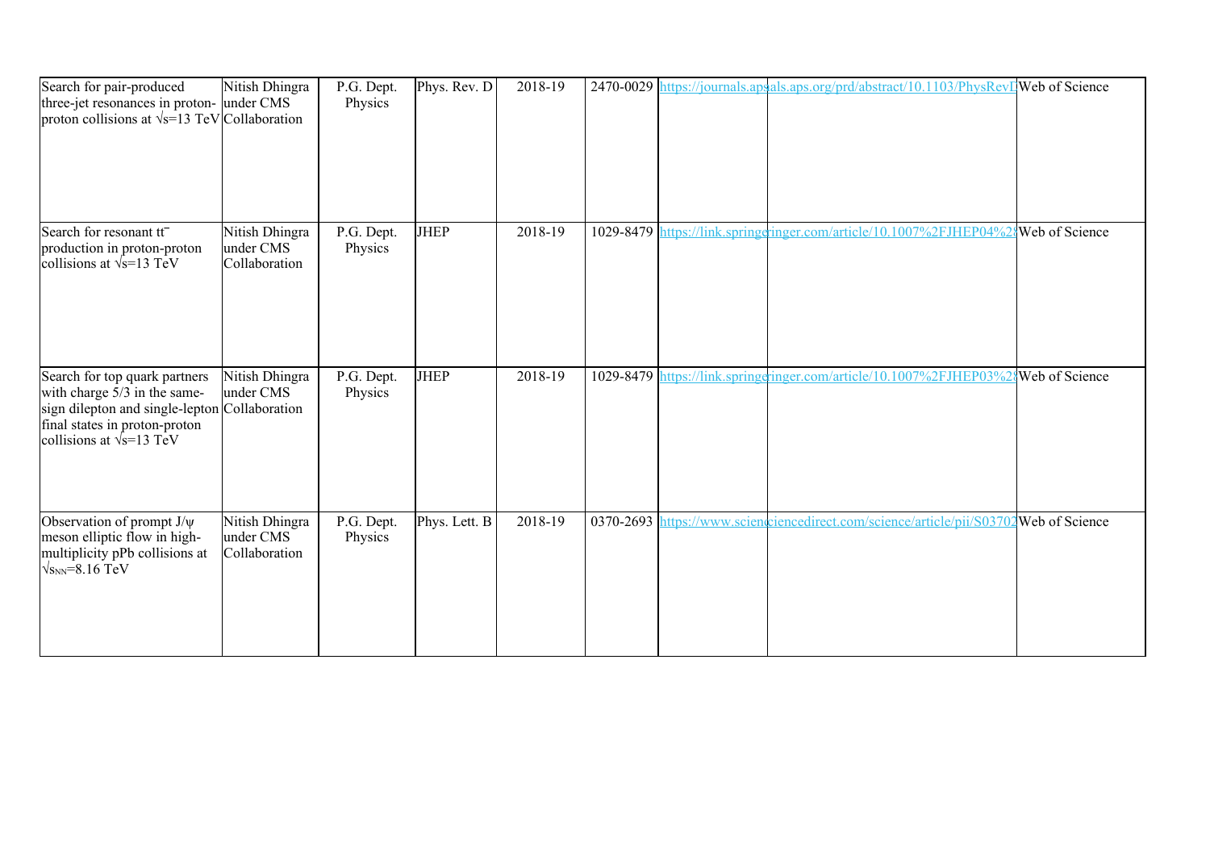| Search for pair-produced three-jet resonances in proton-proton collisions at $\sqrt{s}$=13 TeV | Nitish Dhingra under CMS Collaboration | P.G. Dept. Physics | Phys. Rev. D | 2018-19 | 2470-0029 | https://journals.aps | als.aps.org/prd/abstract/10.1103/PhysRevD | Web of Science |
|---|---|---|---|---|---|---|---|---|
| Search for resonant $t\bar{t}$ production in proton-proton collisions at $\sqrt{s}$=13 TeV | Nitish Dhingra under CMS Collaboration | P.G. Dept. Physics | JHEP | 2018-19 | 1029-8479 | https://link.springe | ringer.com/article/10.1007%2FJHEP04%2 | Web of Science |
| Search for top quark partners with charge 5/3 in the same-sign dilepton and single-lepton final states in proton-proton collisions at $\sqrt{s}$=13 TeV | Nitish Dhingra under CMS Collaboration | P.G. Dept. Physics | JHEP | 2018-19 | 1029-8479 | https://link.springe | ringer.com/article/10.1007%2FJHEP03%2 | Web of Science |
| Observation of prompt J/ψ meson elliptic flow in high-multiplicity pPb collisions at $\sqrt{s_{NN}}$=8.16 TeV | Nitish Dhingra under CMS Collaboration | P.G. Dept. Physics | Phys. Lett. B | 2018-19 | 0370-2693 | https://www.scien | ciencedirect.com/science/article/pii/S03702 | Web of Science |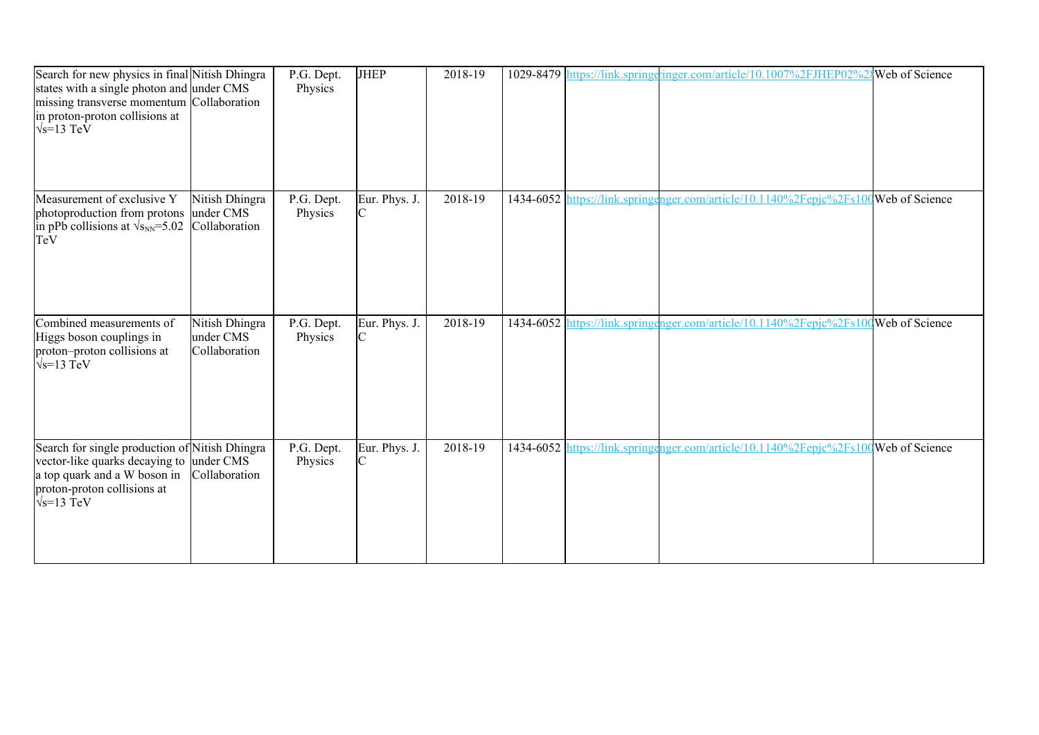| Search for new physics in final states with a single photon and missing transverse momentum in proton-proton collisions at $\sqrt{s}$=13 TeV | Nitish Dhingra under CMS Collaboration | P.G. Dept. Physics | JHEP | 2018-19 | 1029-8479 | https://link.springer.com/article/10.1007%2FJHEP02%2 | | Web of Science |
|---|---|---|---|---|---|---|---|---|
| Measurement of exclusive Υ photoproduction from protons in pPb collisions at $\sqrt{s_{NN}}$=5.02 TeV | Nitish Dhingra under CMS Collaboration | P.G. Dept. Physics | Eur. Phys. J. C | 2018-19 | 1434-6052 | https://link.springer.com/article/10.1140%2Fepjc%2Fs100 | | Web of Science |
| Combined measurements of Higgs boson couplings in proton–proton collisions at $\sqrt{s}$=13 TeV | Nitish Dhingra under CMS Collaboration | P.G. Dept. Physics | Eur. Phys. J. C | 2018-19 | 1434-6052 | https://link.springer.com/article/10.1140%2Fepjc%2Fs100 | | Web of Science |
| Search for single production of vector-like quarks decaying to a top quark and a W boson in proton-proton collisions at $\sqrt{s}$=13 TeV | Nitish Dhingra under CMS Collaboration | P.G. Dept. Physics | Eur. Phys. J. C | 2018-19 | 1434-6052 | https://link.springer.com/article/10.1140%2Fepjc%2Fs100 | | Web of Science |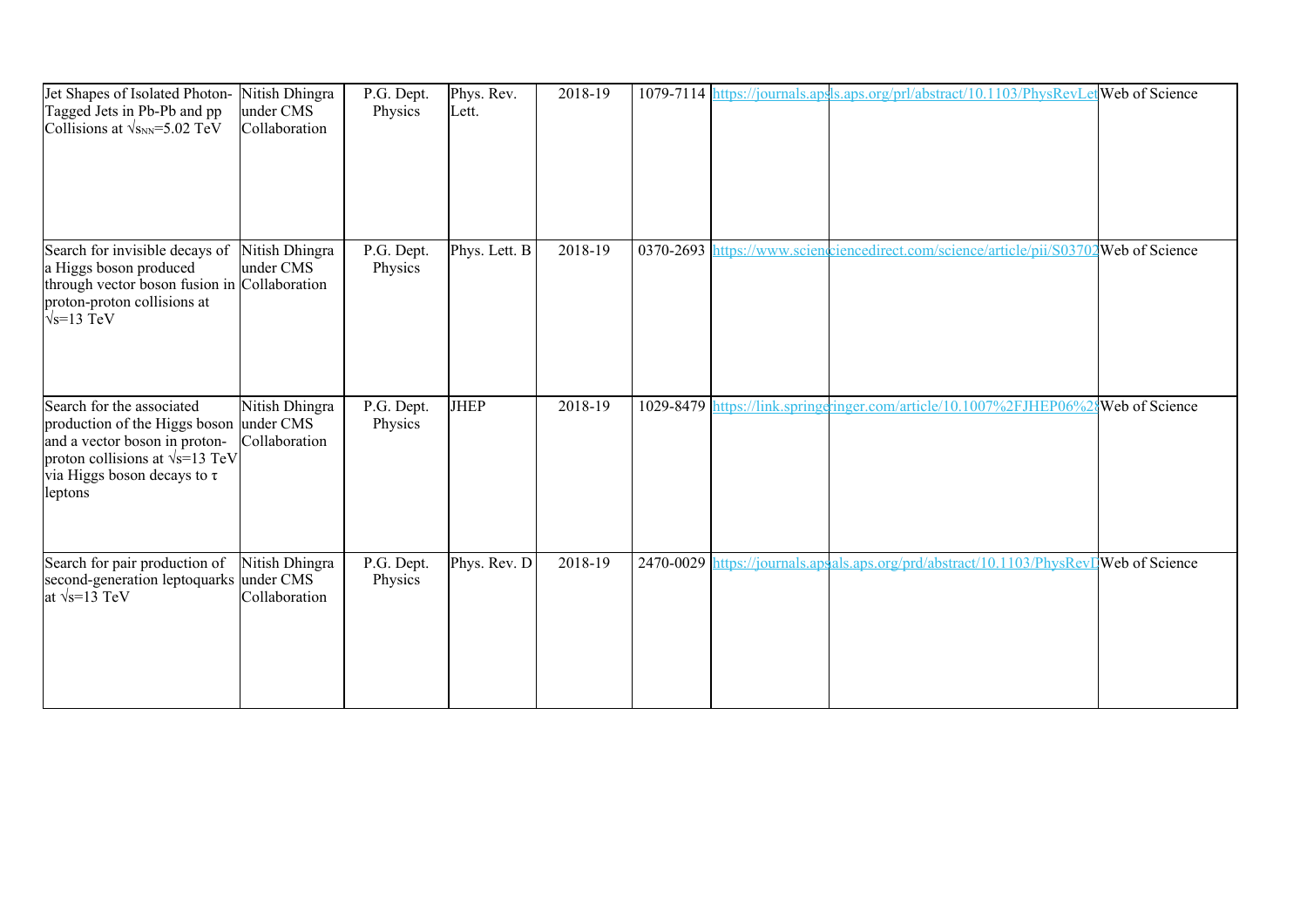| | | | | | | | | |
|---|---|---|---|---|---|---|---|---|
| Jet Shapes of Isolated Photon-Tagged Jets in Pb-Pb and pp Collisions at $\sqrt{s_{NN}}$=5.02 TeV | Nitish Dhingra under CMS Collaboration | P.G. Dept. Physics | Phys. Rev. Lett. | 2018-19 | 1079-7114 | https://journals.aps | ls.aps.org/prl/abstract/10.1103/PhysRevLet | Web of Science |
| Search for invisible decays of a Higgs boson produced through vector boson fusion in proton-proton collisions at $\sqrt{s}$=13 TeV | Nitish Dhingra under CMS Collaboration | P.G. Dept. Physics | Phys. Lett. B | 2018-19 | 0370-2693 | https://www.scienc | iencedirect.com/science/article/pii/S03702 | Web of Science |
| Search for the associated production of the Higgs boson and a vector boson in proton-proton collisions at $\sqrt{s}$=13 TeV via Higgs boson decays to τ leptons | Nitish Dhingra under CMS Collaboration | P.G. Dept. Physics | JHEP | 2018-19 | 1029-8479 | https://link.springe | ringer.com/article/10.1007%2FJHEP06%2 | Web of Science |
| Search for pair production of second-generation leptoquarks at $\sqrt{s}$=13 TeV | Nitish Dhingra under CMS Collaboration | P.G. Dept. Physics | Phys. Rev. D | 2018-19 | 2470-0029 | https://journals.aps | als.aps.org/prd/abstract/10.1103/PhysRevD | Web of Science |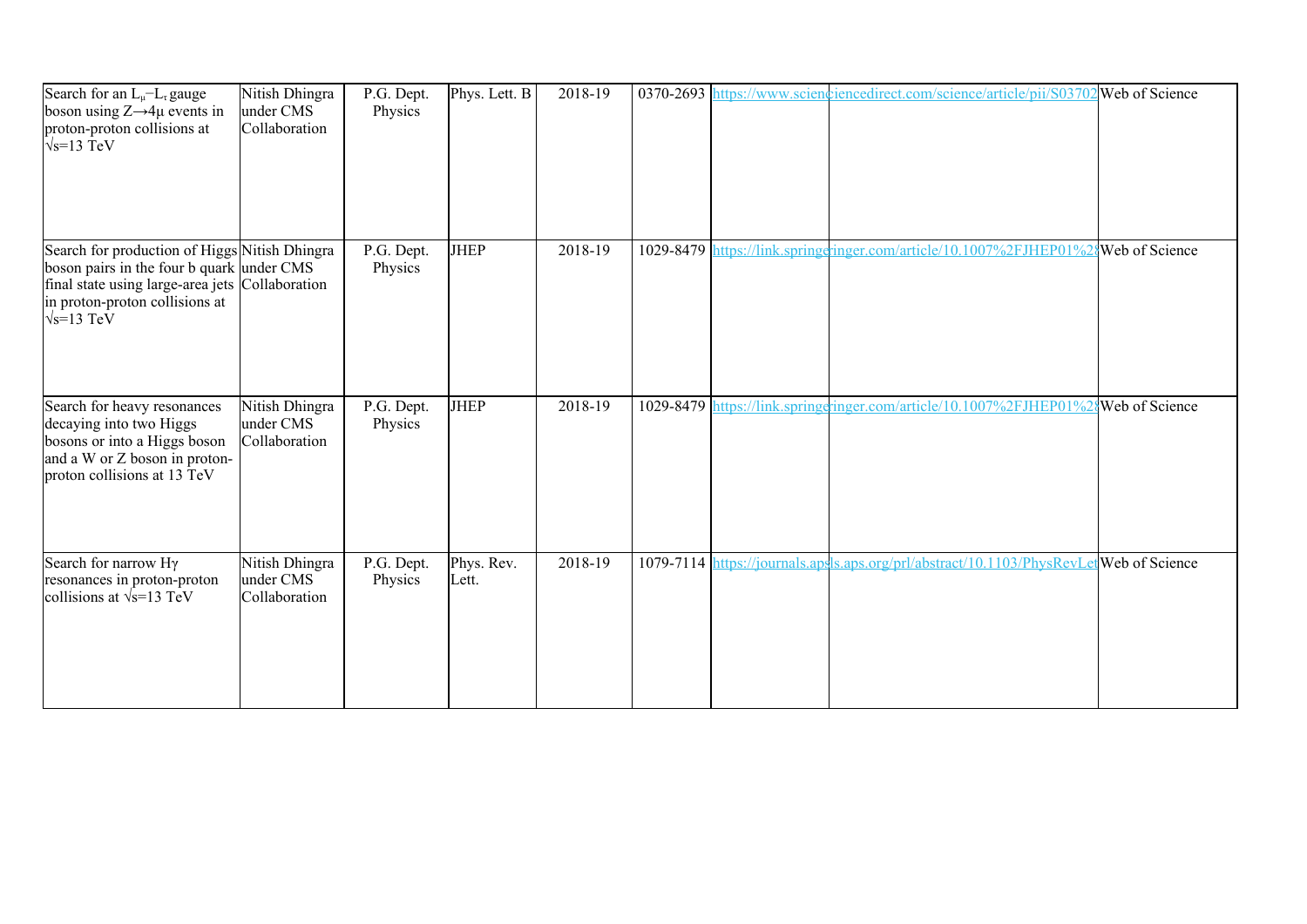| Search for an $L_{\mu}-L_{\tau}$ gauge boson using $Z\rightarrow4\mu$ events in proton-proton collisions at $\sqrt{s}=13$ TeV | Nitish Dhingra under CMS Collaboration | P.G. Dept. Physics | Phys. Lett. B | 2018-19 | 0370-2693 | https://www.scienciencedirect.com/science/article/pii/S03702 | | Web of Science |
|---|---|---|---|---|---|---|---|---|
| Search for production of Higgs boson pairs in the four b quark final state using large-area jets in proton-proton collisions at $\sqrt{s}=13$ TeV | Nitish Dhingra under CMS Collaboration | P.G. Dept. Physics | JHEP | 2018-19 | 1029-8479 | https://link.springeringer.com/article/10.1007%2FJHEP01%28 | | Web of Science |
| Search for heavy resonances decaying into two Higgs bosons or into a Higgs boson and a W or Z boson in proton-proton collisions at 13 TeV | Nitish Dhingra under CMS Collaboration | P.G. Dept. Physics | JHEP | 2018-19 | 1029-8479 | https://link.springeringer.com/article/10.1007%2FJHEP01%28 | | Web of Science |
| Search for narrow $H\gamma$ resonances in proton-proton collisions at $\sqrt{s}=13$ TeV | Nitish Dhingra under CMS Collaboration | P.G. Dept. Physics | Phys. Rev. Lett. | 2018-19 | 1079-7114 | https://journals.apsls.aps.org/prl/abstract/10.1103/PhysRevLet | | Web of Science |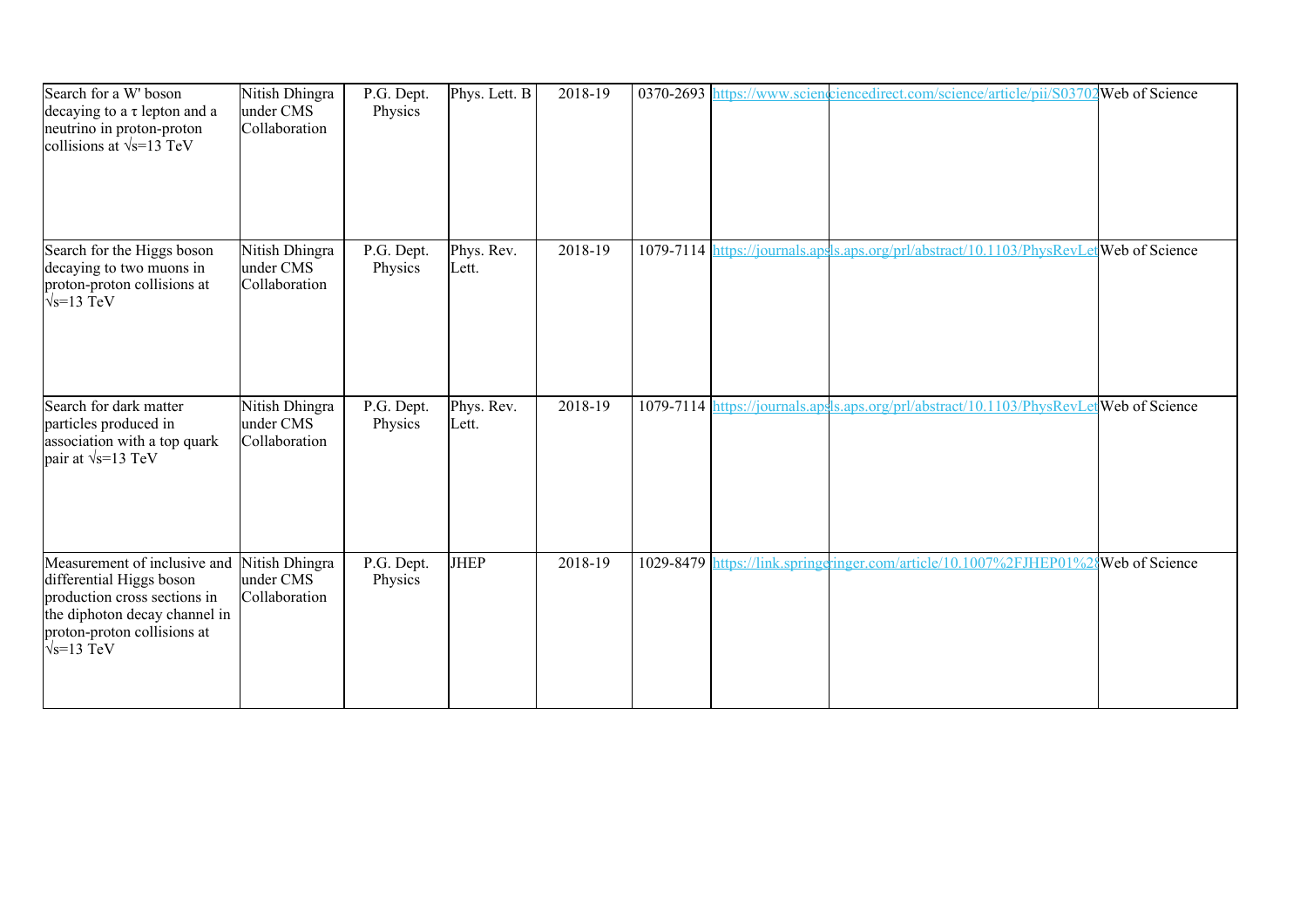| Search for a W' boson decaying to a $\tau$ lepton and a neutrino in proton-proton collisions at $\sqrt{s}$=13 TeV | Nitish Dhingra under CMS Collaboration | P.G. Dept. Physics | Phys. Lett. B | 2018-19 | 0370-2693 | https://www.scienciencedirect.com/science/article/pii/S03702 | | Web of Science |
|---|---|---|---|---|---|---|---|---|
| Search for the Higgs boson decaying to two muons in proton-proton collisions at $\sqrt{s}$=13 TeV | Nitish Dhingra under CMS Collaboration | P.G. Dept. Physics | Phys. Rev. Lett. | 2018-19 | 1079-7114 | https://journals.apsls.aps.org/prl/abstract/10.1103/PhysRevLet | | Web of Science |
| Search for dark matter particles produced in association with a top quark pair at $\sqrt{s}$=13 TeV | Nitish Dhingra under CMS Collaboration | P.G. Dept. Physics | Phys. Rev. Lett. | 2018-19 | 1079-7114 | https://journals.apsls.aps.org/prl/abstract/10.1103/PhysRevLet | | Web of Science |
| Measurement of inclusive and differential Higgs boson production cross sections in the diphoton decay channel in proton-proton collisions at $\sqrt{s}$=13 TeV | Nitish Dhingra under CMS Collaboration | P.G. Dept. Physics | JHEP | 2018-19 | 1029-8479 | https://link.springeringer.com/article/10.1007%2FJHEP01%2 | | Web of Science |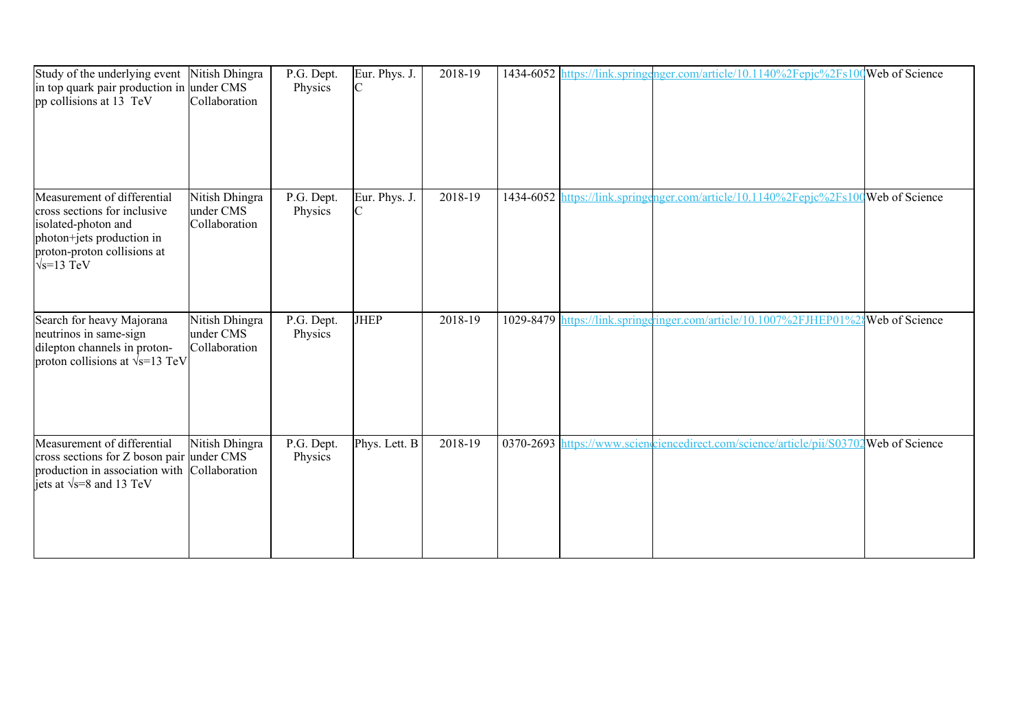| Study of the underlying event in top quark pair production in pp collisions at 13 TeV | Nitish Dhingra under CMS Collaboration | P.G. Dept. Physics | Eur. Phys. J. C | 2018-19 | 1434-6052 | https://link.springenger.com/article/10.1140%2Fepjc%2Fs100 | Web of Science |
|---|---|---|---|---|---|---|---|
| Measurement of differential cross sections for inclusive isolated-photon and photon+jets production in proton-proton collisions at √s=13 TeV | Nitish Dhingra under CMS Collaboration | P.G. Dept. Physics | Eur. Phys. J. C | 2018-19 | 1434-6052 | https://link.springenger.com/article/10.1140%2Fepjc%2Fs100 | Web of Science |
| Search for heavy Majorana neutrinos in same-sign dilepton channels in proton-proton collisions at √s=13 TeV | Nitish Dhingra under CMS Collaboration | P.G. Dept. Physics | JHEP | 2018-19 | 1029-8479 | https://link.springeringer.com/article/10.1007%2FJHEP01%2 | Web of Science |
| Measurement of differential cross sections for Z boson pair production in association with jets at √s=8 and 13 TeV | Nitish Dhingra under CMS Collaboration | P.G. Dept. Physics | Phys. Lett. B | 2018-19 | 0370-2693 | https://www.scienciencedirect.com/science/article/pii/S03702 | Web of Science |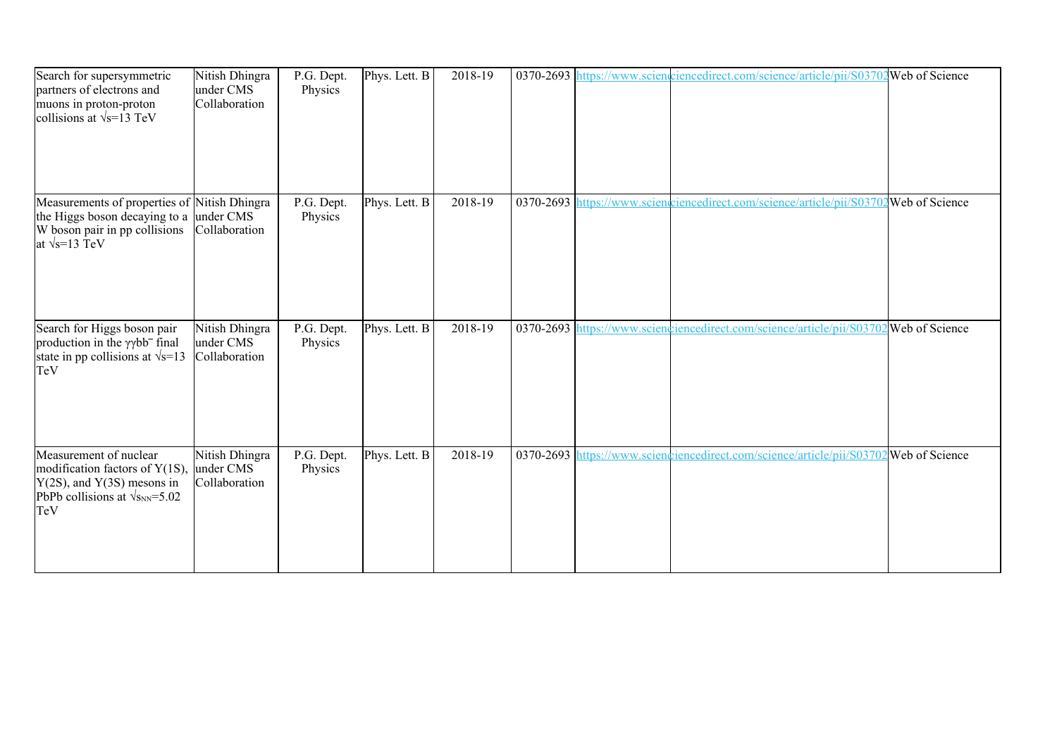| Search for supersymmetric partners of electrons and muons in proton-proton collisions at $\sqrt{s}$=13 TeV | Nitish Dhingra under CMS Collaboration | P.G. Dept. Physics | Phys. Lett. B | 2018-19 | 0370-2693 | https://www.scienciencedirect.com/science/article/pii/S03702 | | Web of Science |
|---|---|---|---|---|---|---|---|---|
| Measurements of properties of the Higgs boson decaying to a W boson pair in pp collisions at $\sqrt{s}$=13 TeV | Nitish Dhingra under CMS Collaboration | P.G. Dept. Physics | Phys. Lett. B | 2018-19 | 0370-2693 | https://www.scienciencedirect.com/science/article/pii/S03702 | | Web of Science |
| Search for Higgs boson pair production in the $\gamma\gamma b\bar{b}$ final state in pp collisions at $\sqrt{s}$=13 TeV | Nitish Dhingra under CMS Collaboration | P.G. Dept. Physics | Phys. Lett. B | 2018-19 | 0370-2693 | https://www.scienciencedirect.com/science/article/pii/S03702 | | Web of Science |
| Measurement of nuclear modification factors of Υ(1S), Υ(2S), and Υ(3S) mesons in PbPb collisions at $\sqrt{s_{NN}}$=5.02 TeV | Nitish Dhingra under CMS Collaboration | P.G. Dept. Physics | Phys. Lett. B | 2018-19 | 0370-2693 | https://www.scienciencedirect.com/science/article/pii/S03702 | | Web of Science |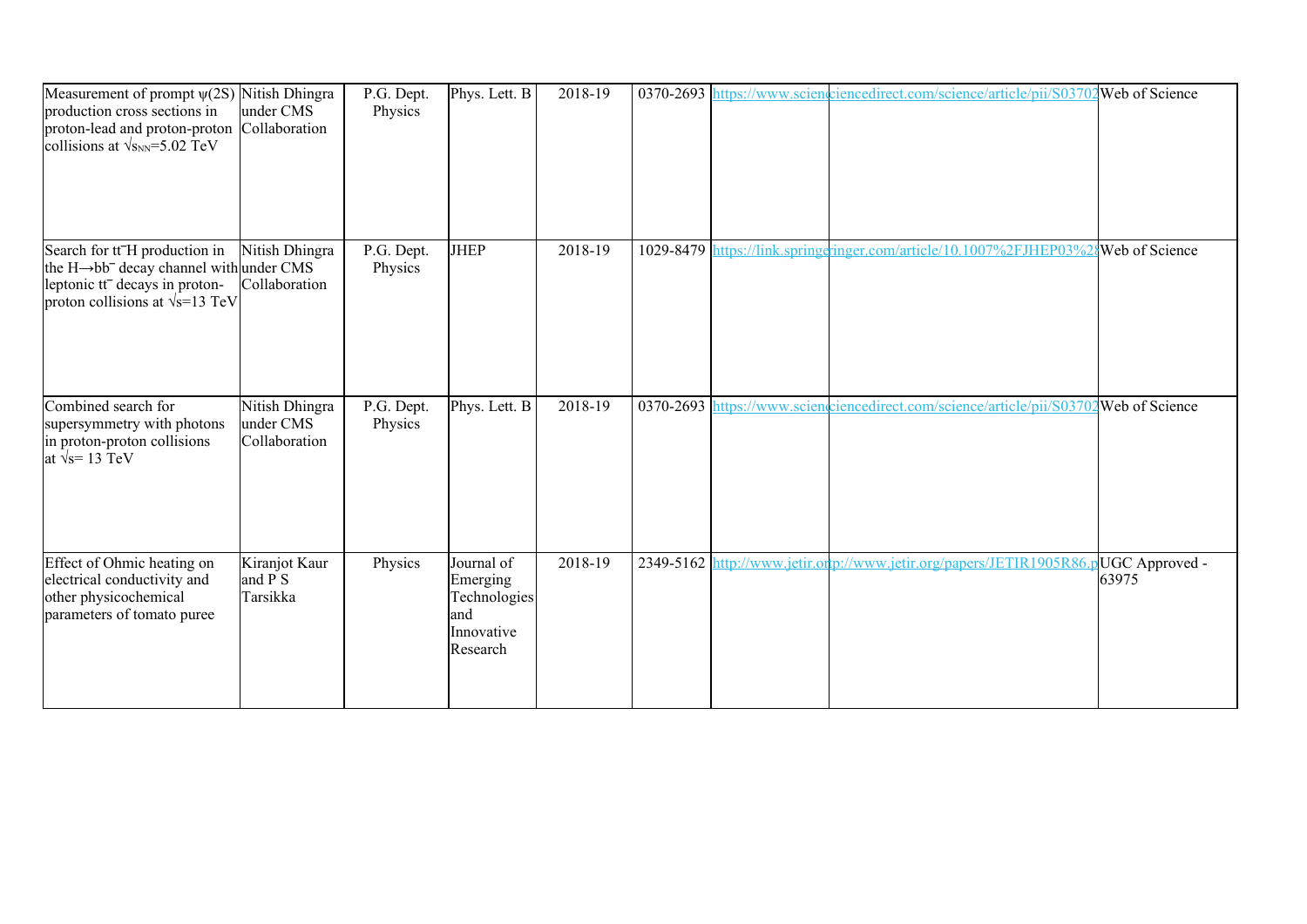| Measurement of prompt $\psi(2S)$ production cross sections in proton-lead and proton-proton collisions at $\sqrt{s_{NN}}$=5.02 TeV | Nitish Dhingra under CMS Collaboration | P.G. Dept. Physics | Phys. Lett. B | 2018-19 | 0370-2693 | https://www.scienc | iencedirect.com/science/article/pii/S03702 | Web of Science |
|---|---|---|---|---|---|---|---|---|
| Search for $t\bar{t}H$ production in the $H\rightarrow b\bar{b}$ decay channel with leptonic $t\bar{t}$ decays in proton-proton collisions at $\sqrt{s}$=13 TeV | Nitish Dhingra under CMS Collaboration | P.G. Dept. Physics | JHEP | 2018-19 | 1029-8479 | https://link.springe | ringer.com/article/10.1007%2FJHEP03%28 | Web of Science |
| Combined search for supersymmetry with photons in proton-proton collisions at $\sqrt{s}$= 13 TeV | Nitish Dhingra under CMS Collaboration | P.G. Dept. Physics | Phys. Lett. B | 2018-19 | 0370-2693 | https://www.scienc | iencedirect.com/science/article/pii/S03702 | Web of Science |
| Effect of Ohmic heating on electrical conductivity and other physicochemical parameters of tomato puree | Kiranjot Kaur and P S Tarsikka | Physics | Journal of Emerging Technologies and Innovative Research | 2018-19 | 2349-5162 | http://www.jetir.or | p://www.jetir.org/papers/JETIR1905R86.p | UGC Approved - 63975 |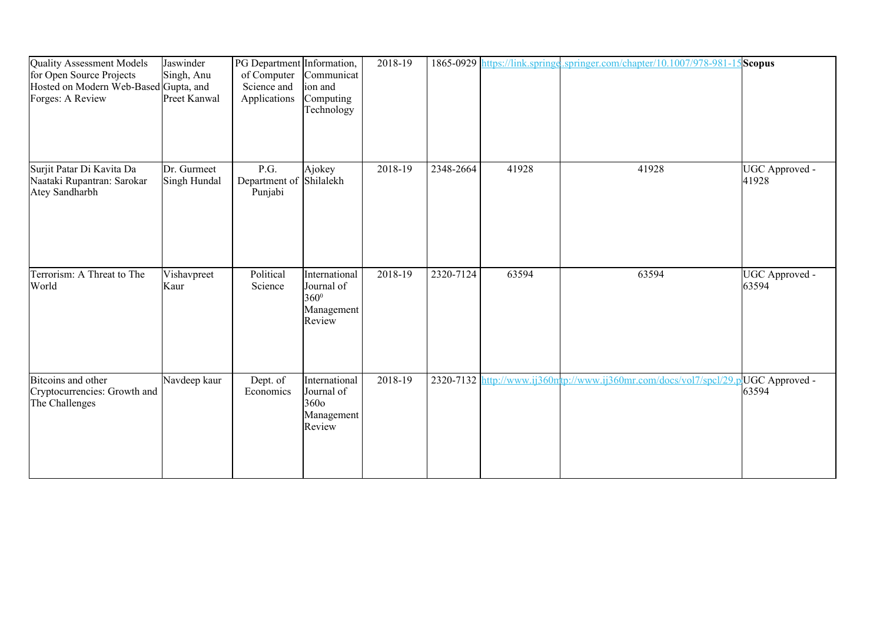| | | | | | | | | |
|---|---|---|---|---|---|---|---|---|
| Quality Assessment Models for Open Source Projects Hosted on Modern Web-Based Forges: A Review | Jaswinder Singh, Anu Gupta, and Preet Kanwal | PG Department of Computer Science and Applications | Information, Communication and Computing Technology | 2018-19 | 1865-0929 | https://link.springe | .springer.com/chapter/10.1007/978-981-15 | **Scopus** |
| Surjit Patar Di Kavita Da Naataki Rupantran: Sarokar Atey Sandharbh | Dr. Gurmeet Singh Hundal | P.G. Department of Punjabi | Ajokey Shilalekh | 2018-19 | 2348-2664 | 41928 | 41928 | UGC Approved - 41928 |
| Terrorism: A Threat to The World | Vishavpreet Kaur | Political Science | International Journal of $360^0$ Management Review | 2018-19 | 2320-7124 | 63594 | 63594 | UGC Approved - 63594 |
| Bitcoins and other Cryptocurrencies: Growth and The Challenges | Navdeep kaur | Dept. of Economics | International Journal of 360o Management Review | 2018-19 | 2320-7132 | http://www.ij360m | tp://www.ij360mr.com/docs/vol7/spcl/29.p | UGC Approved - 63594 |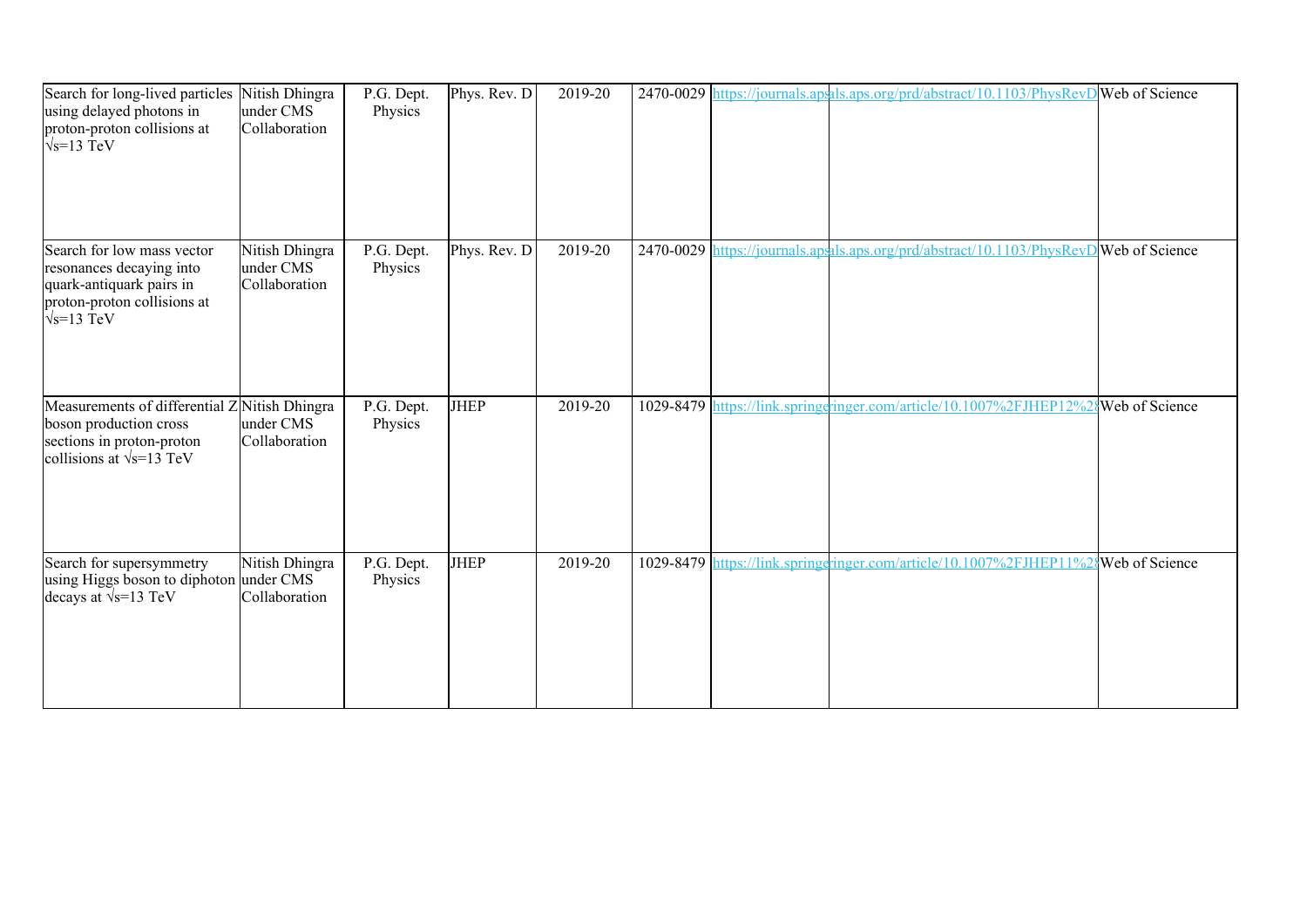| Search for long-lived particles using delayed photons in proton-proton collisions at $\sqrt{s}$=13 TeV | Nitish Dhingra under CMS Collaboration | P.G. Dept. Physics | Phys. Rev. D | 2019-20 | 2470-0029 | https://journals.aps | als.aps.org/prd/abstract/10.1103/PhysRevD | Web of Science |
|---|---|---|---|---|---|---|---|---|
| Search for low mass vector resonances decaying into quark-antiquark pairs in proton-proton collisions at $\sqrt{s}$=13 TeV | Nitish Dhingra under CMS Collaboration | P.G. Dept. Physics | Phys. Rev. D | 2019-20 | 2470-0029 | https://journals.aps | als.aps.org/prd/abstract/10.1103/PhysRevD | Web of Science |
| Measurements of differential Z boson production cross sections in proton-proton collisions at $\sqrt{s}$=13 TeV | Nitish Dhingra under CMS Collaboration | P.G. Dept. Physics | JHEP | 2019-20 | 1029-8479 | https://link.springe | ringer.com/article/10.1007%2FJHEP12%2 | Web of Science |
| Search for supersymmetry using Higgs boson to diphoton decays at $\sqrt{s}$=13 TeV | Nitish Dhingra under CMS Collaboration | P.G. Dept. Physics | JHEP | 2019-20 | 1029-8479 | https://link.springe | ringer.com/article/10.1007%2FJHEP11%2 | Web of Science |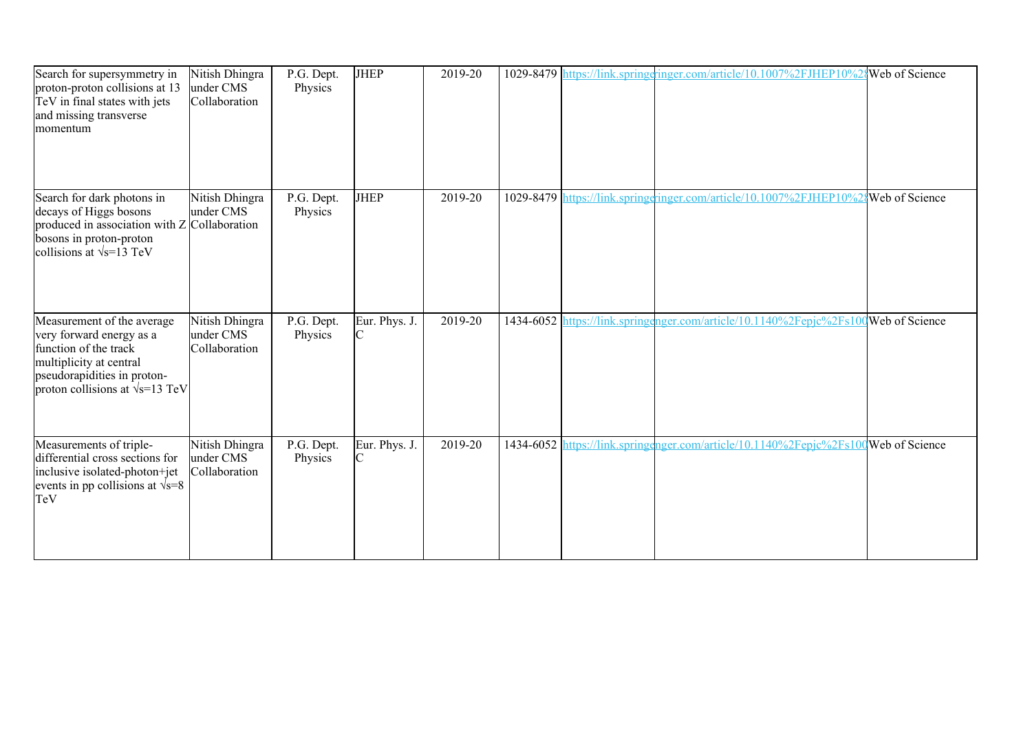| Search for supersymmetry in proton-proton collisions at 13 TeV in final states with jets and missing transverse momentum | Nitish Dhingra under CMS Collaboration | P.G. Dept. Physics | JHEP | 2019-20 | 1029-8479 | https://link.springeringer.com/article/10.1007%2FJHEP10%28 | | Web of Science |
|---|---|---|---|---|---|---|---|---|
| Search for dark photons in decays of Higgs bosons produced in association with Z bosons in proton-proton collisions at √s=13 TeV | Nitish Dhingra under CMS Collaboration | P.G. Dept. Physics | JHEP | 2019-20 | 1029-8479 | https://link.springeringer.com/article/10.1007%2FJHEP10%28 | | Web of Science |
| Measurement of the average very forward energy as a function of the track multiplicity at central pseudorapidities in proton-proton collisions at √s=13 TeV | Nitish Dhingra under CMS Collaboration | P.G. Dept. Physics | Eur. Phys. J. C | 2019-20 | 1434-6052 | https://link.springenger.com/article/10.1140%2Fepjc%2Fs100 | | Web of Science |
| Measurements of triple-differential cross sections for inclusive isolated-photon+jet events in pp collisions at √s=8 TeV | Nitish Dhingra under CMS Collaboration | P.G. Dept. Physics | Eur. Phys. J. C | 2019-20 | 1434-6052 | https://link.springenger.com/article/10.1140%2Fepjc%2Fs100 | | Web of Science |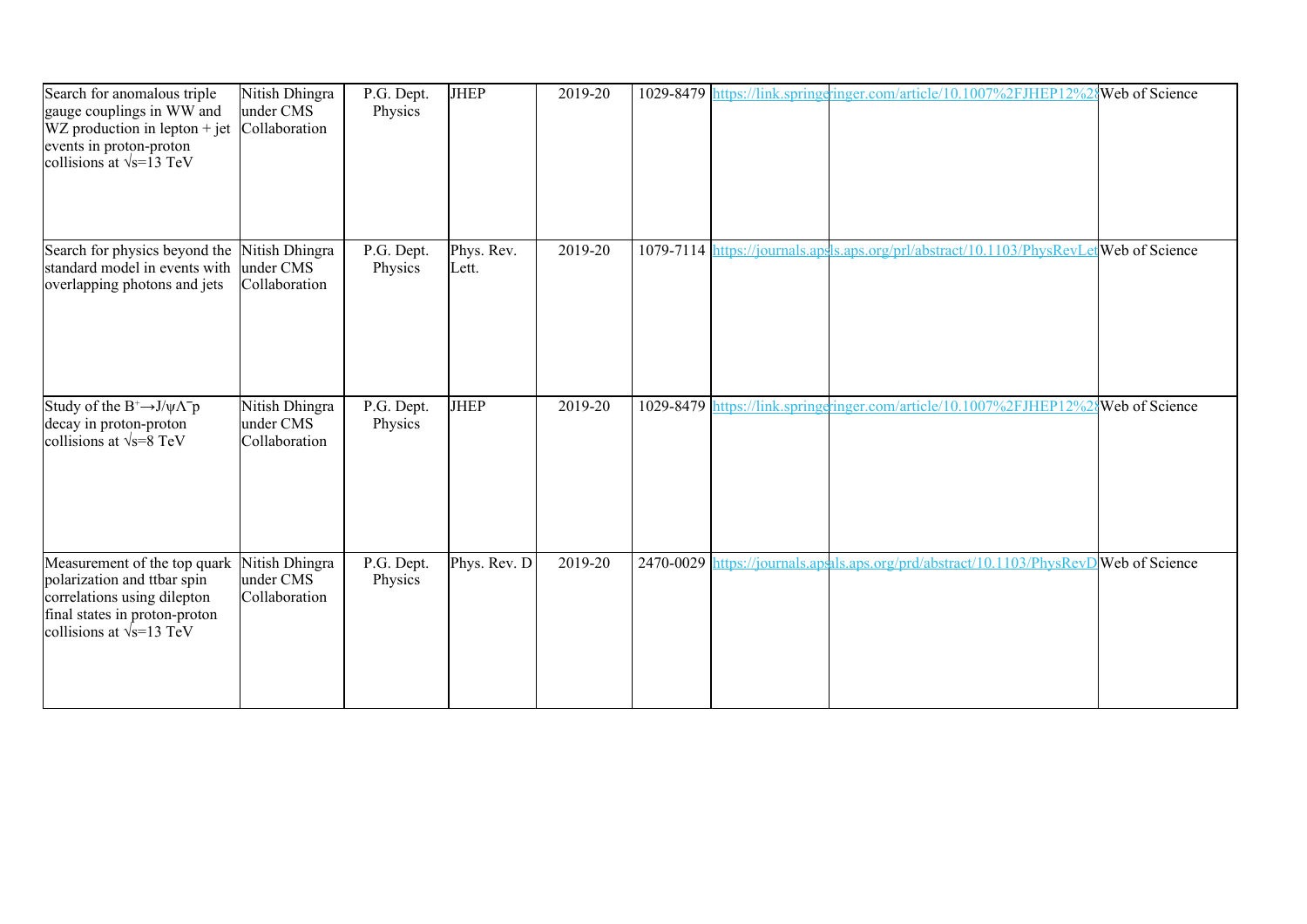| | | | | | | | | |
|---|---|---|---|---|---|---|---|---|
| Search for anomalous triple gauge couplings in WW and WZ production in lepton + jet events in proton-proton collisions at $\sqrt{s}$=13 TeV | Nitish Dhingra under CMS Collaboration | P.G. Dept. Physics | JHEP | 2019-20 | 1029-8479 | https://link.springe | ringer.com/article/10.1007%2FJHEP12%2 | Web of Science |
| Search for physics beyond the standard model in events with overlapping photons and jets | Nitish Dhingra under CMS Collaboration | P.G. Dept. Physics | Phys. Rev. Lett. | 2019-20 | 1079-7114 | https://journals.ap | s.aps.org/prl/abstract/10.1103/PhysRevLet | Web of Science |
| Study of the $B^{+}\rightarrow J/\psi\bar{\Lambda}p$ decay in proton-proton collisions at $\sqrt{s}$=8 TeV | Nitish Dhingra under CMS Collaboration | P.G. Dept. Physics | JHEP | 2019-20 | 1029-8479 | https://link.springe | ringer.com/article/10.1007%2FJHEP12%2 | Web of Science |
| Measurement of the top quark polarization and ttbar spin correlations using dilepton final states in proton-proton collisions at $\sqrt{s}$=13 TeV | Nitish Dhingra under CMS Collaboration | P.G. Dept. Physics | Phys. Rev. D | 2019-20 | 2470-0029 | https://journals.ap | ls.aps.org/prd/abstract/10.1103/PhysRevD | Web of Science |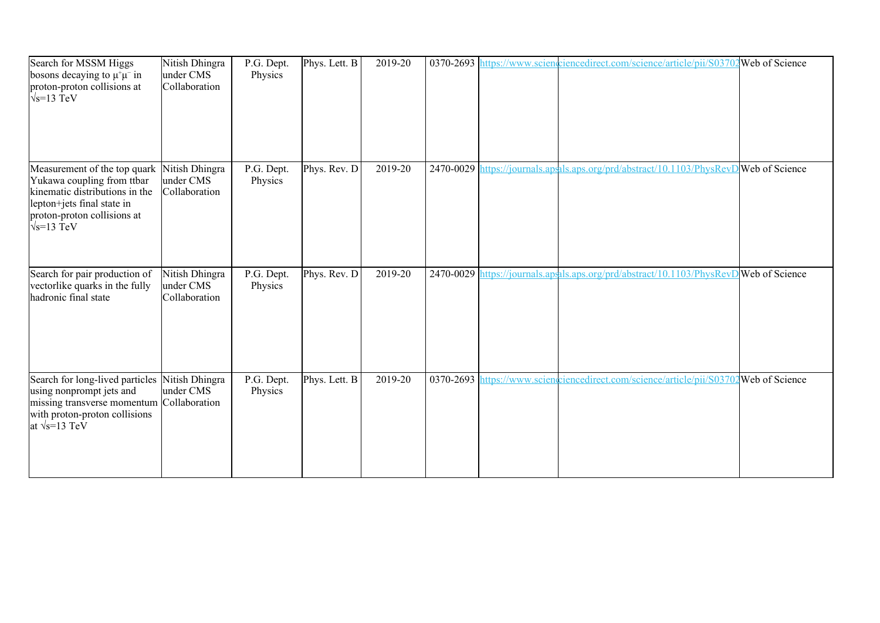| Search for MSSM Higgs bosons decaying to $\mu^+\mu^-$ in proton-proton collisions at $\sqrt{s}$=13 TeV | Nitish Dhingra under CMS Collaboration | P.G. Dept. Physics | Phys. Lett. B | 2019-20 | 0370-2693 | https://www.scienciencedirect.com/science/article/pii/S03702 | | Web of Science |
|---|---|---|---|---|---|---|---|---|
| Measurement of the top quark Yukawa coupling from ttbar kinematic distributions in the lepton+jets final state in proton-proton collisions at $\sqrt{s}$=13 TeV | Nitish Dhingra under CMS Collaboration | P.G. Dept. Physics | Phys. Rev. D | 2019-20 | 2470-0029 | https://journals.apsals.aps.org/prd/abstract/10.1103/PhysRevD | | Web of Science |
| Search for pair production of vectorlike quarks in the fully hadronic final state | Nitish Dhingra under CMS Collaboration | P.G. Dept. Physics | Phys. Rev. D | 2019-20 | 2470-0029 | https://journals.apsals.aps.org/prd/abstract/10.1103/PhysRevD | | Web of Science |
| Search for long-lived particles using nonprompt jets and missing transverse momentum with proton-proton collisions at $\sqrt{s}$=13 TeV | Nitish Dhingra under CMS Collaboration | P.G. Dept. Physics | Phys. Lett. B | 2019-20 | 0370-2693 | https://www.scienciencedirect.com/science/article/pii/S03702 | | Web of Science |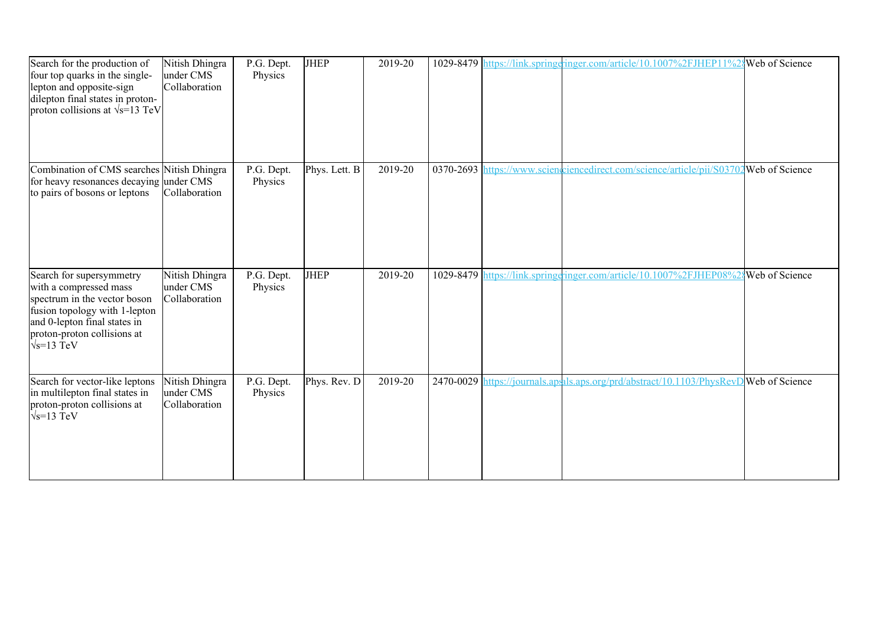| | | | | | | | | |
|---|---|---|---|---|---|---|---|---|
| Search for the production of four top quarks in the single-lepton and opposite-sign dilepton final states in proton-proton collisions at √s=13 TeV | Nitish Dhingra under CMS Collaboration | P.G. Dept. Physics | JHEP | 2019-20 | 1029-8479 | https://link.springe | inger.com/article/10.1007%2FJHEP11%2 | Web of Science |
| Combination of CMS searches for heavy resonances decaying to pairs of bosons or leptons | Nitish Dhingra under CMS Collaboration | P.G. Dept. Physics | Phys. Lett. B | 2019-20 | 0370-2693 | https://www.scien | ciencedirect.com/science/article/pii/S0370 | Web of Science |
| Search for supersymmetry with a compressed mass spectrum in the vector boson fusion topology with 1-lepton and 0-lepton final states in proton-proton collisions at √s=13 TeV | Nitish Dhingra under CMS Collaboration | P.G. Dept. Physics | JHEP | 2019-20 | 1029-8479 | https://link.springe | inger.com/article/10.1007%2FJHEP08%2 | Web of Science |
| Search for vector-like leptons in multilepton final states in proton-proton collisions at √s=13 TeV | Nitish Dhingra under CMS Collaboration | P.G. Dept. Physics | Phys. Rev. D | 2019-20 | 2470-0029 | https://journals.ap | ls.aps.org/prd/abstract/10.1103/PhysRevD | Web of Science |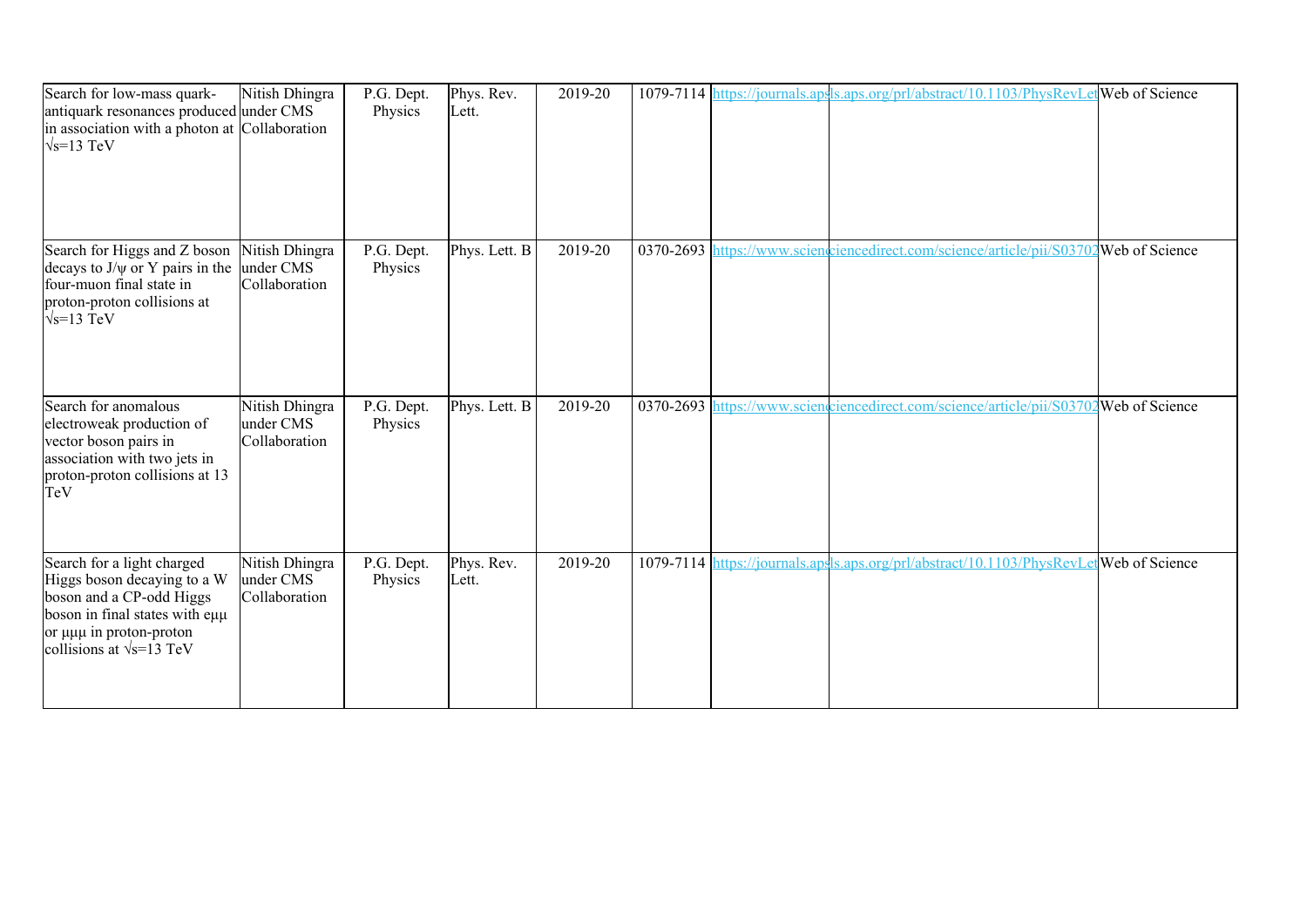| Search for low-mass quark-antiquark resonances produced in association with a photon at $\sqrt{s}$=13 TeV | Nitish Dhingra under CMS Collaboration | P.G. Dept. Physics | Phys. Rev. Lett. | 2019-20 | 1079-7114 | https://journals.aps | ls.aps.org/prl/abstract/10.1103/PhysRevLet | Web of Science |
|---|---|---|---|---|---|---|---|---|
| Search for Higgs and Z boson decays to J/ψ or Y pairs in the four-muon final state in proton-proton collisions at $\sqrt{s}$=13 TeV | Nitish Dhingra under CMS Collaboration | P.G. Dept. Physics | Phys. Lett. B | 2019-20 | 0370-2693 | https://www.scienc | ciencedirect.com/science/article/pii/S03702 | Web of Science |
| Search for anomalous electroweak production of vector boson pairs in association with two jets in proton-proton collisions at 13 TeV | Nitish Dhingra under CMS Collaboration | P.G. Dept. Physics | Phys. Lett. B | 2019-20 | 0370-2693 | https://www.scienc | ciencedirect.com/science/article/pii/S03702 | Web of Science |
| Search for a light charged Higgs boson decaying to a W boson and a CP-odd Higgs boson in final states with eμμ or μμμ in proton-proton collisions at $\sqrt{s}$=13 TeV | Nitish Dhingra under CMS Collaboration | P.G. Dept. Physics | Phys. Rev. Lett. | 2019-20 | 1079-7114 | https://journals.aps | ls.aps.org/prl/abstract/10.1103/PhysRevLet | Web of Science |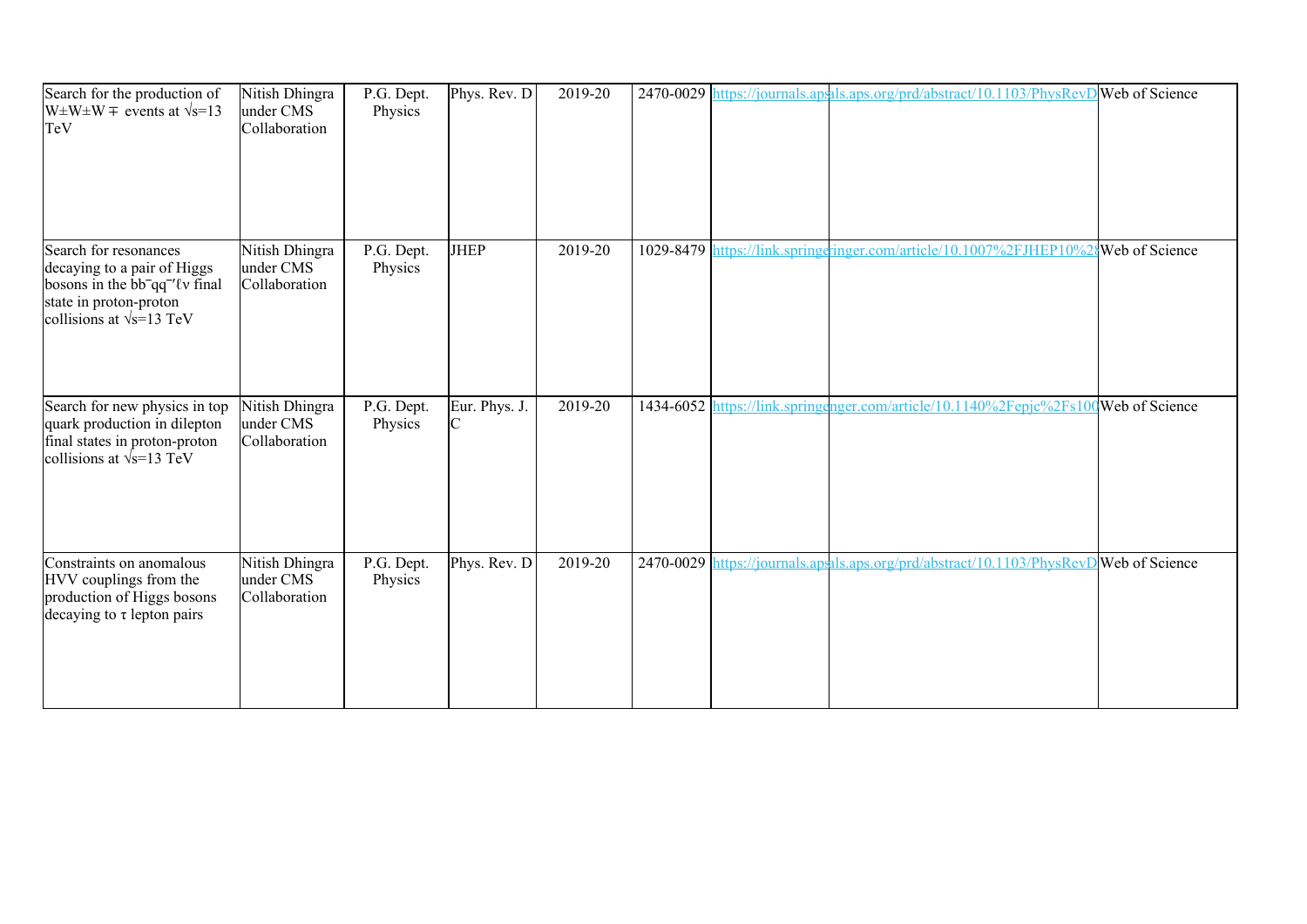| Search for the production of $W^{\pm}W^{\pm}W^{\mp}$ events at $\sqrt{s}=13$ TeV | Nitish Dhingra under CMS Collaboration | P.G. Dept. Physics | Phys. Rev. D | 2019-20 | 2470-0029 | https://journals.aps | als.aps.org/prd/abstract/10.1103/PhysRevD | Web of Science |
|---|---|---|---|---|---|---|---|---|
| Search for resonances decaying to a pair of Higgs bosons in the $b\bar{b}q\bar{q}'\ell\nu$ final state in proton-proton collisions at $\sqrt{s}=13$ TeV | Nitish Dhingra under CMS Collaboration | P.G. Dept. Physics | JHEP | 2019-20 | 1029-8479 | https://link.springe | ringer.com/article/10.1007%2FJHEP10%2 | Web of Science |
| Search for new physics in top quark production in dilepton final states in proton-proton collisions at $\sqrt{s}=13$ TeV | Nitish Dhingra under CMS Collaboration | P.G. Dept. Physics | Eur. Phys. J. C | 2019-20 | 1434-6052 | https://link.springe | nger.com/article/10.1140%2Fepjc%2Fs100 | Web of Science |
| Constraints on anomalous HVV couplings from the production of Higgs bosons decaying to τ lepton pairs | Nitish Dhingra under CMS Collaboration | P.G. Dept. Physics | Phys. Rev. D | 2019-20 | 2470-0029 | https://journals.aps | als.aps.org/prd/abstract/10.1103/PhysRevD | Web of Science |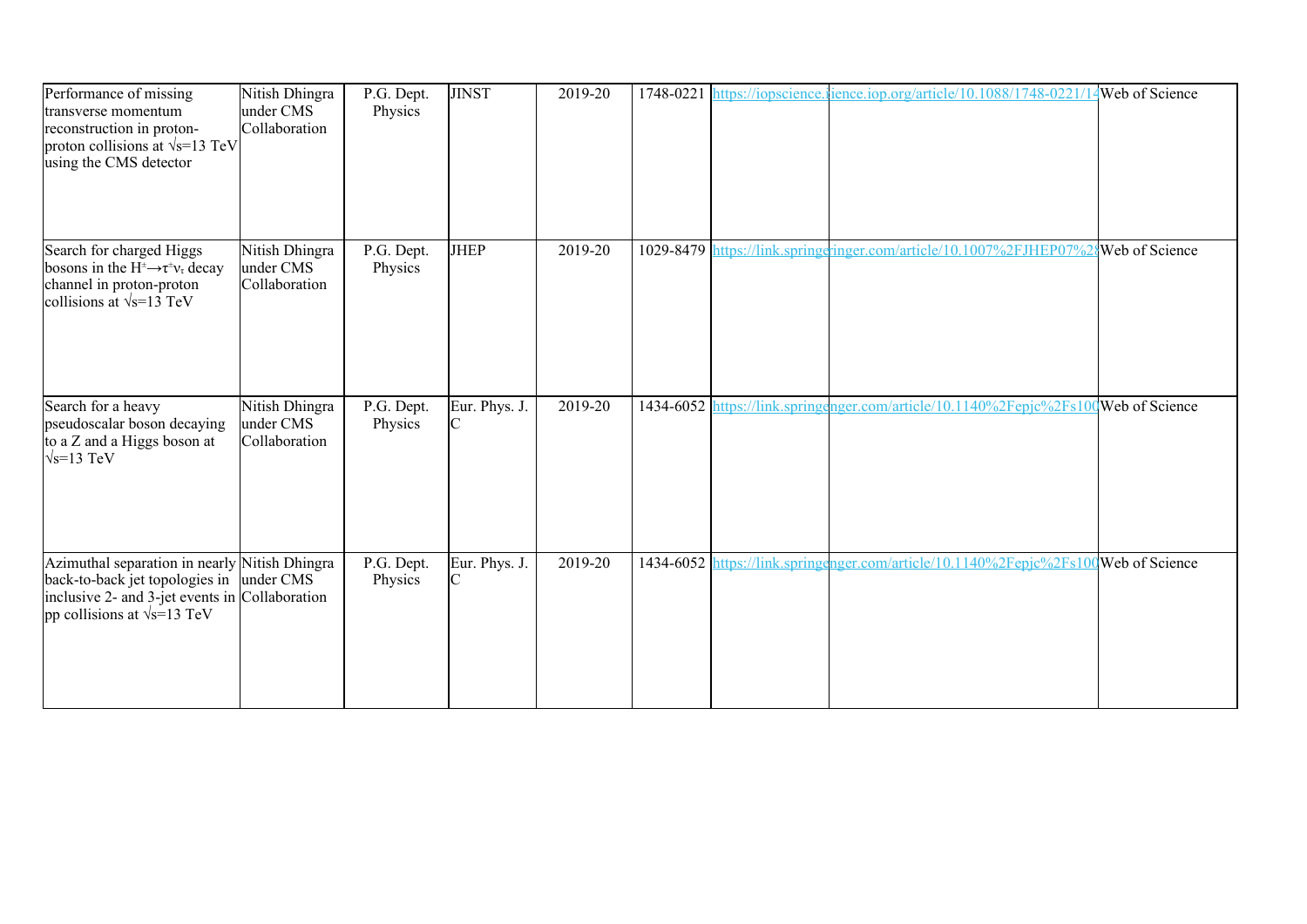| Performance of missing transverse momentum reconstruction in proton-proton collisions at √s=13 TeV using the CMS detector | Nitish Dhingra under CMS Collaboration | P.G. Dept. Physics | JINST | 2019-20 | 1748-0221 | https://iopscience.iience.iop.org/article/10.1088/1748-0221/14 | | Web of Science |
|---|---|---|---|---|---|---|---|---|
| Search for charged Higgs bosons in the $H^+ \rightarrow \tau^+ \nu_\tau$ decay channel in proton-proton collisions at √s=13 TeV | Nitish Dhingra under CMS Collaboration | P.G. Dept. Physics | JHEP | 2019-20 | 1029-8479 | https://link.springeringer.com/article/10.1007%2FJHEP07%28 | | Web of Science |
| Search for a heavy pseudoscalar boson decaying to a Z and a Higgs boson at √s=13 TeV | Nitish Dhingra under CMS Collaboration | P.G. Dept. Physics | Eur. Phys. J. C | 2019-20 | 1434-6052 | https://link.springenger.com/article/10.1140%2Fepjc%2Fs100 | | Web of Science |
| Azimuthal separation in nearly back-to-back jet topologies in inclusive 2- and 3-jet events in pp collisions at √s=13 TeV | Nitish Dhingra under CMS Collaboration | P.G. Dept. Physics | Eur. Phys. J. C | 2019-20 | 1434-6052 | https://link.springenger.com/article/10.1140%2Fepjc%2Fs100 | | Web of Science |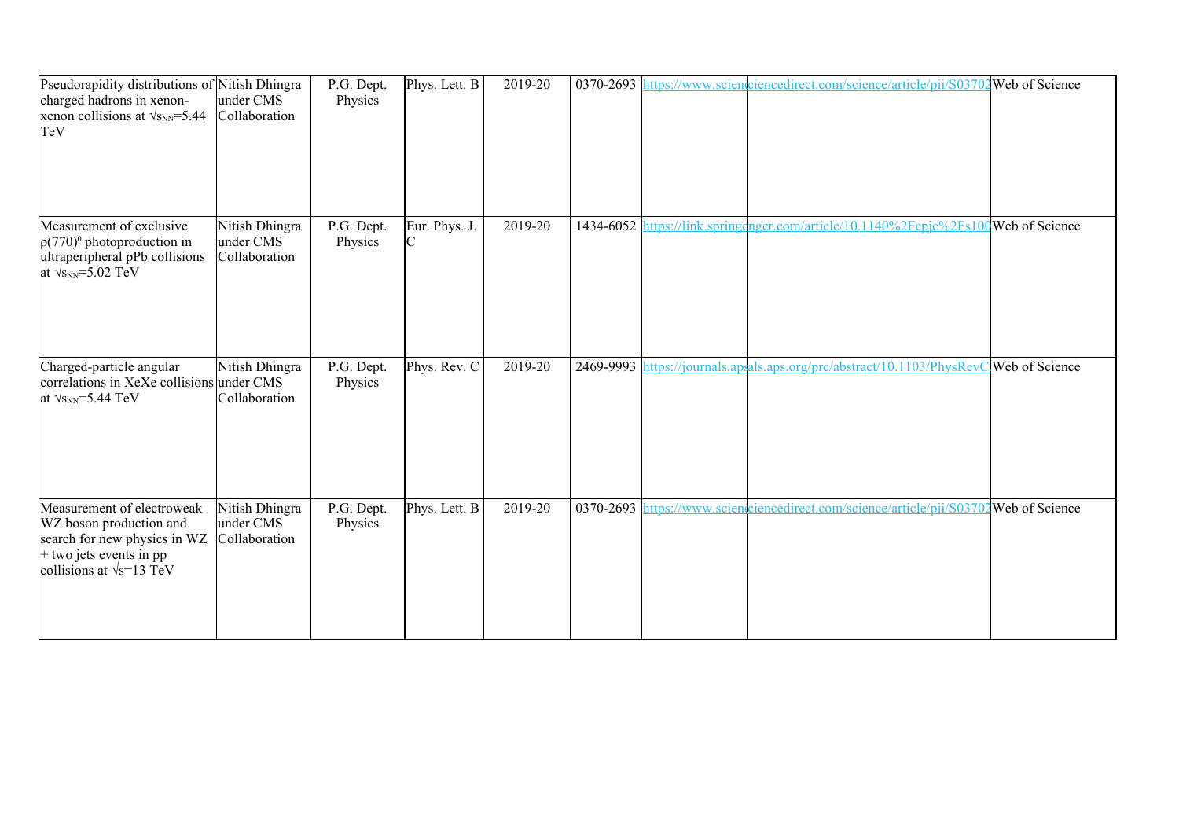| Pseudorapidity distributions of charged hadrons in xenon-xenon collisions at $\sqrt{s_{NN}}$=5.44 TeV | Nitish Dhingra under CMS Collaboration | P.G. Dept. Physics | Phys. Lett. B | 2019-20 | 0370-2693 | https://www.scienciencedirect.com/science/article/pii/S03702 | | Web of Science |
|---|---|---|---|---|---|---|---|---|
| Measurement of exclusive $\rho(770)^0$ photoproduction in ultraperipheral pPb collisions at $\sqrt{s_{NN}}$=5.02 TeV | Nitish Dhingra under CMS Collaboration | P.G. Dept. Physics | Eur. Phys. J. C | 2019-20 | 1434-6052 | https://link.springenger.com/article/10.1140%2Fepjc%2Fs100 | | Web of Science |
| Charged-particle angular correlations in XeXe collisions at $\sqrt{s_{NN}}$=5.44 TeV | Nitish Dhingra under CMS Collaboration | P.G. Dept. Physics | Phys. Rev. C | 2019-20 | 2469-9993 | https://journals.apsals.aps.org/prc/abstract/10.1103/PhysRevC | | Web of Science |
| Measurement of electroweak WZ boson production and search for new physics in WZ + two jets events in pp collisions at $\sqrt{s}$=13 TeV | Nitish Dhingra under CMS Collaboration | P.G. Dept. Physics | Phys. Lett. B | 2019-20 | 0370-2693 | https://www.scienciencedirect.com/science/article/pii/S03702 | | Web of Science |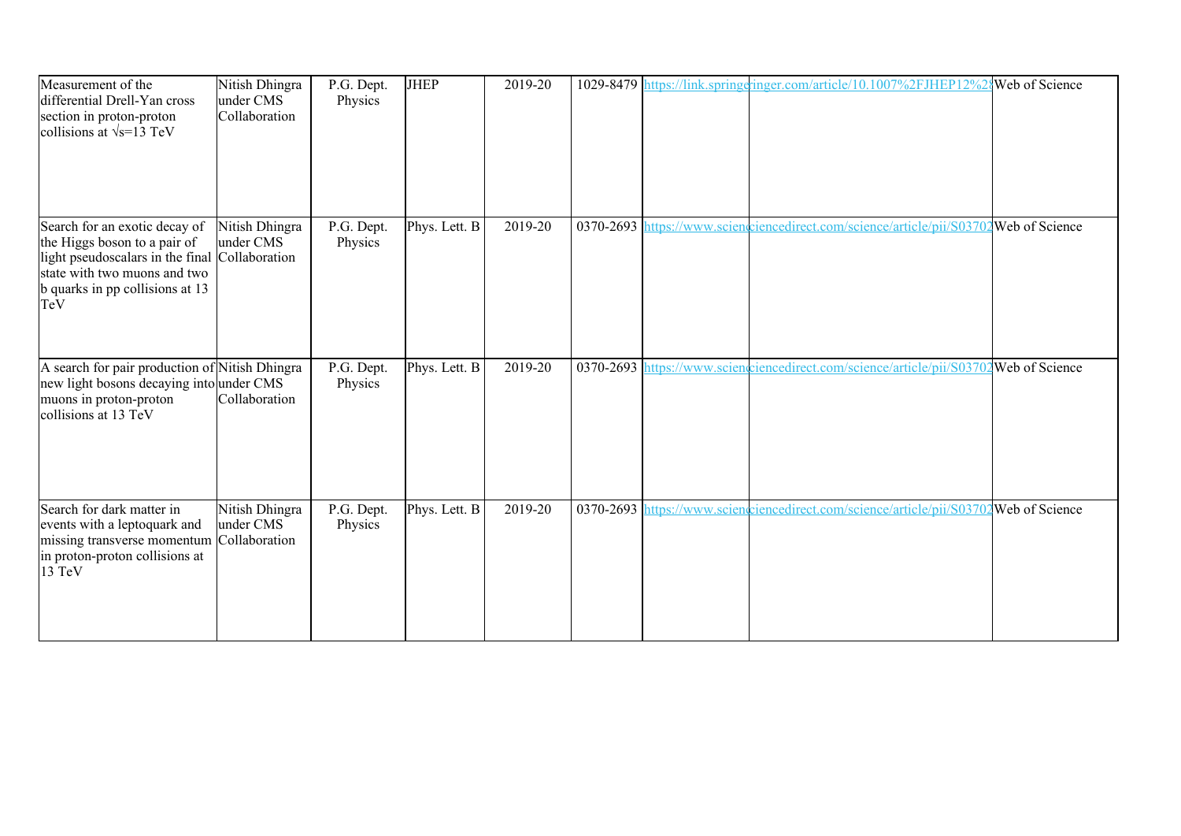| Measurement of the differential Drell-Yan cross section in proton-proton collisions at √s=13 TeV | Nitish Dhingra under CMS Collaboration | P.G. Dept. Physics | JHEP | 2019-20 | 1029-8479 | https://link.springe | ringer.com/article/10.1007%2FJHEP12%2 | Web of Science |
|---|---|---|---|---|---|---|---|---|
| Search for an exotic decay of the Higgs boson to a pair of light pseudoscalars in the final state with two muons and two b quarks in pp collisions at 13 TeV | Nitish Dhingra under CMS Collaboration | P.G. Dept. Physics | Phys. Lett. B | 2019-20 | 0370-2693 | https://www.scienc | iencedirect.com/science/article/pii/S03702 | Web of Science |
| A search for pair production of new light bosons decaying into muons in proton-proton collisions at 13 TeV | Nitish Dhingra under CMS Collaboration | P.G. Dept. Physics | Phys. Lett. B | 2019-20 | 0370-2693 | https://www.scienc | iencedirect.com/science/article/pii/S03702 | Web of Science |
| Search for dark matter in events with a leptoquark and missing transverse momentum in proton-proton collisions at 13 TeV | Nitish Dhingra under CMS Collaboration | P.G. Dept. Physics | Phys. Lett. B | 2019-20 | 0370-2693 | https://www.scienc | iencedirect.com/science/article/pii/S03702 | Web of Science |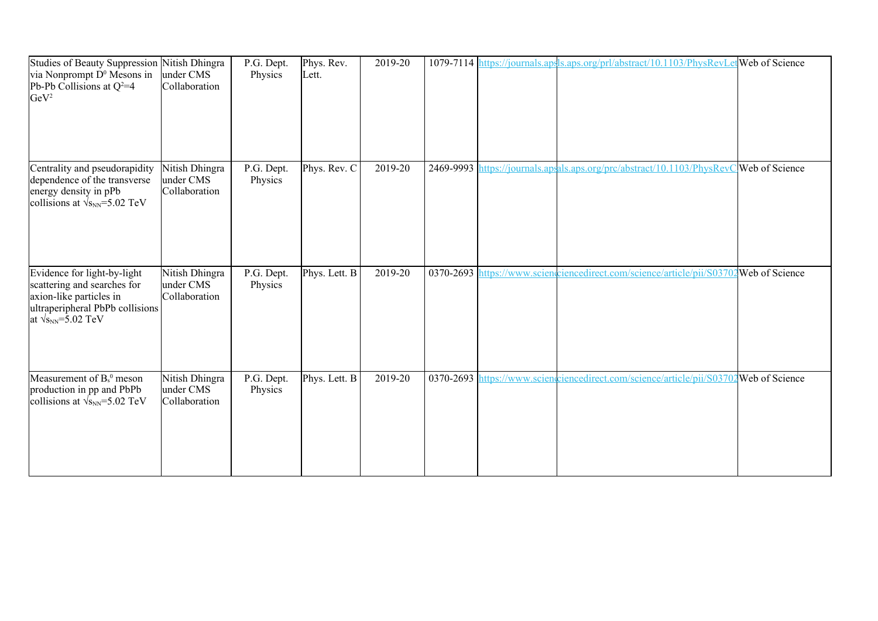| | | | | | | | | |
|---|---|---|---|---|---|---|---|---|
| Studies of Beauty Suppression via Nonprompt $D^0$ Mesons in Pb-Pb Collisions at $Q^2$=4 $GeV^2$ | Nitish Dhingra under CMS Collaboration | P.G. Dept. Physics | Phys. Rev. Lett. | 2019-20 | 1079-7114 | https://journals.aps | ls.aps.org/prl/abstract/10.1103/PhysRevLet | Web of Science |
| Centrality and pseudorapidity dependence of the transverse energy density in pPb collisions at $\sqrt{s_{NN}}$=5.02 TeV | Nitish Dhingra under CMS Collaboration | P.G. Dept. Physics | Phys. Rev. C | 2019-20 | 2469-9993 | https://journals.aps | ls.aps.org/prc/abstract/10.1103/PhysRevC | Web of Science |
| Evidence for light-by-light scattering and searches for axion-like particles in ultraperipheral PbPb collisions at $\sqrt{s_{NN}}$=5.02 TeV | Nitish Dhingra under CMS Collaboration | P.G. Dept. Physics | Phys. Lett. B | 2019-20 | 0370-2693 | https://www.scienc | iencedirect.com/science/article/pii/S03702 | Web of Science |
| Measurement of $B_s^0$ meson production in pp and PbPb collisions at $\sqrt{s_{NN}}$=5.02 TeV | Nitish Dhingra under CMS Collaboration | P.G. Dept. Physics | Phys. Lett. B | 2019-20 | 0370-2693 | https://www.scienc | iencedirect.com/science/article/pii/S03702 | Web of Science |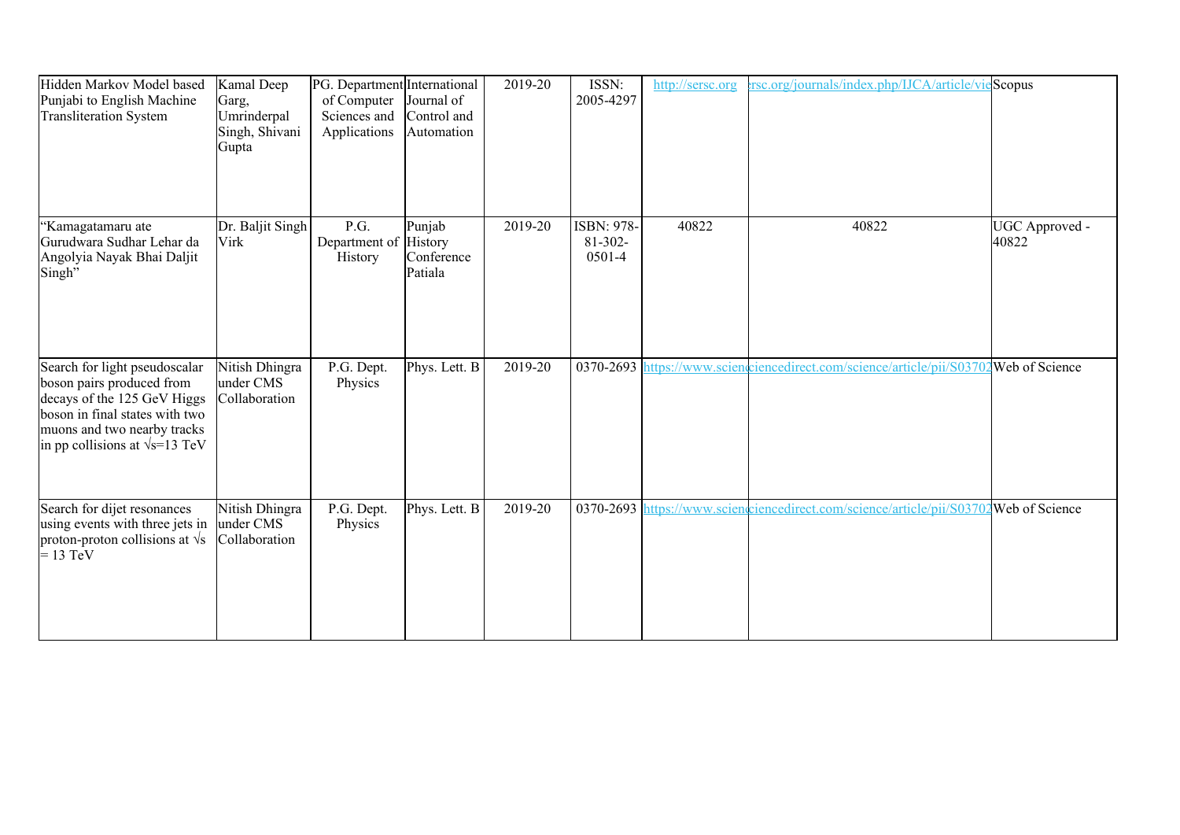| | | | | | | | | |
|---|---|---|---|---|---|---|---|---|
| Hidden Markov Model based Punjabi to English Machine Transliteration System | Kamal Deep Garg, Umrinderpal Singh, Shivani Gupta | PG. Department of Computer Sciences and Applications | International Journal of Control and Automation | 2019-20 | ISSN: 2005-4297 | http://sersc.org | rsc.org/journals/index.php/IJCA/article/vie | Scopus |
| "Kamagatamaru ate Gurudwara Sudhar Lehar da Angolyia Nayak Bhai Daljit Singh" | Dr. Baljit Singh Virk | P.G. Department of History | Punjab History Conference Patiala | 2019-20 | ISBN: 978-81-302-0501-4 | 40822 | 40822 | UGC Approved - 40822 |
| Search for light pseudoscalar boson pairs produced from decays of the 125 GeV Higgs boson in final states with two muons and two nearby tracks in pp collisions at $\sqrt{s}$=13 TeV | Nitish Dhingra under CMS Collaboration | P.G. Dept. Physics | Phys. Lett. B | 2019-20 | 0370-2693 | https://www.scienc | ciencedirect.com/science/article/pii/S03702 | Web of Science |
| Search for dijet resonances using events with three jets in proton-proton collisions at $\sqrt{s}$ = 13 TeV | Nitish Dhingra under CMS Collaboration | P.G. Dept. Physics | Phys. Lett. B | 2019-20 | 0370-2693 | https://www.scienc | ciencedirect.com/science/article/pii/S03702 | Web of Science |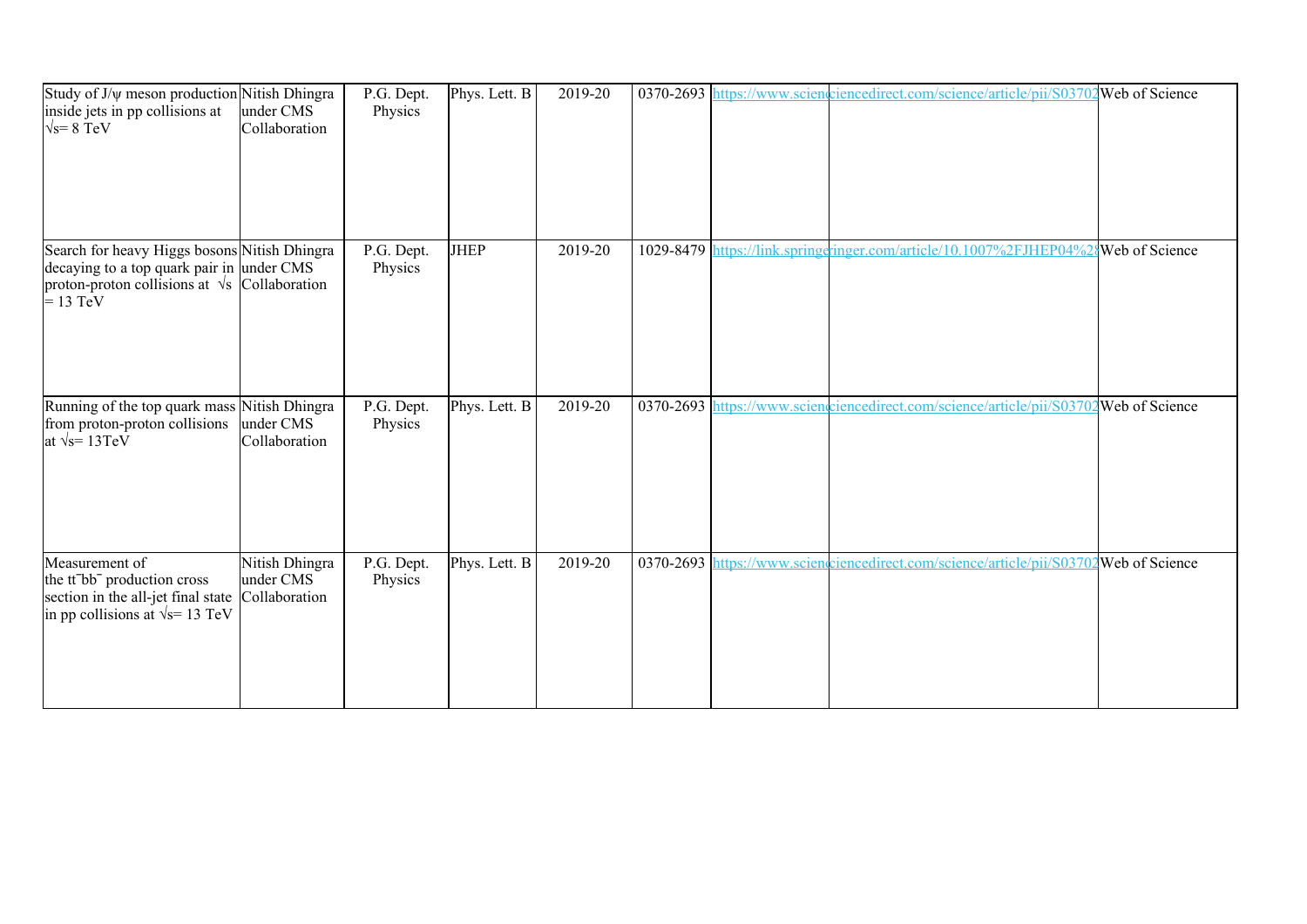| Study of J/ψ meson production inside jets in pp collisions at $\sqrt{s}$= 8 TeV | Nitish Dhingra under CMS Collaboration | P.G. Dept. Physics | Phys. Lett. B | 2019-20 | 0370-2693 | https://www.scien | ciencedirect.com/science/article/pii/S03702 | Web of Science |
|---|---|---|---|---|---|---|---|---|
| Search for heavy Higgs bosons decaying to a top quark pair in proton-proton collisions at $\sqrt{s}$ = 13 TeV | Nitish Dhingra under CMS Collaboration | P.G. Dept. Physics | JHEP | 2019-20 | 1029-8479 | https://link.springe | ringer.com/article/10.1007%2FJHEP04%28 | Web of Science |
| Running of the top quark mass from proton-proton collisions at $\sqrt{s}$= 13TeV | Nitish Dhingra under CMS Collaboration | P.G. Dept. Physics | Phys. Lett. B | 2019-20 | 0370-2693 | https://www.scien | ciencedirect.com/science/article/pii/S03702 | Web of Science |
| Measurement of the $t\bar{t}b\bar{b}$ production cross section in the all-jet final state in pp collisions at $\sqrt{s}$= 13 TeV | Nitish Dhingra under CMS Collaboration | P.G. Dept. Physics | Phys. Lett. B | 2019-20 | 0370-2693 | https://www.scien | ciencedirect.com/science/article/pii/S03702 | Web of Science |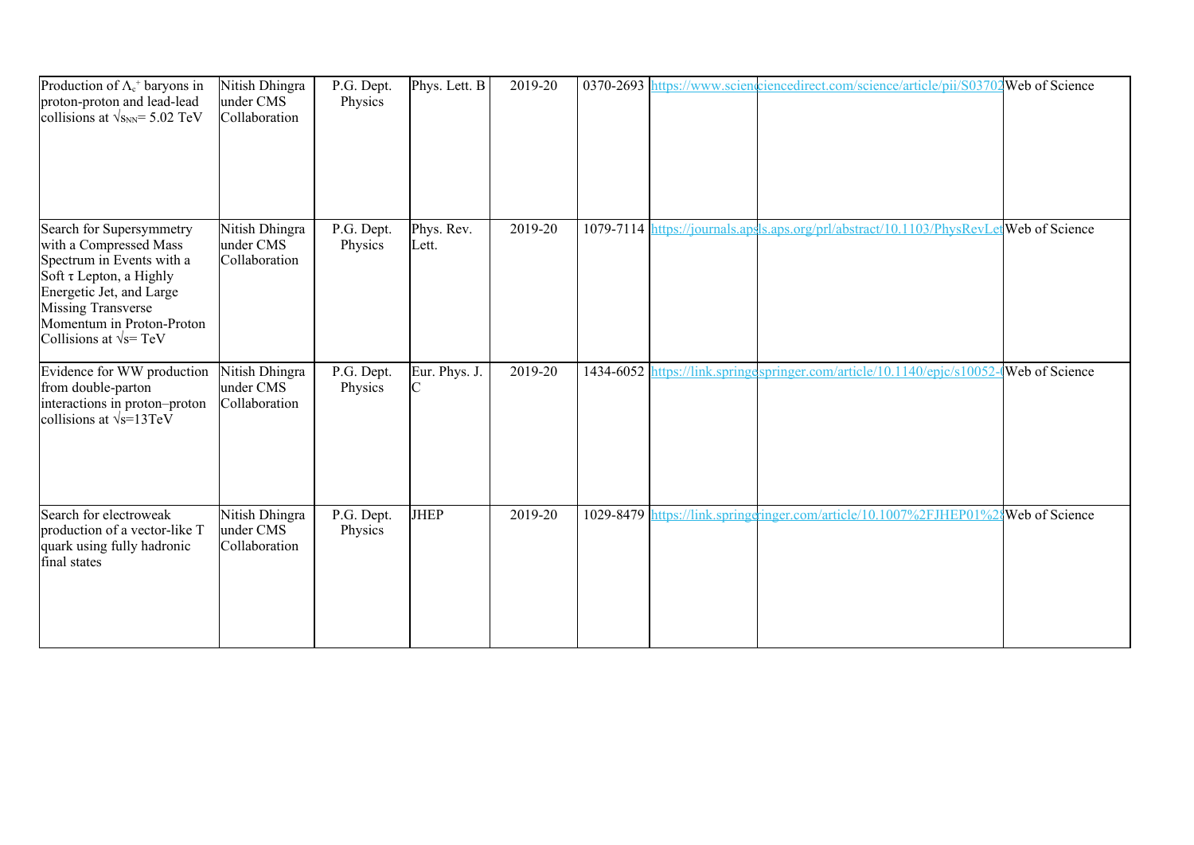| Production of $\Lambda_c^+$ baryons in proton-proton and lead-lead collisions at $\sqrt{s_{NN}}$= 5.02 TeV | Nitish Dhingra under CMS Collaboration | P.G. Dept. Physics | Phys. Lett. B | 2019-20 | 0370-2693 | https://www.scienciencedirect.com/science/article/pii/S03702 | | Web of Science |
|---|---|---|---|---|---|---|---|---|
| Search for Supersymmetry with a Compressed Mass Spectrum in Events with a Soft τ Lepton, a Highly Energetic Jet, and Large Missing Transverse Momentum in Proton-Proton Collisions at √s= TeV | Nitish Dhingra under CMS Collaboration | P.G. Dept. Physics | Phys. Rev. Lett. | 2019-20 | 1079-7114 | https://journals.apsls.aps.org/prl/abstract/10.1103/PhysRevLet | | Web of Science |
| Evidence for WW production from double-parton interactions in proton–proton collisions at √s=13TeV | Nitish Dhingra under CMS Collaboration | P.G. Dept. Physics | Eur. Phys. J. C | 2019-20 | 1434-6052 | https://link.springespringer.com/article/10.1140/epjc/s10052-( | | Web of Science |
| Search for electroweak production of a vector-like T quark using fully hadronic final states | Nitish Dhingra under CMS Collaboration | P.G. Dept. Physics | JHEP | 2019-20 | 1029-8479 | https://link.springeringer.com/article/10.1007%2FJHEP01%2§ | | Web of Science |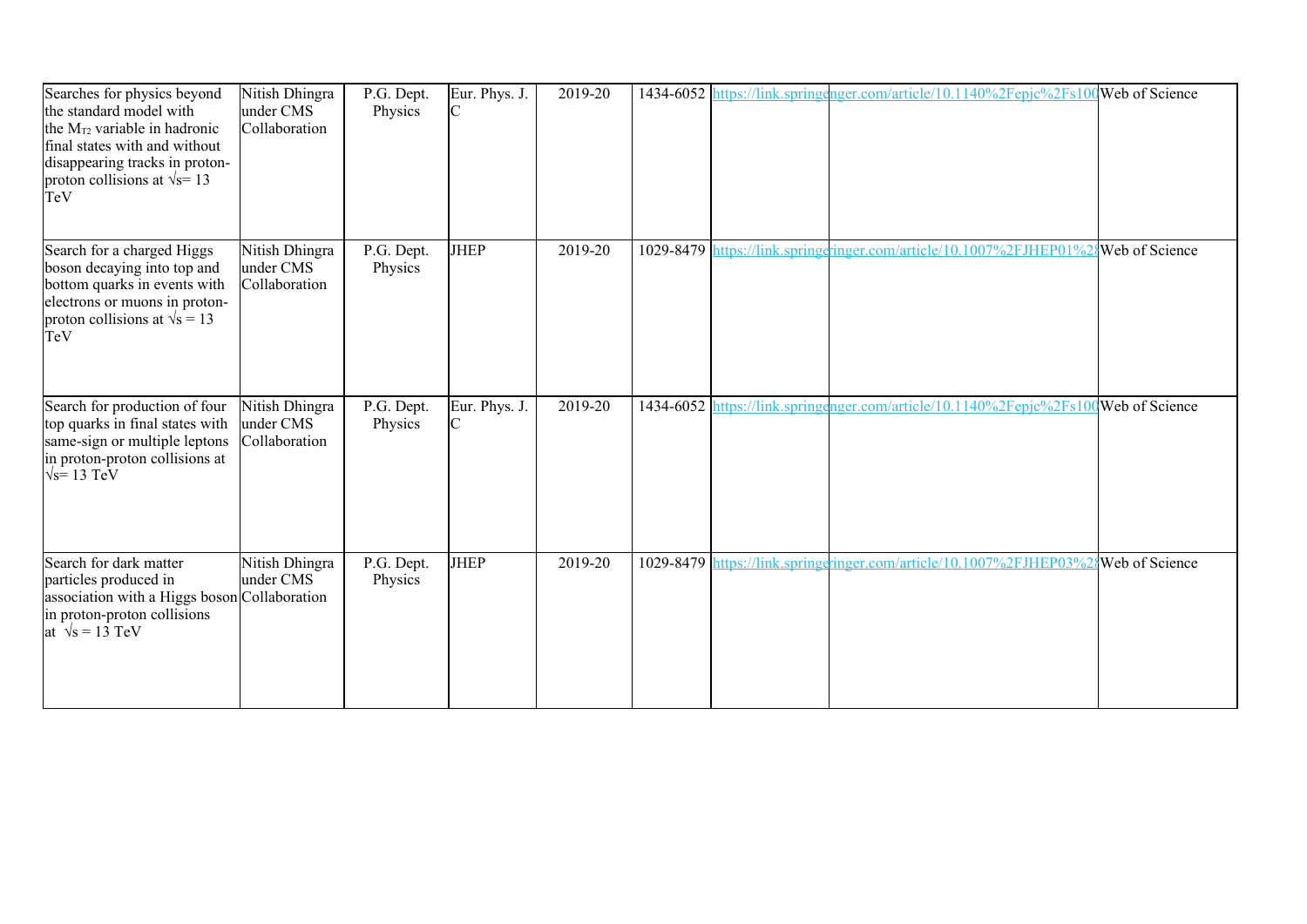| Searches for physics beyond the standard model with the $M_{T2}$ variable in hadronic final states with and without disappearing tracks in proton-proton collisions at √s= 13 TeV | Nitish Dhingra under CMS Collaboration | P.G. Dept. Physics | Eur. Phys. J. C | 2019-20 | 1434-6052 | https://link.springe | nger.com/article/10.1140%2Fepjc%2Fs100 | Web of Science |
|---|---|---|---|---|---|---|---|---|
| Search for a charged Higgs boson decaying into top and bottom quarks in events with electrons or muons in proton-proton collisions at √s = 13 TeV | Nitish Dhingra under CMS Collaboration | P.G. Dept. Physics | JHEP | 2019-20 | 1029-8479 | https://link.springe | ringer.com/article/10.1007%2FJHEP01%28 | Web of Science |
| Search for production of four top quarks in final states with same-sign or multiple leptons in proton-proton collisions at √s= 13 TeV | Nitish Dhingra under CMS Collaboration | P.G. Dept. Physics | Eur. Phys. J. C | 2019-20 | 1434-6052 | https://link.springe | nger.com/article/10.1140%2Fepjc%2Fs100 | Web of Science |
| Search for dark matter particles produced in association with a Higgs boson in proton-proton collisions at √s = 13 TeV | Nitish Dhingra under CMS Collaboration | P.G. Dept. Physics | JHEP | 2019-20 | 1029-8479 | https://link.springe | ringer.com/article/10.1007%2FJHEP03%28 | Web of Science |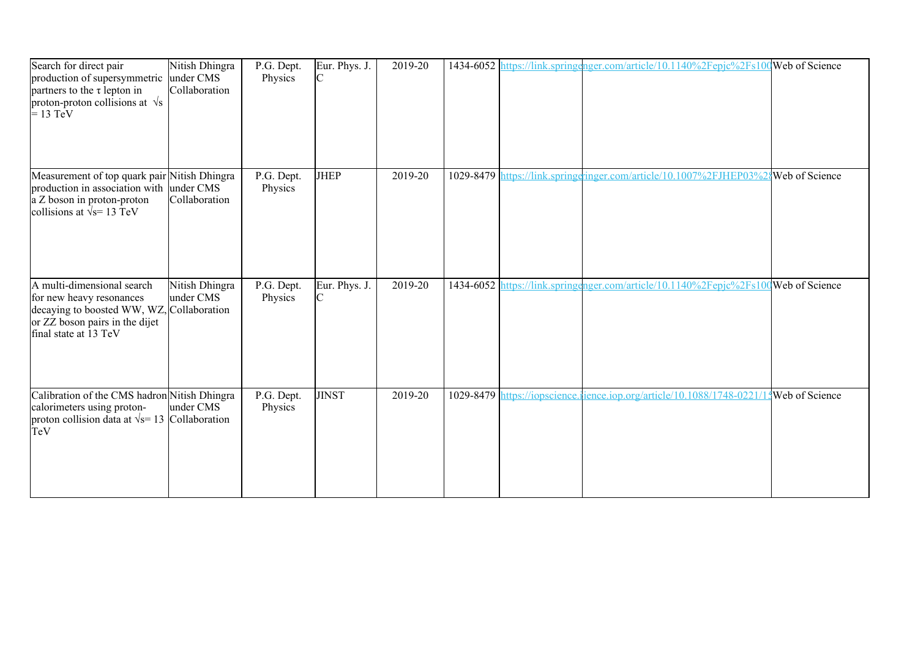| Search for direct pair production of supersymmetric partners to the τ lepton in proton-proton collisions at √s = 13 TeV | Nitish Dhingra under CMS Collaboration | P.G. Dept. Physics | Eur. Phys. J. C | 2019-20 | 1434-6052 | https://link.springenger.com/article/10.1140%2Fepjc%2Fs100 | | Web of Science |
|---|---|---|---|---|---|---|---|---|
| Measurement of top quark pair production in association with a Z boson in proton-proton collisions at √s= 13 TeV | Nitish Dhingra under CMS Collaboration | P.G. Dept. Physics | JHEP | 2019-20 | 1029-8479 | https://link.springeringer.com/article/10.1007%2FJHEP03%28 | | Web of Science |
| A multi-dimensional search for new heavy resonances decaying to boosted WW, WZ, or ZZ boson pairs in the dijet final state at 13 TeV | Nitish Dhingra under CMS Collaboration | P.G. Dept. Physics | Eur. Phys. J. C | 2019-20 | 1434-6052 | https://link.springenger.com/article/10.1140%2Fepjc%2Fs100 | | Web of Science |
| Calibration of the CMS hadron calorimeters using proton-proton collision data at √s= 13 TeV | Nitish Dhingra under CMS Collaboration | P.G. Dept. Physics | JINST | 2019-20 | 1029-8479 | https://iopscience.iience.iop.org/article/10.1088/1748-0221/15 | | Web of Science |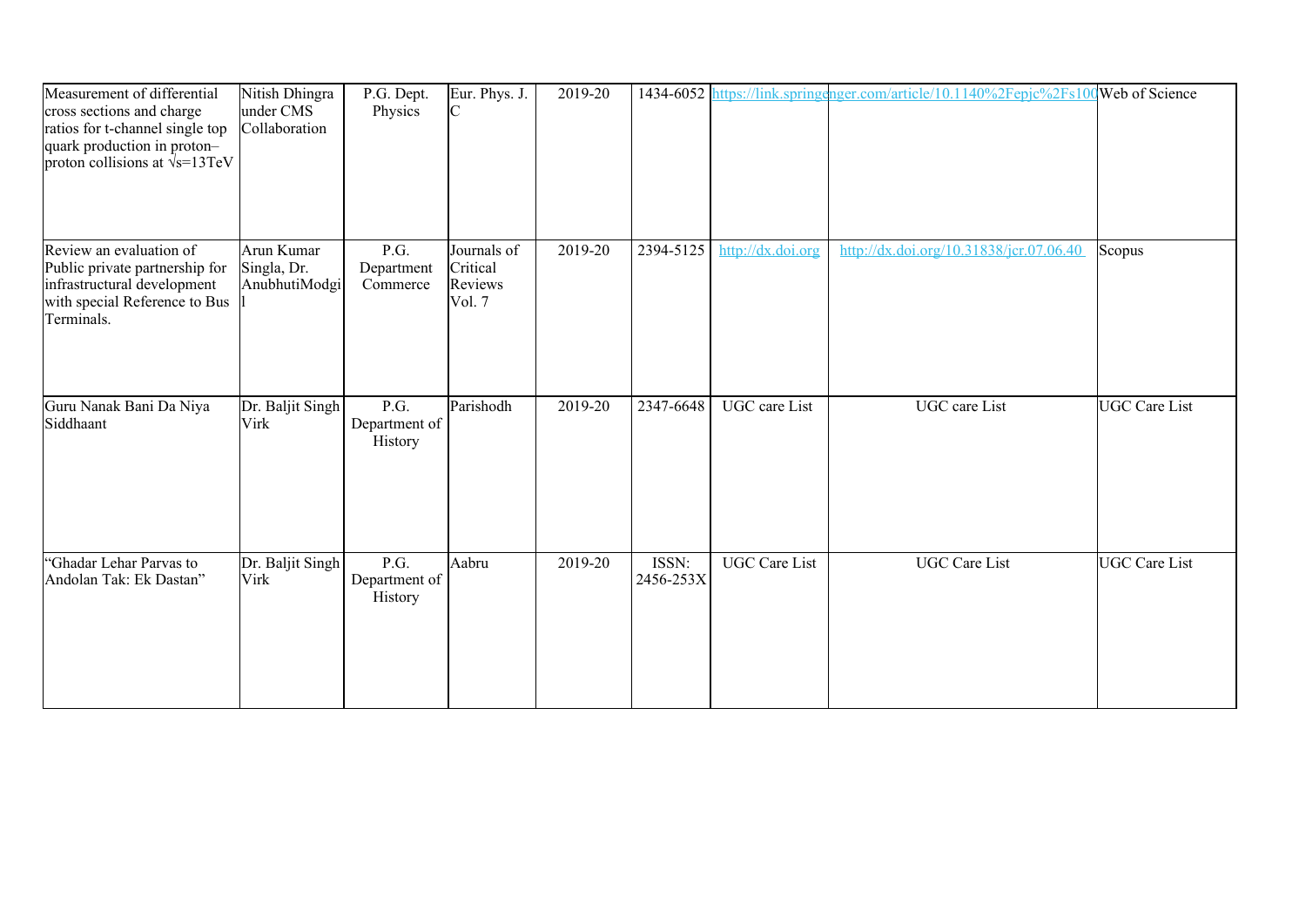| Measurement of differential cross sections and charge ratios for t-channel single top quark production in proton–proton collisions at √s=13TeV | Nitish Dhingra under CMS Collaboration | P.G. Dept. Physics | Eur. Phys. J. C | 2019-20 | 1434-6052 | https://link.springer.com/article/10.1140%2Fepjc%2Fs100 | | Web of Science |
|---|---|---|---|---|---|---|---|---|
| Review an evaluation of Public private partnership for infrastructural development with special Reference to Bus Terminals. | Arun Kumar Singla, Dr. AnubhutiModgil | P.G. Department Commerce | Journals of Critical Reviews Vol. 7 | 2019-20 | 2394-5125 | http://dx.doi.org | http://dx.doi.org/10.31838/jcr.07.06.40 | Scopus |
| Guru Nanak Bani Da Niya Siddhaant | Dr. Baljit Singh Virk | P.G. Department of History | Parishodh | 2019-20 | 2347-6648 | UGC care List | UGC care List | UGC Care List |
| "Ghadar Lehar Parvas to Andolan Tak: Ek Dastan" | Dr. Baljit Singh Virk | P.G. Department of History | Aabru | 2019-20 | ISSN: 2456-253X | UGC Care List | UGC Care List | UGC Care List |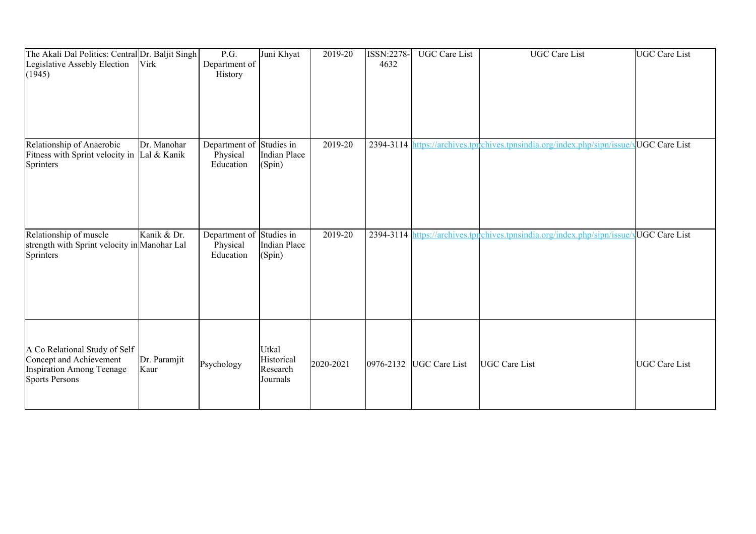| The Akali Dal Politics: Central Legislative Assebly Election (1945) | Dr. Baljit Singh Virk | P.G. Department of History | Juni Khyat | 2019-20 | ISSN:2278-4632 | UGC Care List | UGC Care List | UGC Care List |
|---|---|---|---|---|---|---|---|---|
| Relationship of Anaerobic Fitness with Sprint velocity in Sprinters | Dr. Manohar Lal & Kanik | Department of Physical Education | Studies in Indian Place (Spin) | 2019-20 | 2394-3114 | https://archives.tpn | chives.tpnsindia.org/index.php/sipn/issue/v | UGC Care List |
| Relationship of muscle strength with Sprint velocity in Sprinters | Kanik & Dr. Manohar Lal | Department of Physical Education | Studies in Indian Place (Spin) | 2019-20 | 2394-3114 | https://archives.tpn | chives.tpnsindia.org/index.php/sipn/issue/v | UGC Care List |
| A Co Relational Study of Self Concept and Achievement Inspiration Among Teenage Sports Persons | Dr. Paramjit Kaur | Psychology | Utkal Historical Research Journals | 2020-2021 | 0976-2132 | UGC Care List | UGC Care List | UGC Care List |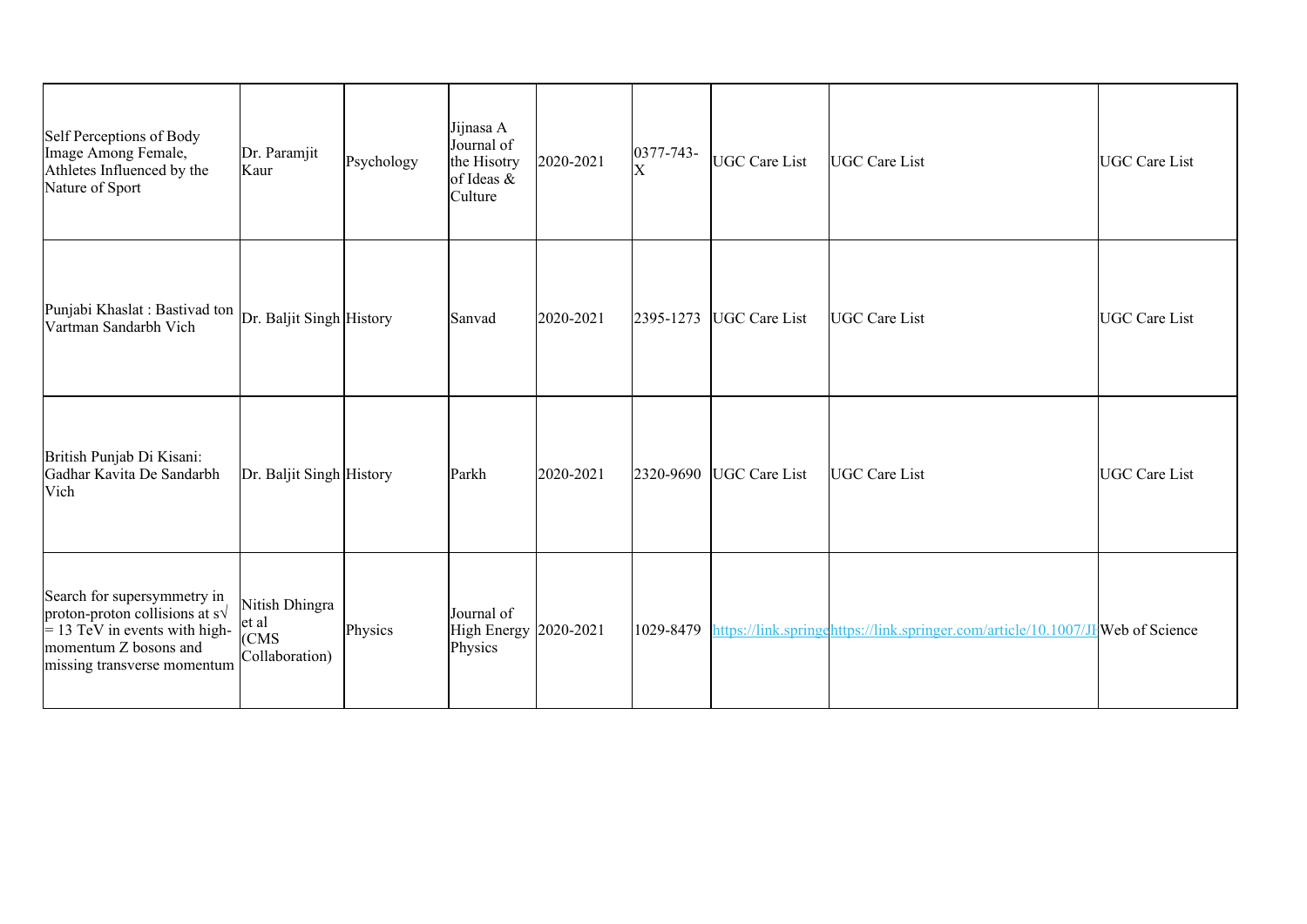| | | | | | | | | |
|---|---|---|---|---|---|---|---|---|
| Self Perceptions of Body Image Among Female, Athletes Influenced by the Nature of Sport | Dr. Paramjit Kaur | Psychology | Jijnasa A Journal of the Hisotry of Ideas & Culture | 2020-2021 | 0377-743-X | UGC Care List | UGC Care List | UGC Care List |
| Punjabi Khaslat : Bastivad ton Vartman Sandarbh Vich | Dr. Baljit Singh | History | Sanvad | 2020-2021 | 2395-1273 | UGC Care List | UGC Care List | UGC Care List |
| British Punjab Di Kisani: Gadhar Kavita De Sandarbh Vich | Dr. Baljit Singh | History | Parkh | 2020-2021 | 2320-9690 | UGC Care List | UGC Care List | UGC Care List |
| Search for supersymmetry in proton-proton collisions at s√ = 13 TeV in events with high-momentum Z bosons and missing transverse momentum | Nitish Dhingra et al (CMS Collaboration) | Physics | Journal of High Energy Physics | 2020-2021 | 1029-8479 | https://link.springe | https://link.springer.com/article/10.1007/JH | Web of Science |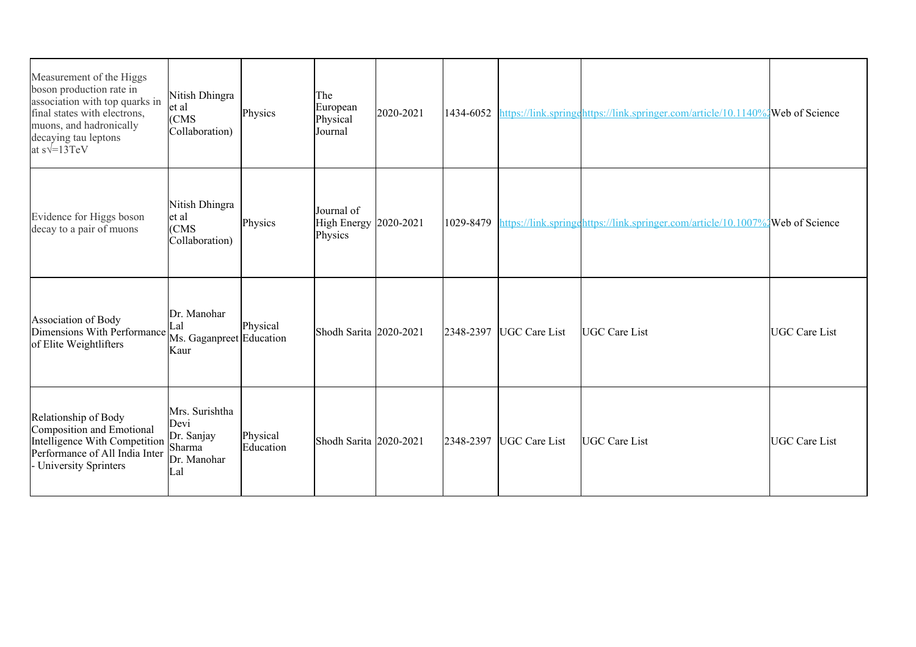| | | | | | | | | |
|---|---|---|---|---|---|---|---|---|
| Measurement of the Higgs boson production rate in association with top quarks in final states with electrons, muons, and hadronically decaying tau leptons at s√=13TeV | Nitish Dhingra et al (CMS Collaboration) | Physics | The European Physical Journal | 2020-2021 | 1434-6052 | https://link.springe | https://link.springer.com/article/10.1140%2 | Web of Science |
| Evidence for Higgs boson decay to a pair of muons | Nitish Dhingra et al (CMS Collaboration) | Physics | Journal of High Energy Physics | 2020-2021 | 1029-8479 | https://link.springe | https://link.springer.com/article/10.1007%2 | Web of Science |
| Association of Body Dimensions With Performance of Elite Weightlifters | Dr. Manohar Lal Ms. Gaganpreet Kaur | Physical Education | Shodh Sarita | 2020-2021 | 2348-2397 | UGC Care List | UGC Care List | UGC Care List |
| Relationship of Body Composition and Emotional Intelligence With Competition Performance of All India Inter - University Sprinters | Mrs. Surishtha Devi Dr. Sanjay Sharma Dr. Manohar Lal | Physical Education | Shodh Sarita | 2020-2021 | 2348-2397 | UGC Care List | UGC Care List | UGC Care List |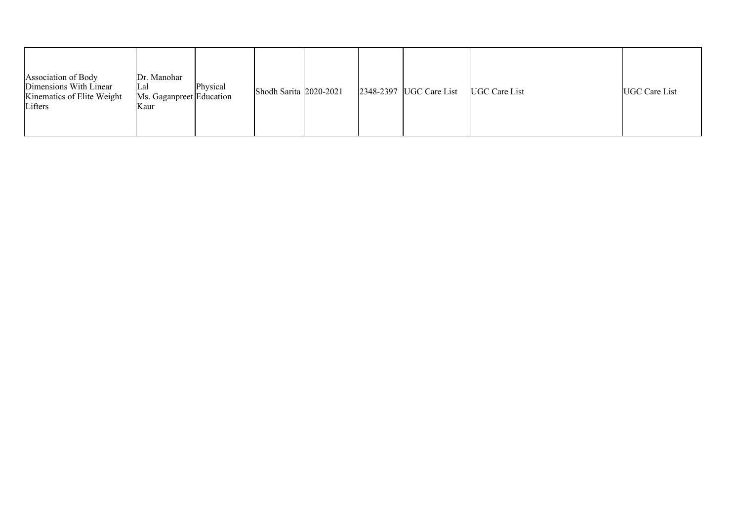| | | | | | | | | | |
|---|---|---|---|---|---|---|---|---|---|
| Association of Body Dimensions With Linear Kinematics of Elite Weight Lifters | Dr. Manohar Lal Ms. Gaganpreet Kaur | Physical Education | Shodh Sarita | 2020-2021 | | 2348-2397 | UGC Care List | UGC Care List | UGC Care List |